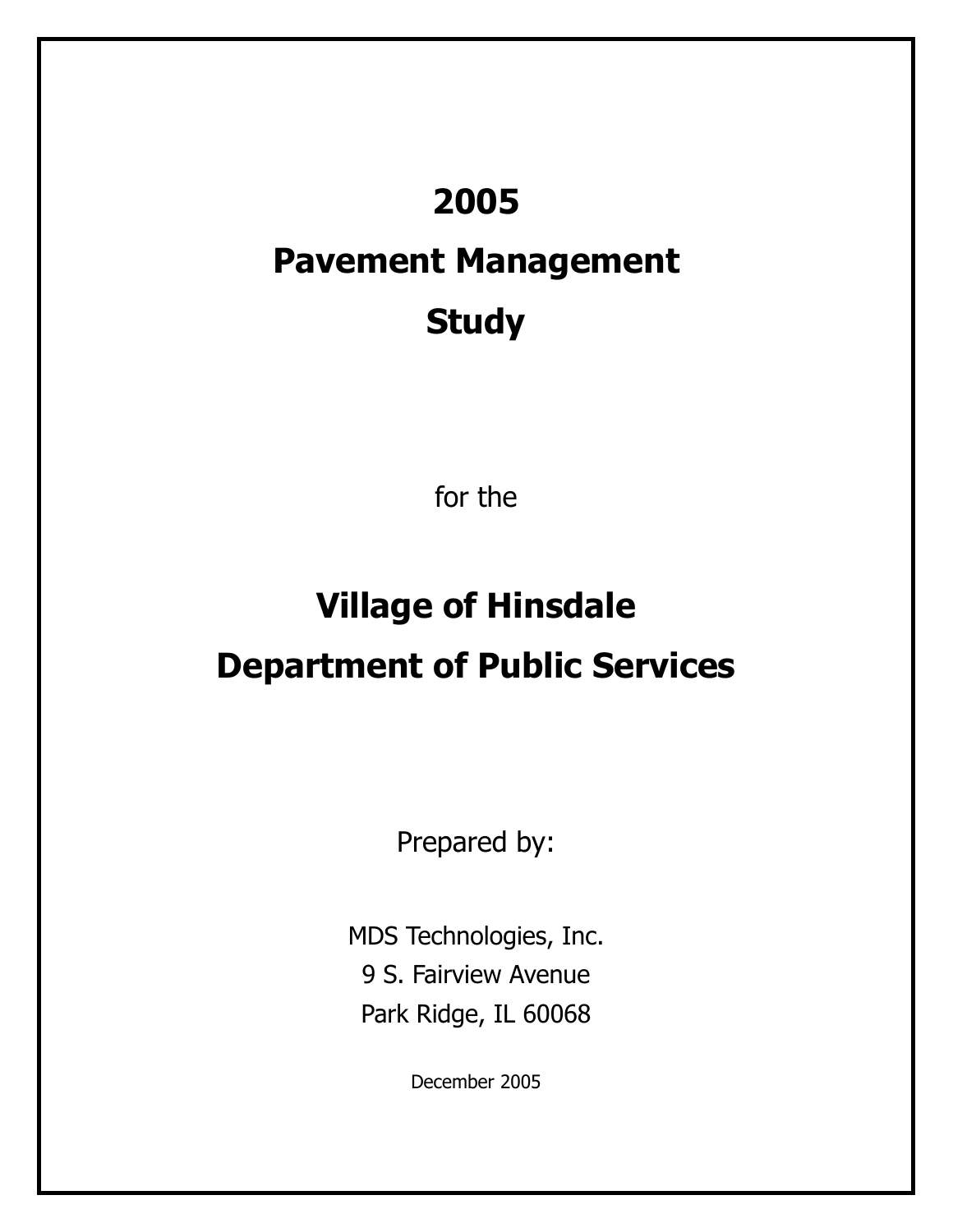# 2005

# Pavement Management

# Study

for the

# Village of Hinsdale

# Department of Public Services

Prepared by:

MDS Technologies, Inc.
9 S. Fairview Avenue
Park Ridge, IL 60068

December 2005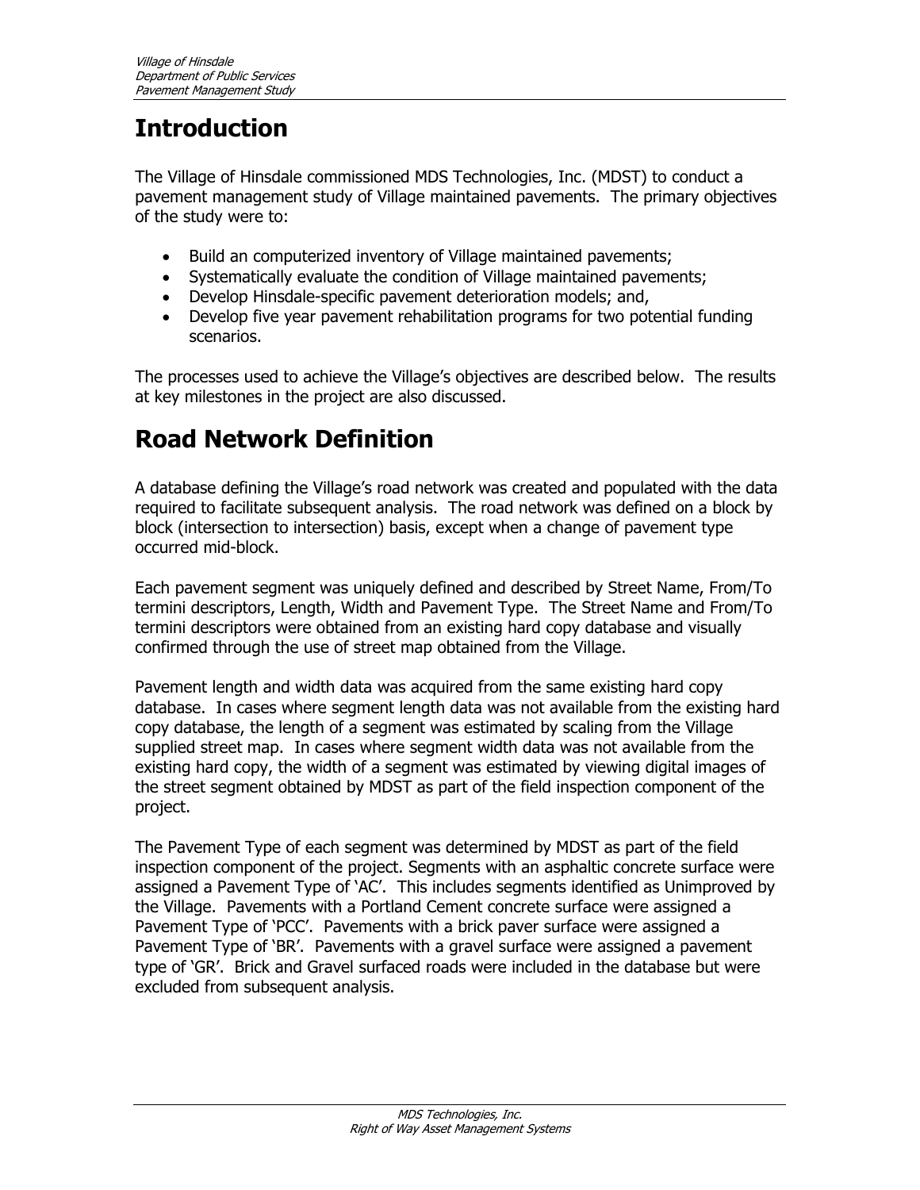# Introduction

The Village of Hinsdale commissioned MDS Technologies, Inc. (MDST) to conduct a pavement management study of Village maintained pavements. The primary objectives of the study were to:

- Build an computerized inventory of Village maintained pavements;
- Systematically evaluate the condition of Village maintained pavements;
- Develop Hinsdale-specific pavement deterioration models; and,
- Develop five year pavement rehabilitation programs for two potential funding scenarios.

The processes used to achieve the Village's objectives are described below. The results at key milestones in the project are also discussed.

# Road Network Definition

A database defining the Village's road network was created and populated with the data required to facilitate subsequent analysis. The road network was defined on a block by block (intersection to intersection) basis, except when a change of pavement type occurred mid-block.

Each pavement segment was uniquely defined and described by Street Name, From/To termini descriptors, Length, Width and Pavement Type. The Street Name and From/To termini descriptors were obtained from an existing hard copy database and visually confirmed through the use of street map obtained from the Village.

Pavement length and width data was acquired from the same existing hard copy database. In cases where segment length data was not available from the existing hard copy database, the length of a segment was estimated by scaling from the Village supplied street map. In cases where segment width data was not available from the existing hard copy, the width of a segment was estimated by viewing digital images of the street segment obtained by MDST as part of the field inspection component of the project.

The Pavement Type of each segment was determined by MDST as part of the field inspection component of the project. Segments with an asphaltic concrete surface were assigned a Pavement Type of 'AC'. This includes segments identified as Unimproved by the Village. Pavements with a Portland Cement concrete surface were assigned a Pavement Type of 'PCC'. Pavements with a brick paver surface were assigned a Pavement Type of 'BR'. Pavements with a gravel surface were assigned a pavement type of 'GR'. Brick and Gravel surfaced roads were included in the database but were excluded from subsequent analysis.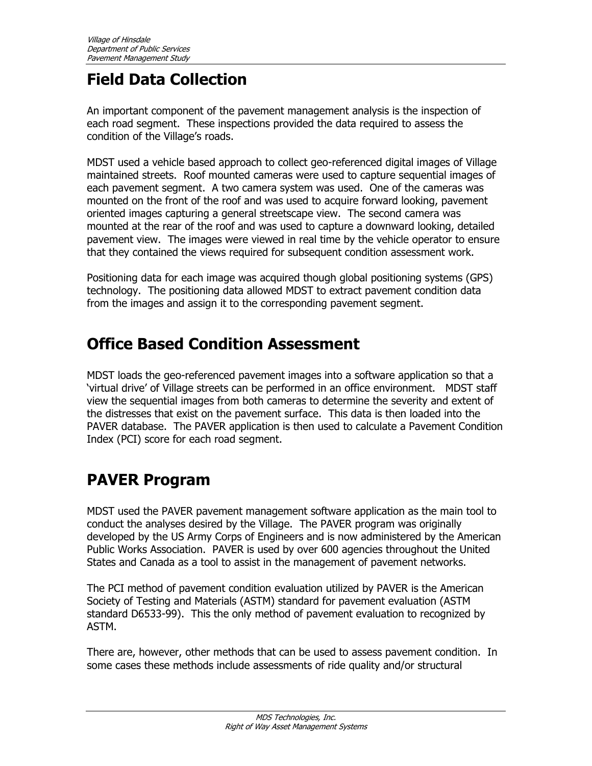## Field Data Collection

An important component of the pavement management analysis is the inspection of each road segment. These inspections provided the data required to assess the condition of the Village's roads.

MDST used a vehicle based approach to collect geo-referenced digital images of Village maintained streets. Roof mounted cameras were used to capture sequential images of each pavement segment. A two camera system was used. One of the cameras was mounted on the front of the roof and was used to acquire forward looking, pavement oriented images capturing a general streetscape view. The second camera was mounted at the rear of the roof and was used to capture a downward looking, detailed pavement view. The images were viewed in real time by the vehicle operator to ensure that they contained the views required for subsequent condition assessment work.

Positioning data for each image was acquired though global positioning systems (GPS) technology. The positioning data allowed MDST to extract pavement condition data from the images and assign it to the corresponding pavement segment.

## Office Based Condition Assessment

MDST loads the geo-referenced pavement images into a software application so that a 'virtual drive' of Village streets can be performed in an office environment. MDST staff view the sequential images from both cameras to determine the severity and extent of the distresses that exist on the pavement surface. This data is then loaded into the PAVER database. The PAVER application is then used to calculate a Pavement Condition Index (PCI) score for each road segment.

## PAVER Program

MDST used the PAVER pavement management software application as the main tool to conduct the analyses desired by the Village. The PAVER program was originally developed by the US Army Corps of Engineers and is now administered by the American Public Works Association. PAVER is used by over 600 agencies throughout the United States and Canada as a tool to assist in the management of pavement networks.

The PCI method of pavement condition evaluation utilized by PAVER is the American Society of Testing and Materials (ASTM) standard for pavement evaluation (ASTM standard D6533-99). This the only method of pavement evaluation to recognized by ASTM.

There are, however, other methods that can be used to assess pavement condition. In some cases these methods include assessments of ride quality and/or structural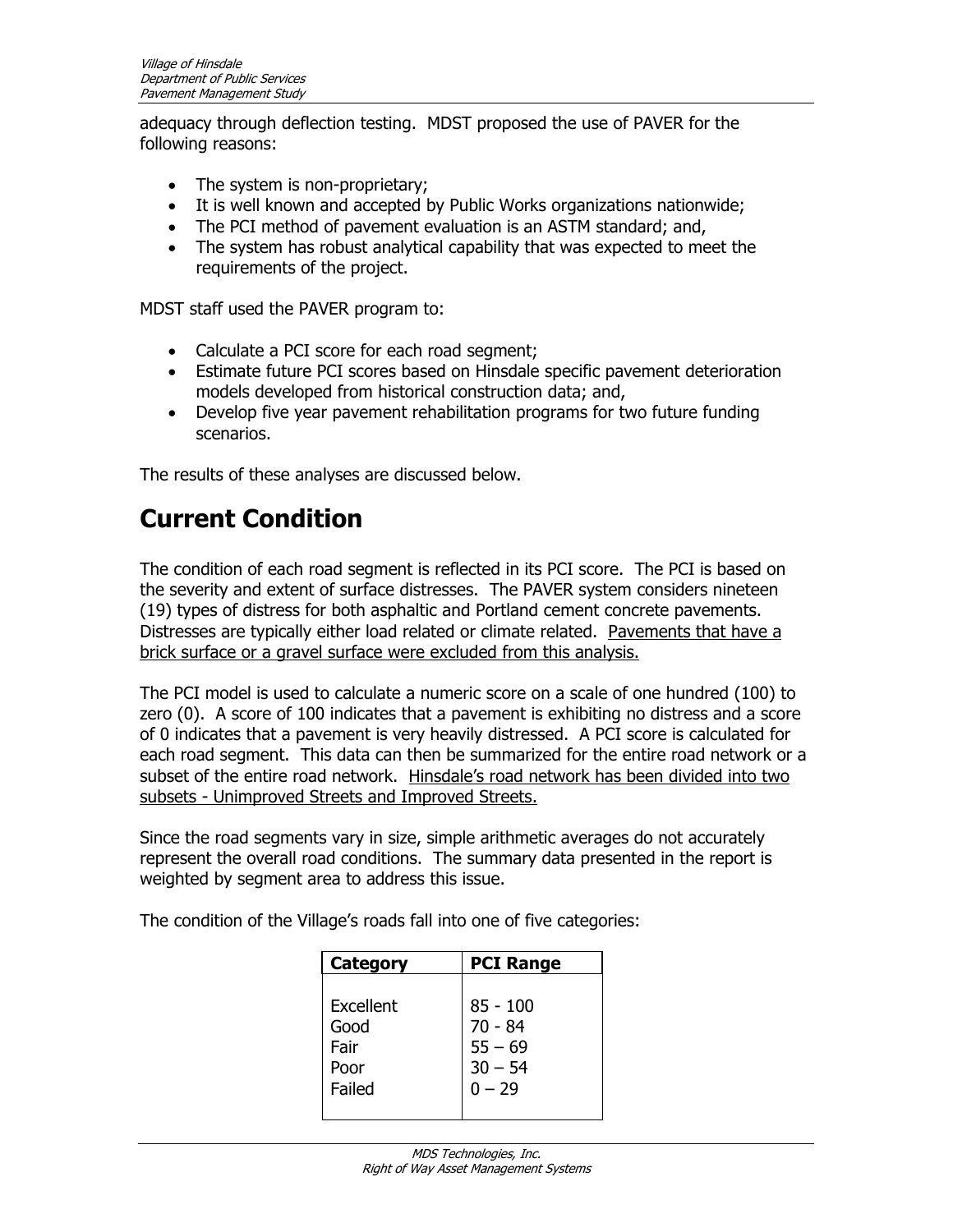adequacy through deflection testing. MDST proposed the use of PAVER for the following reasons:

- The system is non-proprietary;
- It is well known and accepted by Public Works organizations nationwide;
- The PCI method of pavement evaluation is an ASTM standard; and,
- The system has robust analytical capability that was expected to meet the requirements of the project.

MDST staff used the PAVER program to:

- Calculate a PCI score for each road segment;
- Estimate future PCI scores based on Hinsdale specific pavement deterioration models developed from historical construction data; and,
- Develop five year pavement rehabilitation programs for two future funding scenarios.

The results of these analyses are discussed below.

# Current Condition

The condition of each road segment is reflected in its PCI score. The PCI is based on the severity and extent of surface distresses. The PAVER system considers nineteen (19) types of distress for both asphaltic and Portland cement concrete pavements. Distresses are typically either load related or climate related. <u>Pavements that have a brick surface or a gravel surface were excluded from this analysis.</u>

The PCI model is used to calculate a numeric score on a scale of one hundred (100) to zero (0). A score of 100 indicates that a pavement is exhibiting no distress and a score of 0 indicates that a pavement is very heavily distressed. A PCI score is calculated for each road segment. This data can then be summarized for the entire road network or a subset of the entire road network. <u>Hinsdale's road network has been divided into two subsets - Unimproved Streets and Improved Streets.</u>

Since the road segments vary in size, simple arithmetic averages do not accurately represent the overall road conditions. The summary data presented in the report is weighted by segment area to address this issue.

The condition of the Village's roads fall into one of five categories:

| Category | PCI Range |
|---|---|
| Excellent | 85 - 100 |
| Good | 70 - 84 |
| Fair | 55 – 69 |
| Poor | 30 – 54 |
| Failed | 0 – 29 |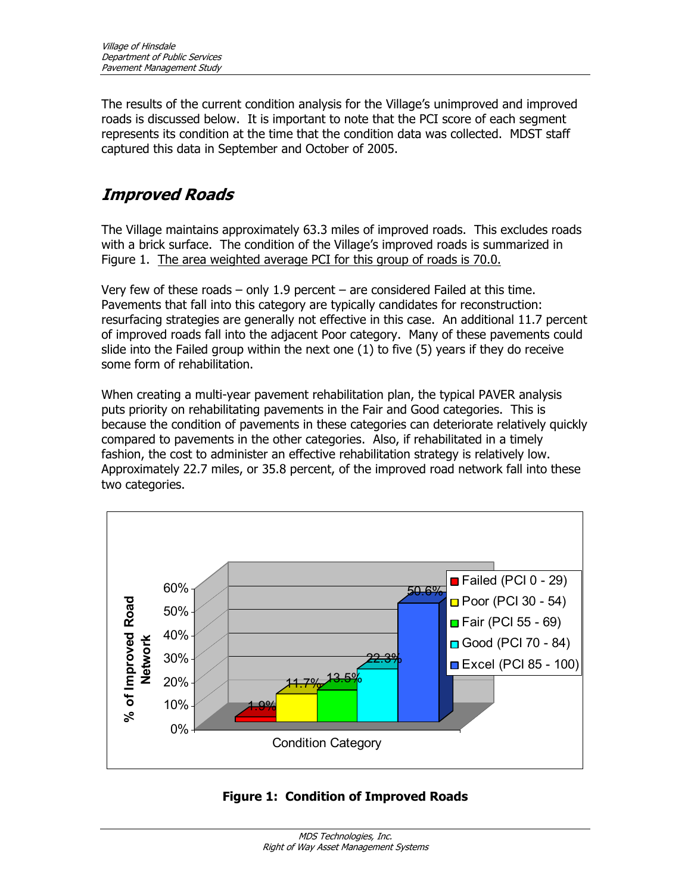The results of the current condition analysis for the Village's unimproved and improved roads is discussed below. It is important to note that the PCI score of each segment represents its condition at the time that the condition data was collected. MDST staff captured this data in September and October of 2005.

## *Improved Roads*

The Village maintains approximately 63.3 miles of improved roads. This excludes roads with a brick surface. The condition of the Village's improved roads is summarized in Figure 1. <u>The area weighted average PCI for this group of roads is 70.0.</u>

Very few of these roads – only 1.9 percent – are considered Failed at this time. Pavements that fall into this category are typically candidates for reconstruction: resurfacing strategies are generally not effective in this case. An additional 11.7 percent of improved roads fall into the adjacent Poor category. Many of these pavements could slide into the Failed group within the next one (1) to five (5) years if they do receive some form of rehabilitation.

When creating a multi-year pavement rehabilitation plan, the typical PAVER analysis puts priority on rehabilitating pavements in the Fair and Good categories. This is because the condition of pavements in these categories can deteriorate relatively quickly compared to pavements in the other categories. Also, if rehabilitated in a timely fashion, the cost to administer an effective rehabilitation strategy is relatively low. Approximately 22.7 miles, or 35.8 percent, of the improved road network fall into these two categories.

| Condition Category | % of Improved Road Network |
|---|---|
| Failed (PCI 0 - 29) | 1.9% |
| Poor (PCI 30 - 54) | 11.7% |
| Fair (PCI 55 - 69) | 13.5% |
| Good (PCI 70 - 84) | 22.3% |
| Excel (PCI 85 - 100) | 50.6% |

**Figure 1: Condition of Improved Roads**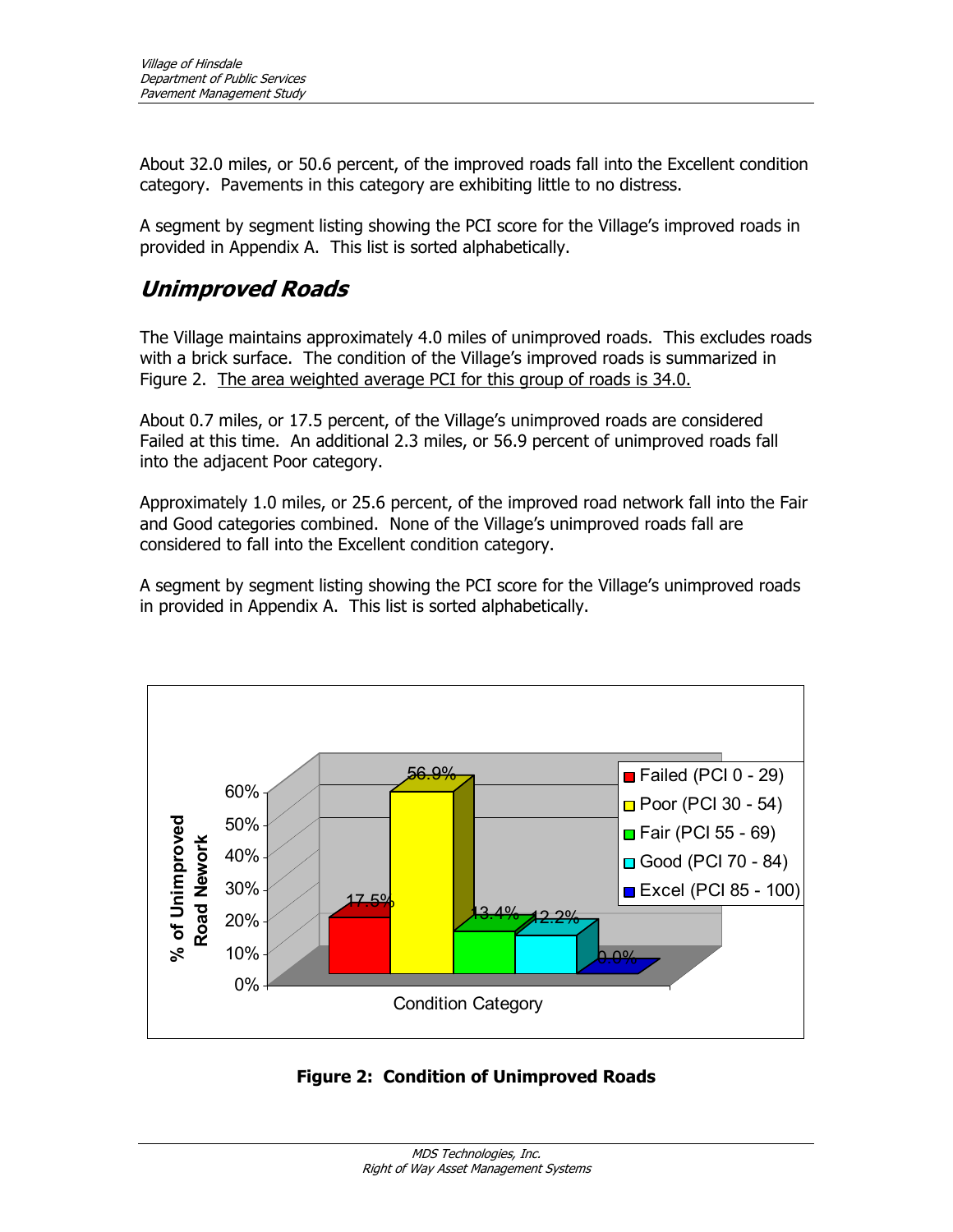About 32.0 miles, or 50.6 percent, of the improved roads fall into the Excellent condition category. Pavements in this category are exhibiting little to no distress.

A segment by segment listing showing the PCI score for the Village's improved roads in provided in Appendix A. This list is sorted alphabetically.

## Unimproved Roads

The Village maintains approximately 4.0 miles of unimproved roads. This excludes roads with a brick surface. The condition of the Village's improved roads is summarized in Figure 2. <u>The area weighted average PCI for this group of roads is 34.0.</u>

About 0.7 miles, or 17.5 percent, of the Village's unimproved roads are considered Failed at this time. An additional 2.3 miles, or 56.9 percent of unimproved roads fall into the adjacent Poor category.

Approximately 1.0 miles, or 25.6 percent, of the improved road network fall into the Fair and Good categories combined. None of the Village's unimproved roads fall are considered to fall into the Excellent condition category.

A segment by segment listing showing the PCI score for the Village's unimproved roads in provided in Appendix A. This list is sorted alphabetically.

| Condition Category | % of Unimproved Road Nework |
|---|---|
| Failed (PCI 0 - 29) | 17.5% |
| Poor (PCI 30 - 54) | 56.9% |
| Fair (PCI 55 - 69) | 13.4% |
| Good (PCI 70 - 84) | 12.2% |
| Excel (PCI 85 - 100) | 0.0% |

**Figure 2: Condition of Unimproved Roads**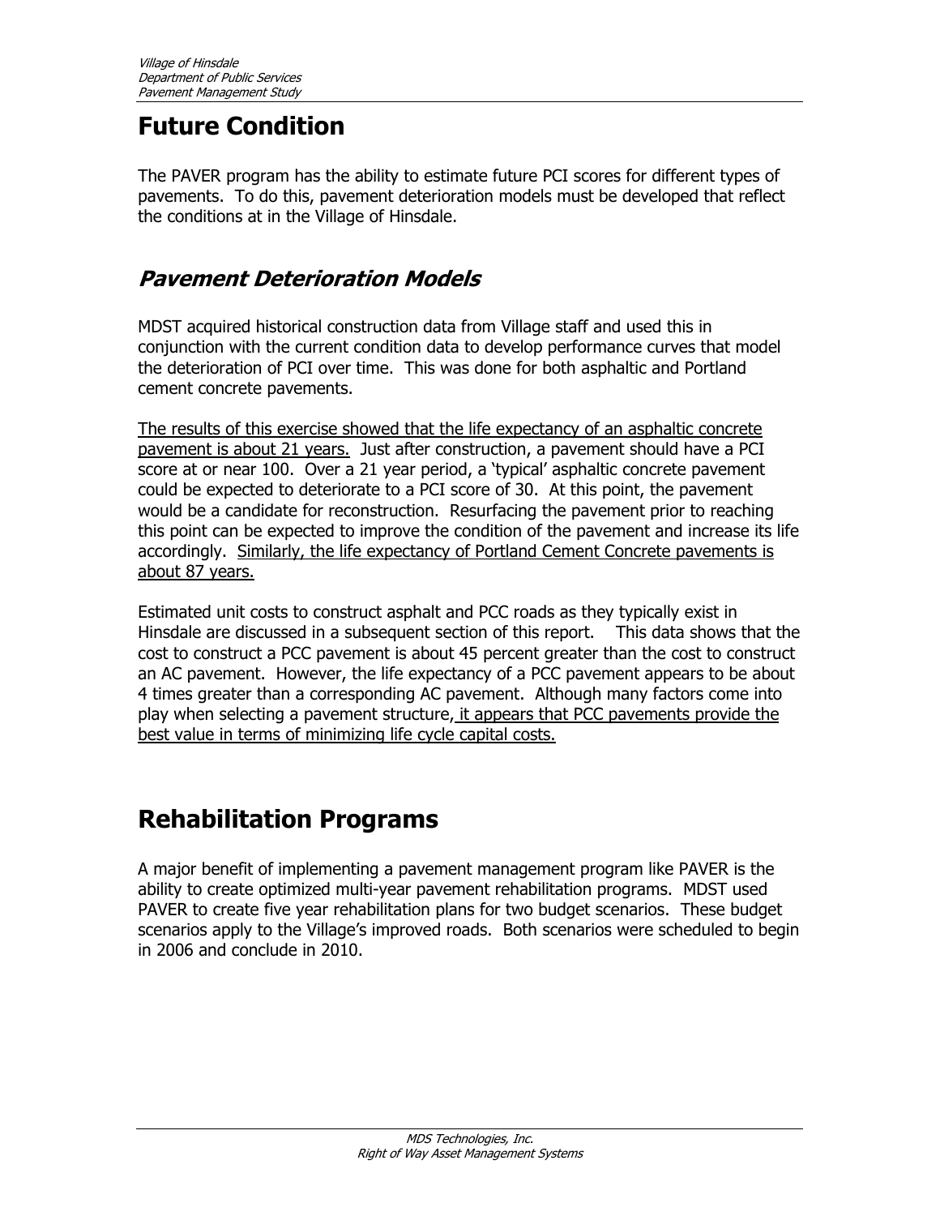# Future Condition

The PAVER program has the ability to estimate future PCI scores for different types of pavements. To do this, pavement deterioration models must be developed that reflect the conditions at in the Village of Hinsdale.

## *Pavement Deterioration Models*

MDST acquired historical construction data from Village staff and used this in conjunction with the current condition data to develop performance curves that model the deterioration of PCI over time. This was done for both asphaltic and Portland cement concrete pavements.

<u>The results of this exercise showed that the life expectancy of an asphaltic concrete pavement is about 21 years.</u> Just after construction, a pavement should have a PCI score at or near 100. Over a 21 year period, a 'typical' asphaltic concrete pavement could be expected to deteriorate to a PCI score of 30. At this point, the pavement would be a candidate for reconstruction. Resurfacing the pavement prior to reaching this point can be expected to improve the condition of the pavement and increase its life accordingly. <u>Similarly, the life expectancy of Portland Cement Concrete pavements is about 87 years.</u>

Estimated unit costs to construct asphalt and PCC roads as they typically exist in Hinsdale are discussed in a subsequent section of this report. This data shows that the cost to construct a PCC pavement is about 45 percent greater than the cost to construct an AC pavement. However, the life expectancy of a PCC pavement appears to be about 4 times greater than a corresponding AC pavement. Although many factors come into play when selecting a pavement structure, <u>it appears that PCC pavements provide the best value in terms of minimizing life cycle capital costs.</u>

# Rehabilitation Programs

A major benefit of implementing a pavement management program like PAVER is the ability to create optimized multi-year pavement rehabilitation programs. MDST used PAVER to create five year rehabilitation plans for two budget scenarios. These budget scenarios apply to the Village's improved roads. Both scenarios were scheduled to begin in 2006 and conclude in 2010.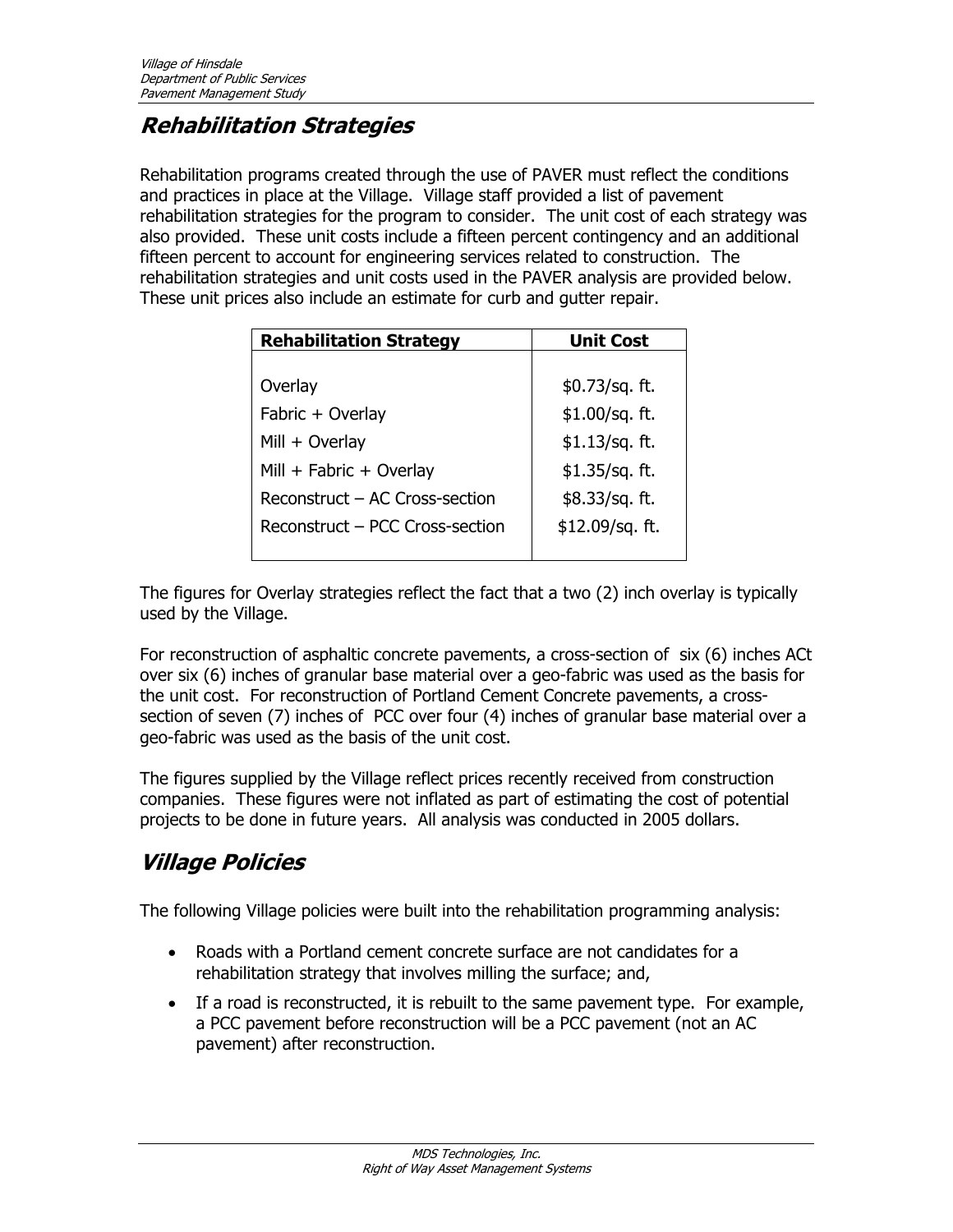## *Rehabilitation Strategies*

Rehabilitation programs created through the use of PAVER must reflect the conditions and practices in place at the Village. Village staff provided a list of pavement rehabilitation strategies for the program to consider. The unit cost of each strategy was also provided. These unit costs include a fifteen percent contingency and an additional fifteen percent to account for engineering services related to construction. The rehabilitation strategies and unit costs used in the PAVER analysis are provided below. These unit prices also include an estimate for curb and gutter repair.

| Rehabilitation Strategy | Unit Cost |
|---|---|
| Overlay | $0.73/sq. ft. |
| Fabric + Overlay | $1.00/sq. ft. |
| Mill + Overlay | $1.13/sq. ft. |
| Mill + Fabric + Overlay | $1.35/sq. ft. |
| Reconstruct – AC Cross-section | $8.33/sq. ft. |
| Reconstruct – PCC Cross-section | $12.09/sq. ft. |

The figures for Overlay strategies reflect the fact that a two (2) inch overlay is typically used by the Village.

For reconstruction of asphaltic concrete pavements, a cross-section of six (6) inches ACt over six (6) inches of granular base material over a geo-fabric was used as the basis for the unit cost. For reconstruction of Portland Cement Concrete pavements, a cross-section of seven (7) inches of PCC over four (4) inches of granular base material over a geo-fabric was used as the basis of the unit cost.

The figures supplied by the Village reflect prices recently received from construction companies. These figures were not inflated as part of estimating the cost of potential projects to be done in future years. All analysis was conducted in 2005 dollars.

## *Village Policies*

The following Village policies were built into the rehabilitation programming analysis:

- Roads with a Portland cement concrete surface are not candidates for a rehabilitation strategy that involves milling the surface; and,
- If a road is reconstructed, it is rebuilt to the same pavement type. For example, a PCC pavement before reconstruction will be a PCC pavement (not an AC pavement) after reconstruction.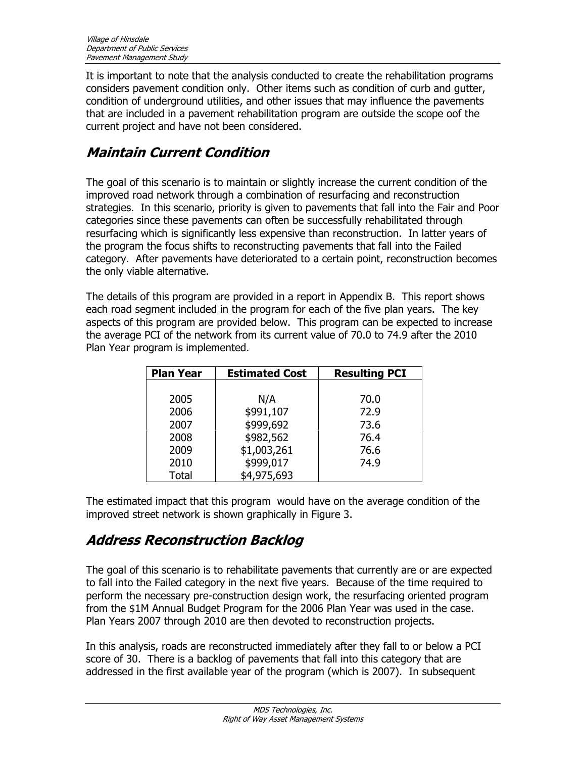It is important to note that the analysis conducted to create the rehabilitation programs considers pavement condition only. Other items such as condition of curb and gutter, condition of underground utilities, and other issues that may influence the pavements that are included in a pavement rehabilitation program are outside the scope oof the current project and have not been considered.

## *Maintain Current Condition*

The goal of this scenario is to maintain or slightly increase the current condition of the improved road network through a combination of resurfacing and reconstruction strategies. In this scenario, priority is given to pavements that fall into the Fair and Poor categories since these pavements can often be successfully rehabilitated through resurfacing which is significantly less expensive than reconstruction. In latter years of the program the focus shifts to reconstructing pavements that fall into the Failed category. After pavements have deteriorated to a certain point, reconstruction becomes the only viable alternative.

The details of this program are provided in a report in Appendix B. This report shows each road segment included in the program for each of the five plan years. The key aspects of this program are provided below. This program can be expected to increase the average PCI of the network from its current value of 70.0 to 74.9 after the 2010 Plan Year program is implemented.

| Plan Year | Estimated Cost | Resulting PCI |
|---|---|---|
| 2005 | N/A | 70.0 |
| 2006 | $991,107 | 72.9 |
| 2007 | $999,692 | 73.6 |
| 2008 | $982,562 | 76.4 |
| 2009 | $1,003,261 | 76.6 |
| 2010 | $999,017 | 74.9 |
| Total | $4,975,693 | |

The estimated impact that this program would have on the average condition of the improved street network is shown graphically in Figure 3.

## *Address Reconstruction Backlog*

The goal of this scenario is to rehabilitate pavements that currently are or are expected to fall into the Failed category in the next five years. Because of the time required to perform the necessary pre-construction design work, the resurfacing oriented program from the $1M Annual Budget Program for the 2006 Plan Year was used in the case. Plan Years 2007 through 2010 are then devoted to reconstruction projects.

In this analysis, roads are reconstructed immediately after they fall to or below a PCI score of 30. There is a backlog of pavements that fall into this category that are addressed in the first available year of the program (which is 2007). In subsequent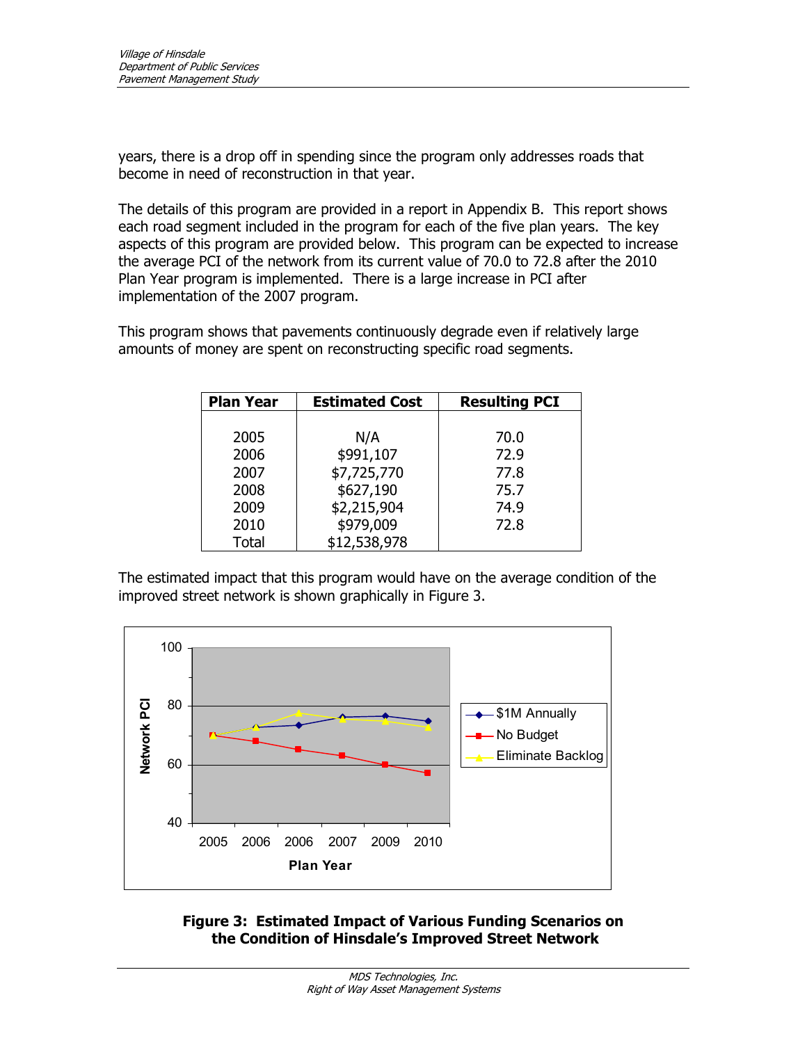years, there is a drop off in spending since the program only addresses roads that become in need of reconstruction in that year.

The details of this program are provided in a report in Appendix B. This report shows each road segment included in the program for each of the five plan years. The key aspects of this program are provided below. This program can be expected to increase the average PCI of the network from its current value of 70.0 to 72.8 after the 2010 Plan Year program is implemented. There is a large increase in PCI after implementation of the 2007 program.

This program shows that pavements continuously degrade even if relatively large amounts of money are spent on reconstructing specific road segments.

| Plan Year | Estimated Cost | Resulting PCI |
|---|---|---|
| 2005 | N/A | 70.0 |
| 2006 | $991,107 | 72.9 |
| 2007 | $7,725,770 | 77.8 |
| 2008 | $627,190 | 75.7 |
| 2009 | $2,215,904 | 74.9 |
| 2010 | $979,009 | 72.8 |
| Total | $12,538,978 | |

The estimated impact that this program would have on the average condition of the improved street network is shown graphically in Figure 3.

**Figure 3: Estimated Impact of Various Funding Scenarios on the Condition of Hinsdale's Improved Street Network**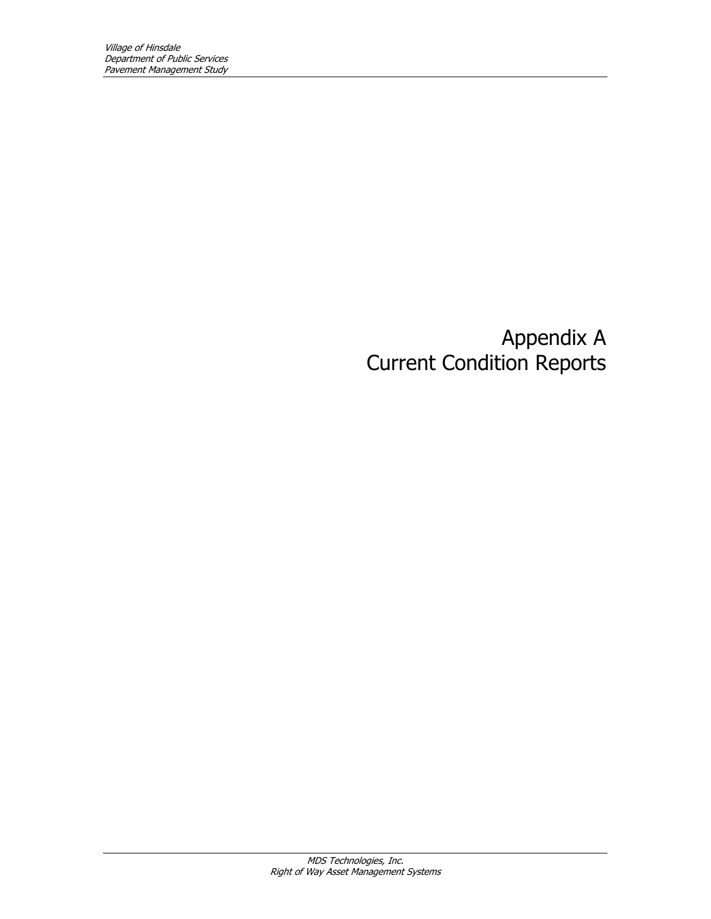# Appendix A
# Current Condition Reports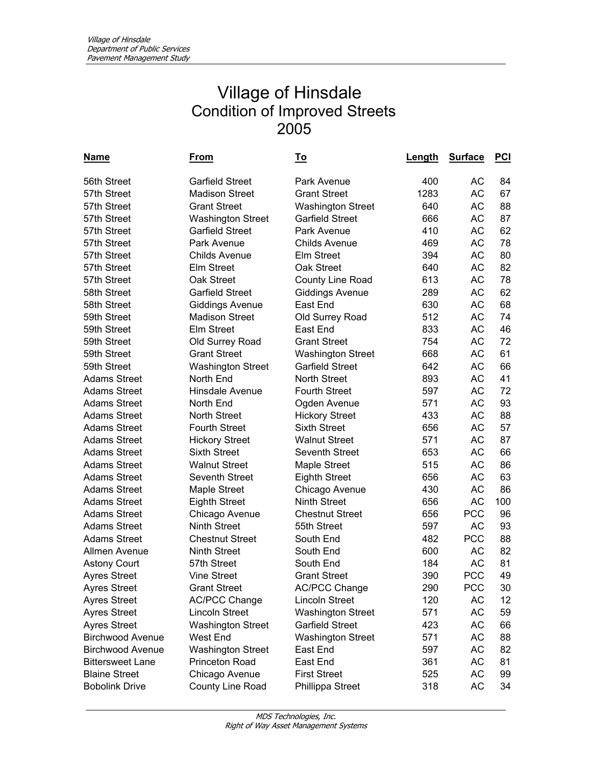# Village of Hinsdale
## Condition of Improved Streets
## 2005

| Name | From | To | Length | Surface | PCI |
|---|---|---|---|---|---|
| 56th Street | Garfield Street | Park Avenue | 400 | AC | 84 |
| 57th Street | Madison Street | Grant Street | 1283 | AC | 67 |
| 57th Street | Grant Street | Washington Street | 640 | AC | 88 |
| 57th Street | Washington Street | Garfield Street | 666 | AC | 87 |
| 57th Street | Garfield Street | Park Avenue | 410 | AC | 62 |
| 57th Street | Park Avenue | Childs Avenue | 469 | AC | 78 |
| 57th Street | Childs Avenue | Elm Street | 394 | AC | 80 |
| 57th Street | Elm Street | Oak Street | 640 | AC | 82 |
| 57th Street | Oak Street | County Line Road | 613 | AC | 78 |
| 58th Street | Garfield Street | Giddings Avenue | 289 | AC | 62 |
| 58th Street | Giddings Avenue | East End | 630 | AC | 68 |
| 59th Street | Madison Street | Old Surrey Road | 512 | AC | 74 |
| 59th Street | Elm Street | East End | 833 | AC | 46 |
| 59th Street | Old Surrey Road | Grant Street | 754 | AC | 72 |
| 59th Street | Grant Street | Washington Street | 668 | AC | 61 |
| 59th Street | Washington Street | Garfield Street | 642 | AC | 66 |
| Adams Street | North End | North Street | 893 | AC | 41 |
| Adams Street | Hinsdale Avenue | Fourth Street | 597 | AC | 72 |
| Adams Street | North End | Ogden Avenue | 571 | AC | 93 |
| Adams Street | North Street | Hickory Street | 433 | AC | 88 |
| Adams Street | Fourth Street | Sixth Street | 656 | AC | 57 |
| Adams Street | Hickory Street | Walnut Street | 571 | AC | 87 |
| Adams Street | Sixth Street | Seventh Street | 653 | AC | 66 |
| Adams Street | Walnut Street | Maple Street | 515 | AC | 86 |
| Adams Street | Seventh Street | Eighth Street | 656 | AC | 63 |
| Adams Street | Maple Street | Chicago Avenue | 430 | AC | 86 |
| Adams Street | Eighth Street | Ninth Street | 656 | AC | 100 |
| Adams Street | Chicago Avenue | Chestnut Street | 656 | PCC | 96 |
| Adams Street | Ninth Street | 55th Street | 597 | AC | 93 |
| Adams Street | Chestnut Street | South End | 482 | PCC | 88 |
| Allmen Avenue | Ninth Street | South End | 600 | AC | 82 |
| Astony Court | 57th Street | South End | 184 | AC | 81 |
| Ayres Street | Vine Street | Grant Street | 390 | PCC | 49 |
| Ayres Street | Grant Street | AC/PCC Change | 290 | PCC | 30 |
| Ayres Street | AC/PCC Change | Lincoln Street | 120 | AC | 12 |
| Ayres Street | Lincoln Street | Washington Street | 571 | AC | 59 |
| Ayres Street | Washington Street | Garfield Street | 423 | AC | 66 |
| Birchwood Avenue | West End | Washington Street | 571 | AC | 88 |
| Birchwood Avenue | Washington Street | East End | 597 | AC | 82 |
| Bittersweet Lane | Princeton Road | East End | 361 | AC | 81 |
| Blaine Street | Chicago Avenue | First Street | 525 | AC | 99 |
| Bobolink Drive | County Line Road | Phillippa Street | 318 | AC | 34 |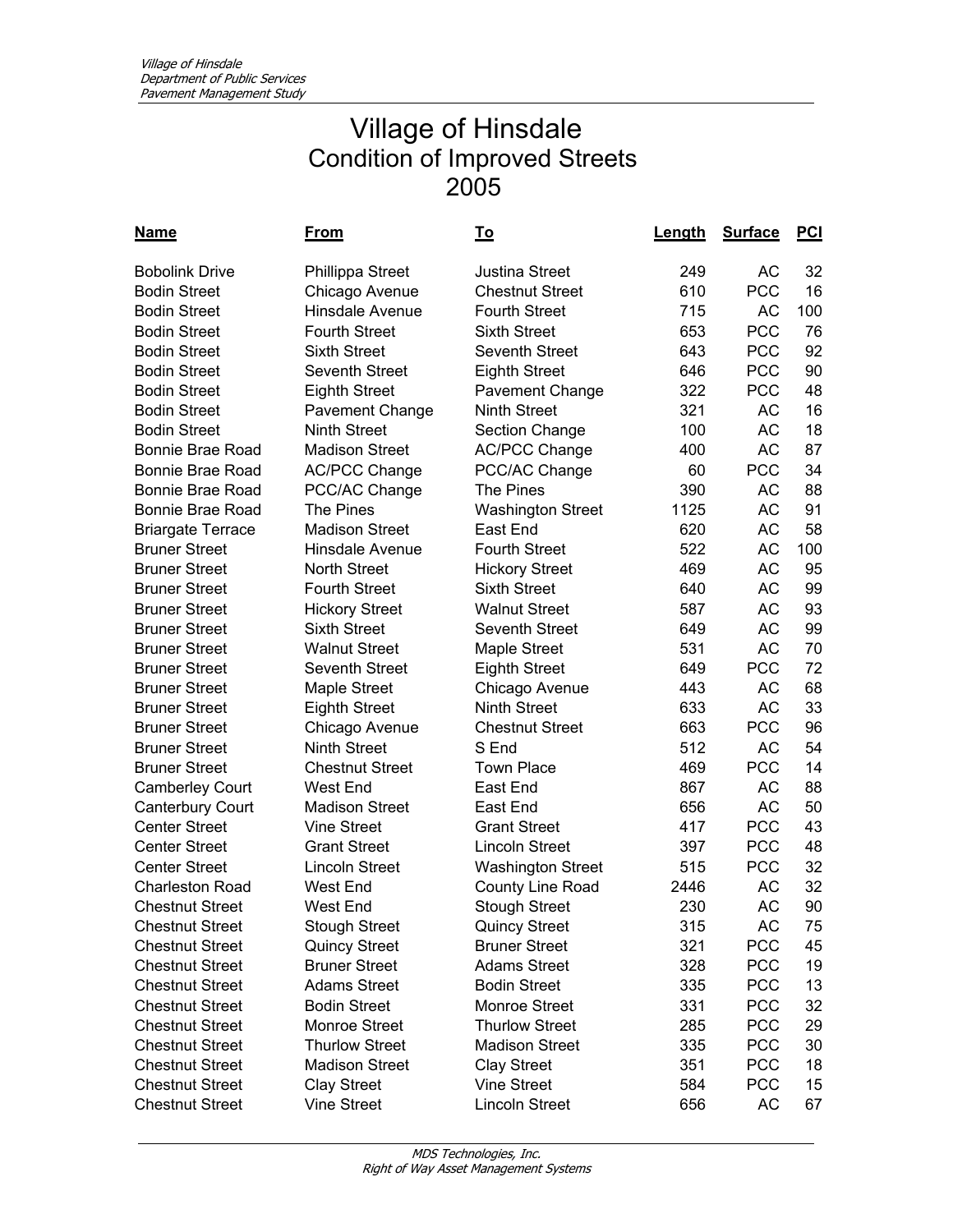# Village of Hinsdale
## Condition of Improved Streets
## 2005

| Name | From | To | Length | Surface | PCI |
|---|---|---|---|---|---|
| Bobolink Drive | Phillippa Street | Justina Street | 249 | AC | 32 |
| Bodin Street | Chicago Avenue | Chestnut Street | 610 | PCC | 16 |
| Bodin Street | Hinsdale Avenue | Fourth Street | 715 | AC | 100 |
| Bodin Street | Fourth Street | Sixth Street | 653 | PCC | 76 |
| Bodin Street | Sixth Street | Seventh Street | 643 | PCC | 92 |
| Bodin Street | Seventh Street | Eighth Street | 646 | PCC | 90 |
| Bodin Street | Eighth Street | Pavement Change | 322 | PCC | 48 |
| Bodin Street | Pavement Change | Ninth Street | 321 | AC | 16 |
| Bodin Street | Ninth Street | Section Change | 100 | AC | 18 |
| Bonnie Brae Road | Madison Street | AC/PCC Change | 400 | AC | 87 |
| Bonnie Brae Road | AC/PCC Change | PCC/AC Change | 60 | PCC | 34 |
| Bonnie Brae Road | PCC/AC Change | The Pines | 390 | AC | 88 |
| Bonnie Brae Road | The Pines | Washington Street | 1125 | AC | 91 |
| Briargate Terrace | Madison Street | East End | 620 | AC | 58 |
| Bruner Street | Hinsdale Avenue | Fourth Street | 522 | AC | 100 |
| Bruner Street | North Street | Hickory Street | 469 | AC | 95 |
| Bruner Street | Fourth Street | Sixth Street | 640 | AC | 99 |
| Bruner Street | Hickory Street | Walnut Street | 587 | AC | 93 |
| Bruner Street | Sixth Street | Seventh Street | 649 | AC | 99 |
| Bruner Street | Walnut Street | Maple Street | 531 | AC | 70 |
| Bruner Street | Seventh Street | Eighth Street | 649 | PCC | 72 |
| Bruner Street | Maple Street | Chicago Avenue | 443 | AC | 68 |
| Bruner Street | Eighth Street | Ninth Street | 633 | AC | 33 |
| Bruner Street | Chicago Avenue | Chestnut Street | 663 | PCC | 96 |
| Bruner Street | Ninth Street | S End | 512 | AC | 54 |
| Bruner Street | Chestnut Street | Town Place | 469 | PCC | 14 |
| Camberley Court | West End | East End | 867 | AC | 88 |
| Canterbury Court | Madison Street | East End | 656 | AC | 50 |
| Center Street | Vine Street | Grant Street | 417 | PCC | 43 |
| Center Street | Grant Street | Lincoln Street | 397 | PCC | 48 |
| Center Street | Lincoln Street | Washington Street | 515 | PCC | 32 |
| Charleston Road | West End | County Line Road | 2446 | AC | 32 |
| Chestnut Street | West End | Stough Street | 230 | AC | 90 |
| Chestnut Street | Stough Street | Quincy Street | 315 | AC | 75 |
| Chestnut Street | Quincy Street | Bruner Street | 321 | PCC | 45 |
| Chestnut Street | Bruner Street | Adams Street | 328 | PCC | 19 |
| Chestnut Street | Adams Street | Bodin Street | 335 | PCC | 13 |
| Chestnut Street | Bodin Street | Monroe Street | 331 | PCC | 32 |
| Chestnut Street | Monroe Street | Thurlow Street | 285 | PCC | 29 |
| Chestnut Street | Thurlow Street | Madison Street | 335 | PCC | 30 |
| Chestnut Street | Madison Street | Clay Street | 351 | PCC | 18 |
| Chestnut Street | Clay Street | Vine Street | 584 | PCC | 15 |
| Chestnut Street | Vine Street | Lincoln Street | 656 | AC | 67 |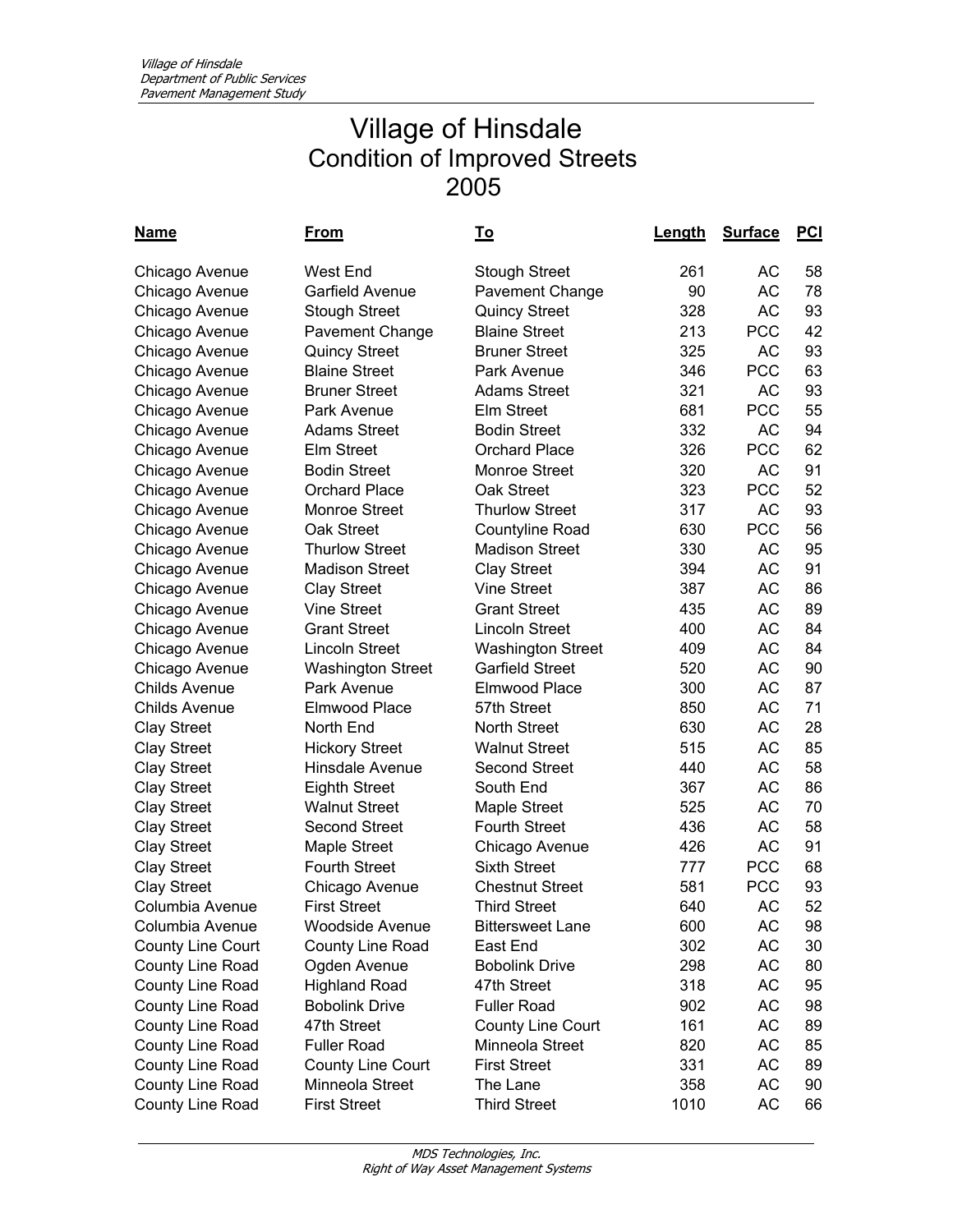# Village of Hinsdale
## Condition of Improved Streets
## 2005

| Name | From | To | Length | Surface | PCI |
|---|---|---|---|---|---|
| Chicago Avenue | West End | Stough Street | 261 | AC | 58 |
| Chicago Avenue | Garfield Avenue | Pavement Change | 90 | AC | 78 |
| Chicago Avenue | Stough Street | Quincy Street | 328 | AC | 93 |
| Chicago Avenue | Pavement Change | Blaine Street | 213 | PCC | 42 |
| Chicago Avenue | Quincy Street | Bruner Street | 325 | AC | 93 |
| Chicago Avenue | Blaine Street | Park Avenue | 346 | PCC | 63 |
| Chicago Avenue | Bruner Street | Adams Street | 321 | AC | 93 |
| Chicago Avenue | Park Avenue | Elm Street | 681 | PCC | 55 |
| Chicago Avenue | Adams Street | Bodin Street | 332 | AC | 94 |
| Chicago Avenue | Elm Street | Orchard Place | 326 | PCC | 62 |
| Chicago Avenue | Bodin Street | Monroe Street | 320 | AC | 91 |
| Chicago Avenue | Orchard Place | Oak Street | 323 | PCC | 52 |
| Chicago Avenue | Monroe Street | Thurlow Street | 317 | AC | 93 |
| Chicago Avenue | Oak Street | Countyline Road | 630 | PCC | 56 |
| Chicago Avenue | Thurlow Street | Madison Street | 330 | AC | 95 |
| Chicago Avenue | Madison Street | Clay Street | 394 | AC | 91 |
| Chicago Avenue | Clay Street | Vine Street | 387 | AC | 86 |
| Chicago Avenue | Vine Street | Grant Street | 435 | AC | 89 |
| Chicago Avenue | Grant Street | Lincoln Street | 400 | AC | 84 |
| Chicago Avenue | Lincoln Street | Washington Street | 409 | AC | 84 |
| Chicago Avenue | Washington Street | Garfield Street | 520 | AC | 90 |
| Childs Avenue | Park Avenue | Elmwood Place | 300 | AC | 87 |
| Childs Avenue | Elmwood Place | 57th Street | 850 | AC | 71 |
| Clay Street | North End | North Street | 630 | AC | 28 |
| Clay Street | Hickory Street | Walnut Street | 515 | AC | 85 |
| Clay Street | Hinsdale Avenue | Second Street | 440 | AC | 58 |
| Clay Street | Eighth Street | South End | 367 | AC | 86 |
| Clay Street | Walnut Street | Maple Street | 525 | AC | 70 |
| Clay Street | Second Street | Fourth Street | 436 | AC | 58 |
| Clay Street | Maple Street | Chicago Avenue | 426 | AC | 91 |
| Clay Street | Fourth Street | Sixth Street | 777 | PCC | 68 |
| Clay Street | Chicago Avenue | Chestnut Street | 581 | PCC | 93 |
| Columbia Avenue | First Street | Third Street | 640 | AC | 52 |
| Columbia Avenue | Woodside Avenue | Bittersweet Lane | 600 | AC | 98 |
| County Line Court | County Line Road | East End | 302 | AC | 30 |
| County Line Road | Ogden Avenue | Bobolink Drive | 298 | AC | 80 |
| County Line Road | Highland Road | 47th Street | 318 | AC | 95 |
| County Line Road | Bobolink Drive | Fuller Road | 902 | AC | 98 |
| County Line Road | 47th Street | County Line Court | 161 | AC | 89 |
| County Line Road | Fuller Road | Minneola Street | 820 | AC | 85 |
| County Line Road | County Line Court | First Street | 331 | AC | 89 |
| County Line Road | Minneola Street | The Lane | 358 | AC | 90 |
| County Line Road | First Street | Third Street | 1010 | AC | 66 |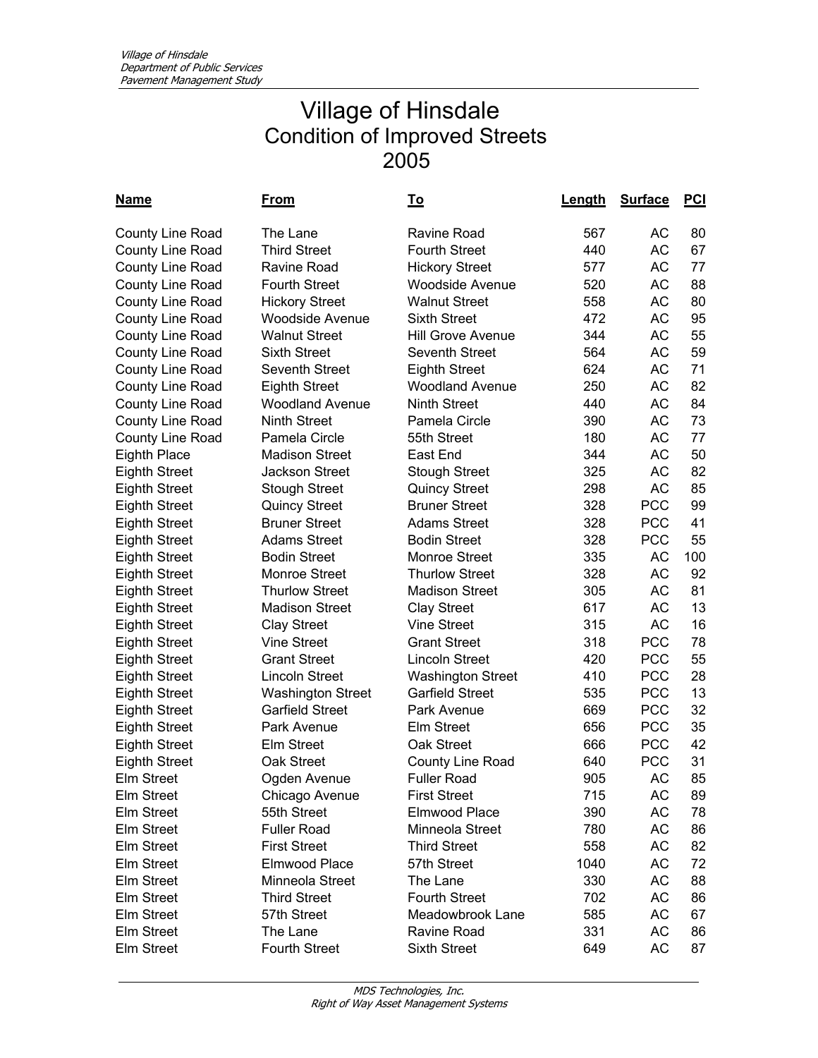# Village of Hinsdale
## Condition of Improved Streets
## 2005

| Name | From | To | Length | Surface | PCI |
|---|---|---|---|---|---|
| County Line Road | The Lane | Ravine Road | 567 | AC | 80 |
| County Line Road | Third Street | Fourth Street | 440 | AC | 67 |
| County Line Road | Ravine Road | Hickory Street | 577 | AC | 77 |
| County Line Road | Fourth Street | Woodside Avenue | 520 | AC | 88 |
| County Line Road | Hickory Street | Walnut Street | 558 | AC | 80 |
| County Line Road | Woodside Avenue | Sixth Street | 472 | AC | 95 |
| County Line Road | Walnut Street | Hill Grove Avenue | 344 | AC | 55 |
| County Line Road | Sixth Street | Seventh Street | 564 | AC | 59 |
| County Line Road | Seventh Street | Eighth Street | 624 | AC | 71 |
| County Line Road | Eighth Street | Woodland Avenue | 250 | AC | 82 |
| County Line Road | Woodland Avenue | Ninth Street | 440 | AC | 84 |
| County Line Road | Ninth Street | Pamela Circle | 390 | AC | 73 |
| County Line Road | Pamela Circle | 55th Street | 180 | AC | 77 |
| Eighth Place | Madison Street | East End | 344 | AC | 50 |
| Eighth Street | Jackson Street | Stough Street | 325 | AC | 82 |
| Eighth Street | Stough Street | Quincy Street | 298 | AC | 85 |
| Eighth Street | Quincy Street | Bruner Street | 328 | PCC | 99 |
| Eighth Street | Bruner Street | Adams Street | 328 | PCC | 41 |
| Eighth Street | Adams Street | Bodin Street | 328 | PCC | 55 |
| Eighth Street | Bodin Street | Monroe Street | 335 | AC | 100 |
| Eighth Street | Monroe Street | Thurlow Street | 328 | AC | 92 |
| Eighth Street | Thurlow Street | Madison Street | 305 | AC | 81 |
| Eighth Street | Madison Street | Clay Street | 617 | AC | 13 |
| Eighth Street | Clay Street | Vine Street | 315 | AC | 16 |
| Eighth Street | Vine Street | Grant Street | 318 | PCC | 78 |
| Eighth Street | Grant Street | Lincoln Street | 420 | PCC | 55 |
| Eighth Street | Lincoln Street | Washington Street | 410 | PCC | 28 |
| Eighth Street | Washington Street | Garfield Street | 535 | PCC | 13 |
| Eighth Street | Garfield Street | Park Avenue | 669 | PCC | 32 |
| Eighth Street | Park Avenue | Elm Street | 656 | PCC | 35 |
| Eighth Street | Elm Street | Oak Street | 666 | PCC | 42 |
| Eighth Street | Oak Street | County Line Road | 640 | PCC | 31 |
| Elm Street | Ogden Avenue | Fuller Road | 905 | AC | 85 |
| Elm Street | Chicago Avenue | First Street | 715 | AC | 89 |
| Elm Street | 55th Street | Elmwood Place | 390 | AC | 78 |
| Elm Street | Fuller Road | Minneola Street | 780 | AC | 86 |
| Elm Street | First Street | Third Street | 558 | AC | 82 |
| Elm Street | Elmwood Place | 57th Street | 1040 | AC | 72 |
| Elm Street | Minneola Street | The Lane | 330 | AC | 88 |
| Elm Street | Third Street | Fourth Street | 702 | AC | 86 |
| Elm Street | 57th Street | Meadowbrook Lane | 585 | AC | 67 |
| Elm Street | The Lane | Ravine Road | 331 | AC | 86 |
| Elm Street | Fourth Street | Sixth Street | 649 | AC | 87 |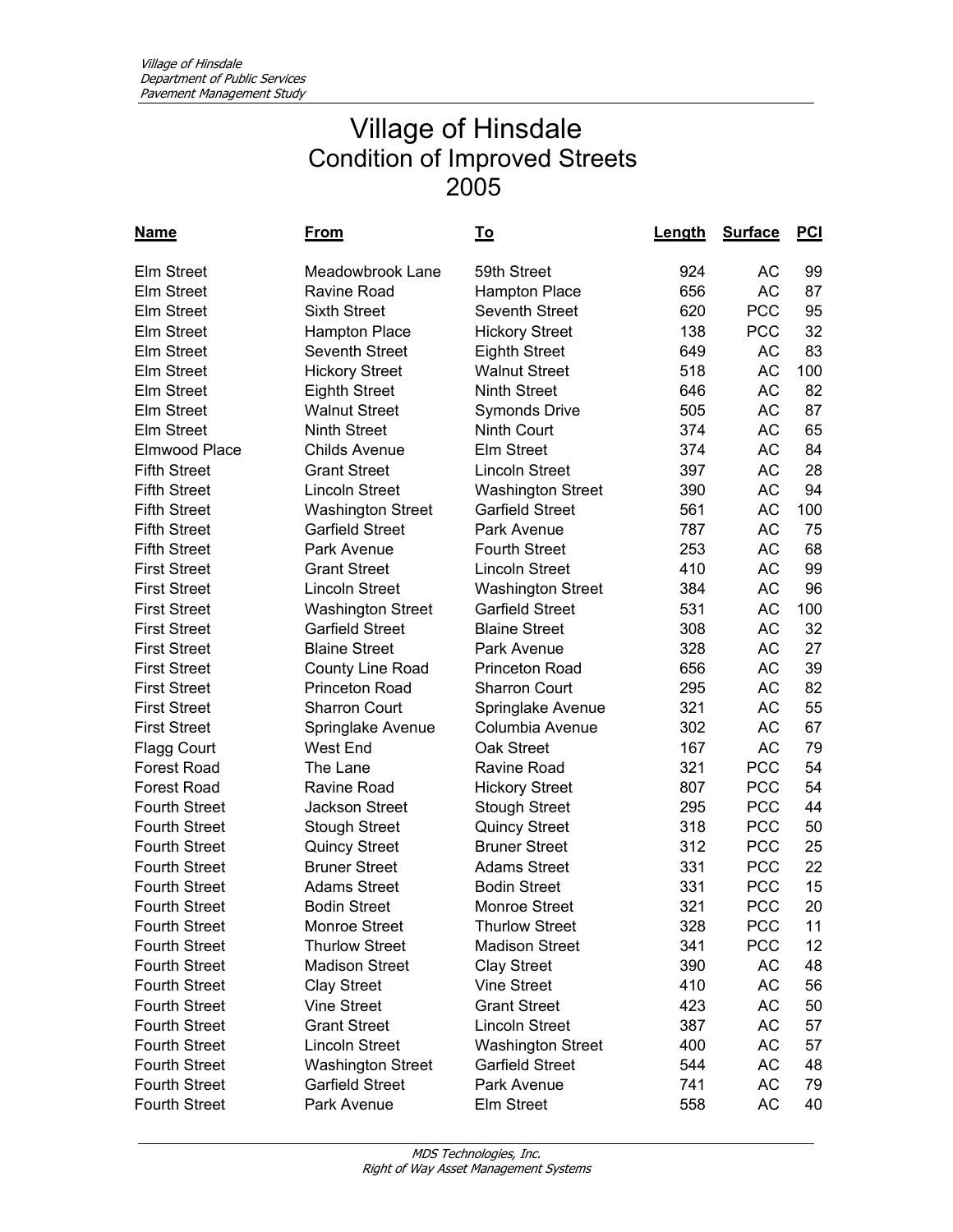# Village of Hinsdale
## Condition of Improved Streets
## 2005

| Name | From | To | Length | Surface | PCI |
|---|---|---|---|---|---|
| Elm Street | Meadowbrook Lane | 59th Street | 924 | AC | 99 |
| Elm Street | Ravine Road | Hampton Place | 656 | AC | 87 |
| Elm Street | Sixth Street | Seventh Street | 620 | PCC | 95 |
| Elm Street | Hampton Place | Hickory Street | 138 | PCC | 32 |
| Elm Street | Seventh Street | Eighth Street | 649 | AC | 83 |
| Elm Street | Hickory Street | Walnut Street | 518 | AC | 100 |
| Elm Street | Eighth Street | Ninth Street | 646 | AC | 82 |
| Elm Street | Walnut Street | Symonds Drive | 505 | AC | 87 |
| Elm Street | Ninth Street | Ninth Court | 374 | AC | 65 |
| Elmwood Place | Childs Avenue | Elm Street | 374 | AC | 84 |
| Fifth Street | Grant Street | Lincoln Street | 397 | AC | 28 |
| Fifth Street | Lincoln Street | Washington Street | 390 | AC | 94 |
| Fifth Street | Washington Street | Garfield Street | 561 | AC | 100 |
| Fifth Street | Garfield Street | Park Avenue | 787 | AC | 75 |
| Fifth Street | Park Avenue | Fourth Street | 253 | AC | 68 |
| First Street | Grant Street | Lincoln Street | 410 | AC | 99 |
| First Street | Lincoln Street | Washington Street | 384 | AC | 96 |
| First Street | Washington Street | Garfield Street | 531 | AC | 100 |
| First Street | Garfield Street | Blaine Street | 308 | AC | 32 |
| First Street | Blaine Street | Park Avenue | 328 | AC | 27 |
| First Street | County Line Road | Princeton Road | 656 | AC | 39 |
| First Street | Princeton Road | Sharron Court | 295 | AC | 82 |
| First Street | Sharron Court | Springlake Avenue | 321 | AC | 55 |
| First Street | Springlake Avenue | Columbia Avenue | 302 | AC | 67 |
| Flagg Court | West End | Oak Street | 167 | AC | 79 |
| Forest Road | The Lane | Ravine Road | 321 | PCC | 54 |
| Forest Road | Ravine Road | Hickory Street | 807 | PCC | 54 |
| Fourth Street | Jackson Street | Stough Street | 295 | PCC | 44 |
| Fourth Street | Stough Street | Quincy Street | 318 | PCC | 50 |
| Fourth Street | Quincy Street | Bruner Street | 312 | PCC | 25 |
| Fourth Street | Bruner Street | Adams Street | 331 | PCC | 22 |
| Fourth Street | Adams Street | Bodin Street | 331 | PCC | 15 |
| Fourth Street | Bodin Street | Monroe Street | 321 | PCC | 20 |
| Fourth Street | Monroe Street | Thurlow Street | 328 | PCC | 11 |
| Fourth Street | Thurlow Street | Madison Street | 341 | PCC | 12 |
| Fourth Street | Madison Street | Clay Street | 390 | AC | 48 |
| Fourth Street | Clay Street | Vine Street | 410 | AC | 56 |
| Fourth Street | Vine Street | Grant Street | 423 | AC | 50 |
| Fourth Street | Grant Street | Lincoln Street | 387 | AC | 57 |
| Fourth Street | Lincoln Street | Washington Street | 400 | AC | 57 |
| Fourth Street | Washington Street | Garfield Street | 544 | AC | 48 |
| Fourth Street | Garfield Street | Park Avenue | 741 | AC | 79 |
| Fourth Street | Park Avenue | Elm Street | 558 | AC | 40 |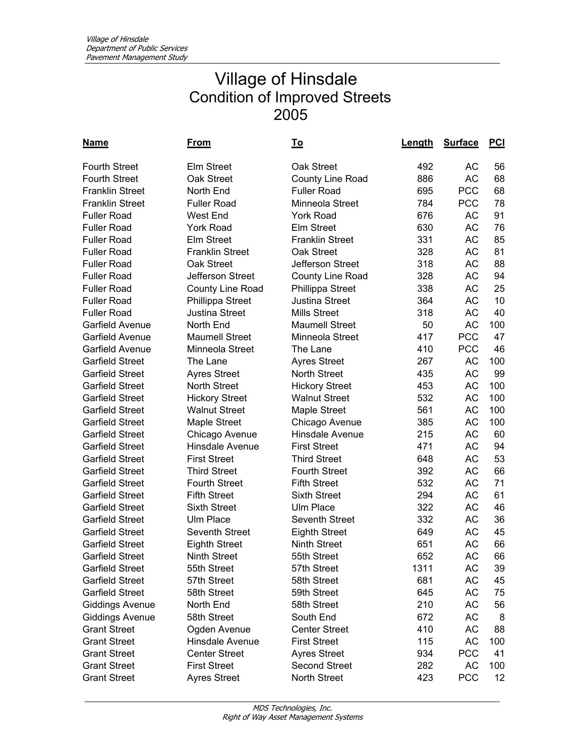# Village of Hinsdale
## Condition of Improved Streets
## 2005

| Name | From | To | Length | Surface | PCI |
|---|---|---|---|---|---|
| Fourth Street | Elm Street | Oak Street | 492 | AC | 56 |
| Fourth Street | Oak Street | County Line Road | 886 | AC | 68 |
| Franklin Street | North End | Fuller Road | 695 | PCC | 68 |
| Franklin Street | Fuller Road | Minneola Street | 784 | PCC | 78 |
| Fuller Road | West End | York Road | 676 | AC | 91 |
| Fuller Road | York Road | Elm Street | 630 | AC | 76 |
| Fuller Road | Elm Street | Franklin Street | 331 | AC | 85 |
| Fuller Road | Franklin Street | Oak Street | 328 | AC | 81 |
| Fuller Road | Oak Street | Jefferson Street | 318 | AC | 88 |
| Fuller Road | Jefferson Street | County Line Road | 328 | AC | 94 |
| Fuller Road | County Line Road | Phillippa Street | 338 | AC | 25 |
| Fuller Road | Phillippa Street | Justina Street | 364 | AC | 10 |
| Fuller Road | Justina Street | Mills Street | 318 | AC | 40 |
| Garfield Avenue | North End | Maumell Street | 50 | AC | 100 |
| Garfield Avenue | Maumell Street | Minneola Street | 417 | PCC | 47 |
| Garfield Avenue | Minneola Street | The Lane | 410 | PCC | 46 |
| Garfield Street | The Lane | Ayres Street | 267 | AC | 100 |
| Garfield Street | Ayres Street | North Street | 435 | AC | 99 |
| Garfield Street | North Street | Hickory Street | 453 | AC | 100 |
| Garfield Street | Hickory Street | Walnut Street | 532 | AC | 100 |
| Garfield Street | Walnut Street | Maple Street | 561 | AC | 100 |
| Garfield Street | Maple Street | Chicago Avenue | 385 | AC | 100 |
| Garfield Street | Chicago Avenue | Hinsdale Avenue | 215 | AC | 60 |
| Garfield Street | Hinsdale Avenue | First Street | 471 | AC | 94 |
| Garfield Street | First Street | Third Street | 648 | AC | 53 |
| Garfield Street | Third Street | Fourth Street | 392 | AC | 66 |
| Garfield Street | Fourth Street | Fifth Street | 532 | AC | 71 |
| Garfield Street | Fifth Street | Sixth Street | 294 | AC | 61 |
| Garfield Street | Sixth Street | Ulm Place | 322 | AC | 46 |
| Garfield Street | Ulm Place | Seventh Street | 332 | AC | 36 |
| Garfield Street | Seventh Street | Eighth Street | 649 | AC | 45 |
| Garfield Street | Eighth Street | Ninth Street | 651 | AC | 66 |
| Garfield Street | Ninth Street | 55th Street | 652 | AC | 66 |
| Garfield Street | 55th Street | 57th Street | 1311 | AC | 39 |
| Garfield Street | 57th Street | 58th Street | 681 | AC | 45 |
| Garfield Street | 58th Street | 59th Street | 645 | AC | 75 |
| Giddings Avenue | North End | 58th Street | 210 | AC | 56 |
| Giddings Avenue | 58th Street | South End | 672 | AC | 8 |
| Grant Street | Ogden Avenue | Center Street | 410 | AC | 88 |
| Grant Street | Hinsdale Avenue | First Street | 115 | AC | 100 |
| Grant Street | Center Street | Ayres Street | 934 | PCC | 41 |
| Grant Street | First Street | Second Street | 282 | AC | 100 |
| Grant Street | Ayres Street | North Street | 423 | PCC | 12 |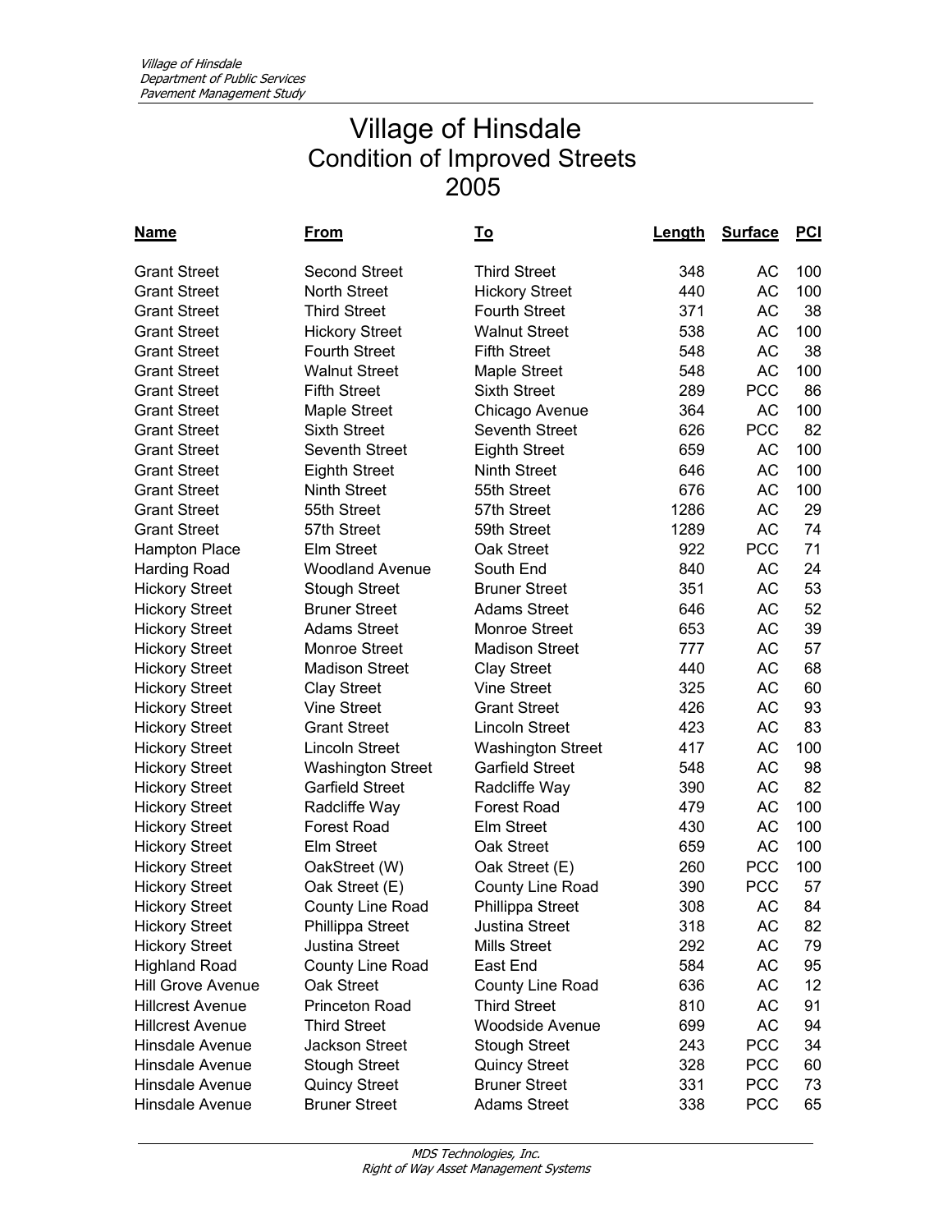# Village of Hinsdale
## Condition of Improved Streets
## 2005

| Name | From | To | Length | Surface | PCI |
|---|---|---|---|---|---|
| Grant Street | Second Street | Third Street | 348 | AC | 100 |
| Grant Street | North Street | Hickory Street | 440 | AC | 100 |
| Grant Street | Third Street | Fourth Street | 371 | AC | 38 |
| Grant Street | Hickory Street | Walnut Street | 538 | AC | 100 |
| Grant Street | Fourth Street | Fifth Street | 548 | AC | 38 |
| Grant Street | Walnut Street | Maple Street | 548 | AC | 100 |
| Grant Street | Fifth Street | Sixth Street | 289 | PCC | 86 |
| Grant Street | Maple Street | Chicago Avenue | 364 | AC | 100 |
| Grant Street | Sixth Street | Seventh Street | 626 | PCC | 82 |
| Grant Street | Seventh Street | Eighth Street | 659 | AC | 100 |
| Grant Street | Eighth Street | Ninth Street | 646 | AC | 100 |
| Grant Street | Ninth Street | 55th Street | 676 | AC | 100 |
| Grant Street | 55th Street | 57th Street | 1286 | AC | 29 |
| Grant Street | 57th Street | 59th Street | 1289 | AC | 74 |
| Hampton Place | Elm Street | Oak Street | 922 | PCC | 71 |
| Harding Road | Woodland Avenue | South End | 840 | AC | 24 |
| Hickory Street | Stough Street | Bruner Street | 351 | AC | 53 |
| Hickory Street | Bruner Street | Adams Street | 646 | AC | 52 |
| Hickory Street | Adams Street | Monroe Street | 653 | AC | 39 |
| Hickory Street | Monroe Street | Madison Street | 777 | AC | 57 |
| Hickory Street | Madison Street | Clay Street | 440 | AC | 68 |
| Hickory Street | Clay Street | Vine Street | 325 | AC | 60 |
| Hickory Street | Vine Street | Grant Street | 426 | AC | 93 |
| Hickory Street | Grant Street | Lincoln Street | 423 | AC | 83 |
| Hickory Street | Lincoln Street | Washington Street | 417 | AC | 100 |
| Hickory Street | Washington Street | Garfield Street | 548 | AC | 98 |
| Hickory Street | Garfield Street | Radcliffe Way | 390 | AC | 82 |
| Hickory Street | Radcliffe Way | Forest Road | 479 | AC | 100 |
| Hickory Street | Forest Road | Elm Street | 430 | AC | 100 |
| Hickory Street | Elm Street | Oak Street | 659 | AC | 100 |
| Hickory Street | OakStreet (W) | Oak Street (E) | 260 | PCC | 100 |
| Hickory Street | Oak Street (E) | County Line Road | 390 | PCC | 57 |
| Hickory Street | County Line Road | Phillippa Street | 308 | AC | 84 |
| Hickory Street | Phillippa Street | Justina Street | 318 | AC | 82 |
| Hickory Street | Justina Street | Mills Street | 292 | AC | 79 |
| Highland Road | County Line Road | East End | 584 | AC | 95 |
| Hill Grove Avenue | Oak Street | County Line Road | 636 | AC | 12 |
| Hillcrest Avenue | Princeton Road | Third Street | 810 | AC | 91 |
| Hillcrest Avenue | Third Street | Woodside Avenue | 699 | AC | 94 |
| Hinsdale Avenue | Jackson Street | Stough Street | 243 | PCC | 34 |
| Hinsdale Avenue | Stough Street | Quincy Street | 328 | PCC | 60 |
| Hinsdale Avenue | Quincy Street | Bruner Street | 331 | PCC | 73 |
| Hinsdale Avenue | Bruner Street | Adams Street | 338 | PCC | 65 |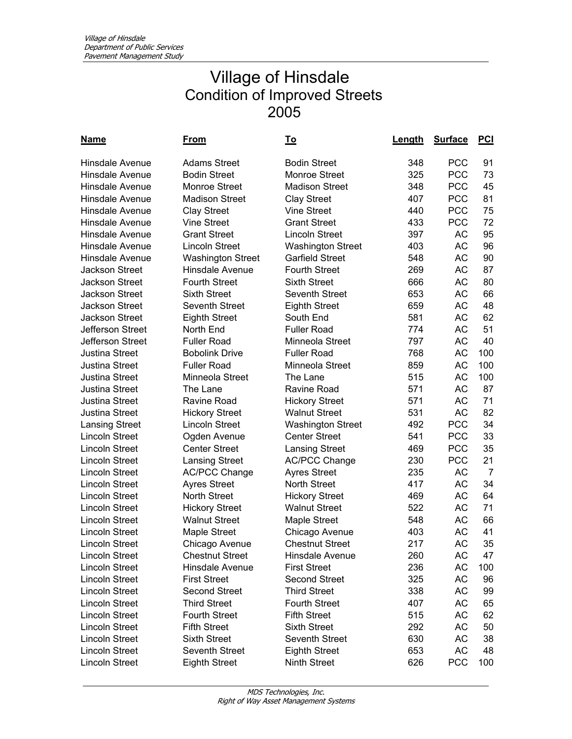# Village of Hinsdale
## Condition of Improved Streets
## 2005

| Name | From | To | Length | Surface | PCI |
|---|---|---|---|---|---|
| Hinsdale Avenue | Adams Street | Bodin Street | 348 | PCC | 91 |
| Hinsdale Avenue | Bodin Street | Monroe Street | 325 | PCC | 73 |
| Hinsdale Avenue | Monroe Street | Madison Street | 348 | PCC | 45 |
| Hinsdale Avenue | Madison Street | Clay Street | 407 | PCC | 81 |
| Hinsdale Avenue | Clay Street | Vine Street | 440 | PCC | 75 |
| Hinsdale Avenue | Vine Street | Grant Street | 433 | PCC | 72 |
| Hinsdale Avenue | Grant Street | Lincoln Street | 397 | AC | 95 |
| Hinsdale Avenue | Lincoln Street | Washington Street | 403 | AC | 96 |
| Hinsdale Avenue | Washington Street | Garfield Street | 548 | AC | 90 |
| Jackson Street | Hinsdale Avenue | Fourth Street | 269 | AC | 87 |
| Jackson Street | Fourth Street | Sixth Street | 666 | AC | 80 |
| Jackson Street | Sixth Street | Seventh Street | 653 | AC | 66 |
| Jackson Street | Seventh Street | Eighth Street | 659 | AC | 48 |
| Jackson Street | Eighth Street | South End | 581 | AC | 62 |
| Jefferson Street | North End | Fuller Road | 774 | AC | 51 |
| Jefferson Street | Fuller Road | Minneola Street | 797 | AC | 40 |
| Justina Street | Bobolink Drive | Fuller Road | 768 | AC | 100 |
| Justina Street | Fuller Road | Minneola Street | 859 | AC | 100 |
| Justina Street | Minneola Street | The Lane | 515 | AC | 100 |
| Justina Street | The Lane | Ravine Road | 571 | AC | 87 |
| Justina Street | Ravine Road | Hickory Street | 571 | AC | 71 |
| Justina Street | Hickory Street | Walnut Street | 531 | AC | 82 |
| Lansing Street | Lincoln Street | Washington Street | 492 | PCC | 34 |
| Lincoln Street | Ogden Avenue | Center Street | 541 | PCC | 33 |
| Lincoln Street | Center Street | Lansing Street | 469 | PCC | 35 |
| Lincoln Street | Lansing Street | AC/PCC Change | 230 | PCC | 21 |
| Lincoln Street | AC/PCC Change | Ayres Street | 235 | AC | 7 |
| Lincoln Street | Ayres Street | North Street | 417 | AC | 34 |
| Lincoln Street | North Street | Hickory Street | 469 | AC | 64 |
| Lincoln Street | Hickory Street | Walnut Street | 522 | AC | 71 |
| Lincoln Street | Walnut Street | Maple Street | 548 | AC | 66 |
| Lincoln Street | Maple Street | Chicago Avenue | 403 | AC | 41 |
| Lincoln Street | Chicago Avenue | Chestnut Street | 217 | AC | 35 |
| Lincoln Street | Chestnut Street | Hinsdale Avenue | 260 | AC | 47 |
| Lincoln Street | Hinsdale Avenue | First Street | 236 | AC | 100 |
| Lincoln Street | First Street | Second Street | 325 | AC | 96 |
| Lincoln Street | Second Street | Third Street | 338 | AC | 99 |
| Lincoln Street | Third Street | Fourth Street | 407 | AC | 65 |
| Lincoln Street | Fourth Street | Fifth Street | 515 | AC | 62 |
| Lincoln Street | Fifth Street | Sixth Street | 292 | AC | 50 |
| Lincoln Street | Sixth Street | Seventh Street | 630 | AC | 38 |
| Lincoln Street | Seventh Street | Eighth Street | 653 | AC | 48 |
| Lincoln Street | Eighth Street | Ninth Street | 626 | PCC | 100 |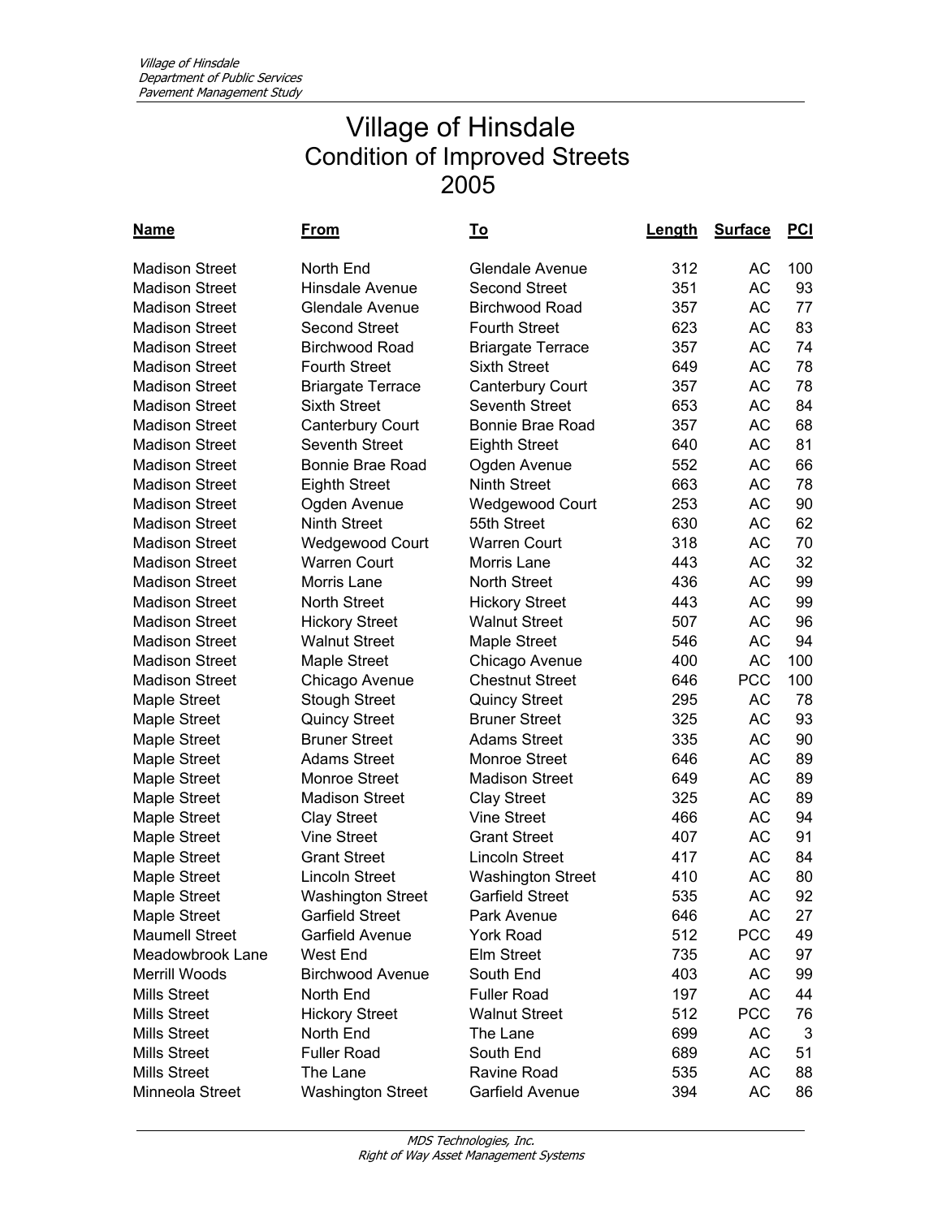# Village of Hinsdale
## Condition of Improved Streets
## 2005

| Name | From | To | Length | Surface | PCI |
|---|---|---|---|---|---|
| Madison Street | North End | Glendale Avenue | 312 | AC | 100 |
| Madison Street | Hinsdale Avenue | Second Street | 351 | AC | 93 |
| Madison Street | Glendale Avenue | Birchwood Road | 357 | AC | 77 |
| Madison Street | Second Street | Fourth Street | 623 | AC | 83 |
| Madison Street | Birchwood Road | Briargate Terrace | 357 | AC | 74 |
| Madison Street | Fourth Street | Sixth Street | 649 | AC | 78 |
| Madison Street | Briargate Terrace | Canterbury Court | 357 | AC | 78 |
| Madison Street | Sixth Street | Seventh Street | 653 | AC | 84 |
| Madison Street | Canterbury Court | Bonnie Brae Road | 357 | AC | 68 |
| Madison Street | Seventh Street | Eighth Street | 640 | AC | 81 |
| Madison Street | Bonnie Brae Road | Ogden Avenue | 552 | AC | 66 |
| Madison Street | Eighth Street | Ninth Street | 663 | AC | 78 |
| Madison Street | Ogden Avenue | Wedgewood Court | 253 | AC | 90 |
| Madison Street | Ninth Street | 55th Street | 630 | AC | 62 |
| Madison Street | Wedgewood Court | Warren Court | 318 | AC | 70 |
| Madison Street | Warren Court | Morris Lane | 443 | AC | 32 |
| Madison Street | Morris Lane | North Street | 436 | AC | 99 |
| Madison Street | North Street | Hickory Street | 443 | AC | 99 |
| Madison Street | Hickory Street | Walnut Street | 507 | AC | 96 |
| Madison Street | Walnut Street | Maple Street | 546 | AC | 94 |
| Madison Street | Maple Street | Chicago Avenue | 400 | AC | 100 |
| Madison Street | Chicago Avenue | Chestnut Street | 646 | PCC | 100 |
| Maple Street | Stough Street | Quincy Street | 295 | AC | 78 |
| Maple Street | Quincy Street | Bruner Street | 325 | AC | 93 |
| Maple Street | Bruner Street | Adams Street | 335 | AC | 90 |
| Maple Street | Adams Street | Monroe Street | 646 | AC | 89 |
| Maple Street | Monroe Street | Madison Street | 649 | AC | 89 |
| Maple Street | Madison Street | Clay Street | 325 | AC | 89 |
| Maple Street | Clay Street | Vine Street | 466 | AC | 94 |
| Maple Street | Vine Street | Grant Street | 407 | AC | 91 |
| Maple Street | Grant Street | Lincoln Street | 417 | AC | 84 |
| Maple Street | Lincoln Street | Washington Street | 410 | AC | 80 |
| Maple Street | Washington Street | Garfield Street | 535 | AC | 92 |
| Maple Street | Garfield Street | Park Avenue | 646 | AC | 27 |
| Maumell Street | Garfield Avenue | York Road | 512 | PCC | 49 |
| Meadowbrook Lane | West End | Elm Street | 735 | AC | 97 |
| Merrill Woods | Birchwood Avenue | South End | 403 | AC | 99 |
| Mills Street | North End | Fuller Road | 197 | AC | 44 |
| Mills Street | Hickory Street | Walnut Street | 512 | PCC | 76 |
| Mills Street | North End | The Lane | 699 | AC | 3 |
| Mills Street | Fuller Road | South End | 689 | AC | 51 |
| Mills Street | The Lane | Ravine Road | 535 | AC | 88 |
| Minneola Street | Washington Street | Garfield Avenue | 394 | AC | 86 |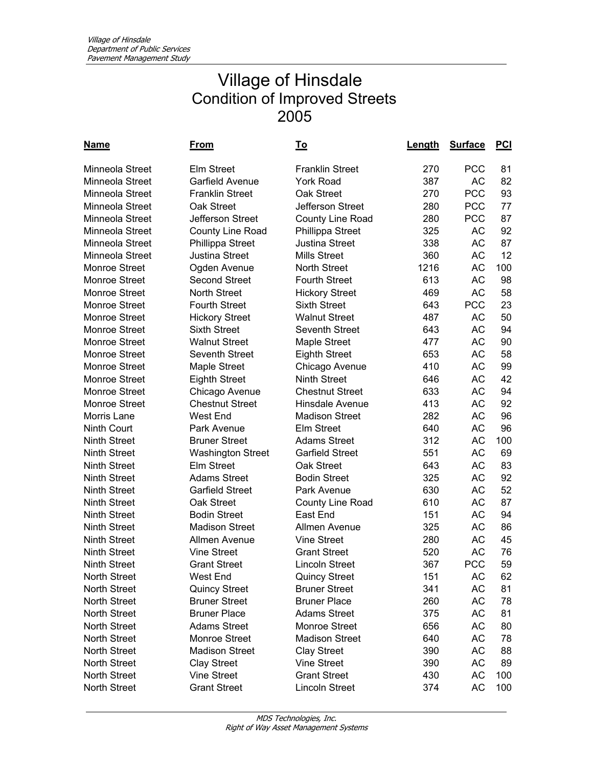# Village of Hinsdale
## Condition of Improved Streets
## 2005

| Name | From | To | Length | Surface | PCI |
|---|---|---|---|---|---|
| Minneola Street | Elm Street | Franklin Street | 270 | PCC | 81 |
| Minneola Street | Garfield Avenue | York Road | 387 | AC | 82 |
| Minneola Street | Franklin Street | Oak Street | 270 | PCC | 93 |
| Minneola Street | Oak Street | Jefferson Street | 280 | PCC | 77 |
| Minneola Street | Jefferson Street | County Line Road | 280 | PCC | 87 |
| Minneola Street | County Line Road | Phillippa Street | 325 | AC | 92 |
| Minneola Street | Phillippa Street | Justina Street | 338 | AC | 87 |
| Minneola Street | Justina Street | Mills Street | 360 | AC | 12 |
| Monroe Street | Ogden Avenue | North Street | 1216 | AC | 100 |
| Monroe Street | Second Street | Fourth Street | 613 | AC | 98 |
| Monroe Street | North Street | Hickory Street | 469 | AC | 58 |
| Monroe Street | Fourth Street | Sixth Street | 643 | PCC | 23 |
| Monroe Street | Hickory Street | Walnut Street | 487 | AC | 50 |
| Monroe Street | Sixth Street | Seventh Street | 643 | AC | 94 |
| Monroe Street | Walnut Street | Maple Street | 477 | AC | 90 |
| Monroe Street | Seventh Street | Eighth Street | 653 | AC | 58 |
| Monroe Street | Maple Street | Chicago Avenue | 410 | AC | 99 |
| Monroe Street | Eighth Street | Ninth Street | 646 | AC | 42 |
| Monroe Street | Chicago Avenue | Chestnut Street | 633 | AC | 94 |
| Monroe Street | Chestnut Street | Hinsdale Avenue | 413 | AC | 92 |
| Morris Lane | West End | Madison Street | 282 | AC | 96 |
| Ninth Court | Park Avenue | Elm Street | 640 | AC | 96 |
| Ninth Street | Bruner Street | Adams Street | 312 | AC | 100 |
| Ninth Street | Washington Street | Garfield Street | 551 | AC | 69 |
| Ninth Street | Elm Street | Oak Street | 643 | AC | 83 |
| Ninth Street | Adams Street | Bodin Street | 325 | AC | 92 |
| Ninth Street | Garfield Street | Park Avenue | 630 | AC | 52 |
| Ninth Street | Oak Street | County Line Road | 610 | AC | 87 |
| Ninth Street | Bodin Street | East End | 151 | AC | 94 |
| Ninth Street | Madison Street | Allmen Avenue | 325 | AC | 86 |
| Ninth Street | Allmen Avenue | Vine Street | 280 | AC | 45 |
| Ninth Street | Vine Street | Grant Street | 520 | AC | 76 |
| Ninth Street | Grant Street | Lincoln Street | 367 | PCC | 59 |
| North Street | West End | Quincy Street | 151 | AC | 62 |
| North Street | Quincy Street | Bruner Street | 341 | AC | 81 |
| North Street | Bruner Street | Bruner Place | 260 | AC | 78 |
| North Street | Bruner Place | Adams Street | 375 | AC | 81 |
| North Street | Adams Street | Monroe Street | 656 | AC | 80 |
| North Street | Monroe Street | Madison Street | 640 | AC | 78 |
| North Street | Madison Street | Clay Street | 390 | AC | 88 |
| North Street | Clay Street | Vine Street | 390 | AC | 89 |
| North Street | Vine Street | Grant Street | 430 | AC | 100 |
| North Street | Grant Street | Lincoln Street | 374 | AC | 100 |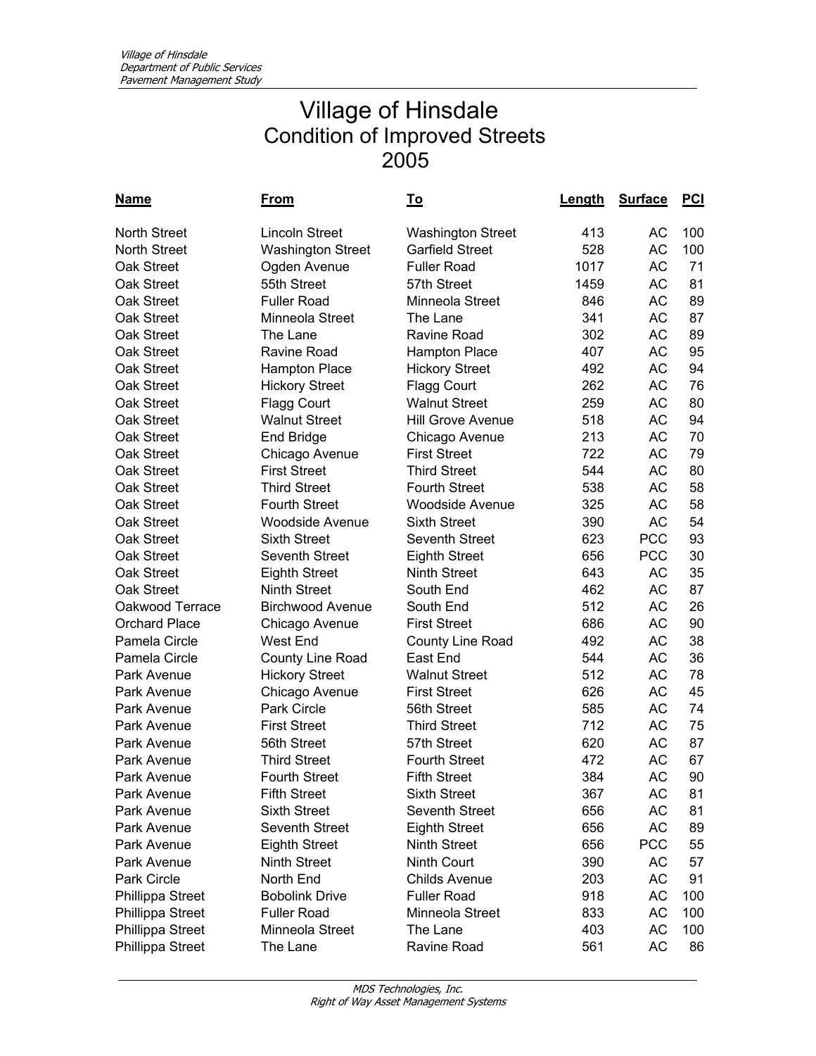# Village of Hinsdale
## Condition of Improved Streets
## 2005

| Name | From | To | Length | Surface | PCI |
|---|---|---|---|---|---|
| North Street | Lincoln Street | Washington Street | 413 | AC | 100 |
| North Street | Washington Street | Garfield Street | 528 | AC | 100 |
| Oak Street | Ogden Avenue | Fuller Road | 1017 | AC | 71 |
| Oak Street | 55th Street | 57th Street | 1459 | AC | 81 |
| Oak Street | Fuller Road | Minneola Street | 846 | AC | 89 |
| Oak Street | Minneola Street | The Lane | 341 | AC | 87 |
| Oak Street | The Lane | Ravine Road | 302 | AC | 89 |
| Oak Street | Ravine Road | Hampton Place | 407 | AC | 95 |
| Oak Street | Hampton Place | Hickory Street | 492 | AC | 94 |
| Oak Street | Hickory Street | Flagg Court | 262 | AC | 76 |
| Oak Street | Flagg Court | Walnut Street | 259 | AC | 80 |
| Oak Street | Walnut Street | Hill Grove Avenue | 518 | AC | 94 |
| Oak Street | End Bridge | Chicago Avenue | 213 | AC | 70 |
| Oak Street | Chicago Avenue | First Street | 722 | AC | 79 |
| Oak Street | First Street | Third Street | 544 | AC | 80 |
| Oak Street | Third Street | Fourth Street | 538 | AC | 58 |
| Oak Street | Fourth Street | Woodside Avenue | 325 | AC | 58 |
| Oak Street | Woodside Avenue | Sixth Street | 390 | AC | 54 |
| Oak Street | Sixth Street | Seventh Street | 623 | PCC | 93 |
| Oak Street | Seventh Street | Eighth Street | 656 | PCC | 30 |
| Oak Street | Eighth Street | Ninth Street | 643 | AC | 35 |
| Oak Street | Ninth Street | South End | 462 | AC | 87 |
| Oakwood Terrace | Birchwood Avenue | South End | 512 | AC | 26 |
| Orchard Place | Chicago Avenue | First Street | 686 | AC | 90 |
| Pamela Circle | West End | County Line Road | 492 | AC | 38 |
| Pamela Circle | County Line Road | East End | 544 | AC | 36 |
| Park Avenue | Hickory Street | Walnut Street | 512 | AC | 78 |
| Park Avenue | Chicago Avenue | First Street | 626 | AC | 45 |
| Park Avenue | Park Circle | 56th Street | 585 | AC | 74 |
| Park Avenue | First Street | Third Street | 712 | AC | 75 |
| Park Avenue | 56th Street | 57th Street | 620 | AC | 87 |
| Park Avenue | Third Street | Fourth Street | 472 | AC | 67 |
| Park Avenue | Fourth Street | Fifth Street | 384 | AC | 90 |
| Park Avenue | Fifth Street | Sixth Street | 367 | AC | 81 |
| Park Avenue | Sixth Street | Seventh Street | 656 | AC | 81 |
| Park Avenue | Seventh Street | Eighth Street | 656 | AC | 89 |
| Park Avenue | Eighth Street | Ninth Street | 656 | PCC | 55 |
| Park Avenue | Ninth Street | Ninth Court | 390 | AC | 57 |
| Park Circle | North End | Childs Avenue | 203 | AC | 91 |
| Phillippa Street | Bobolink Drive | Fuller Road | 918 | AC | 100 |
| Phillippa Street | Fuller Road | Minneola Street | 833 | AC | 100 |
| Phillippa Street | Minneola Street | The Lane | 403 | AC | 100 |
| Phillippa Street | The Lane | Ravine Road | 561 | AC | 86 |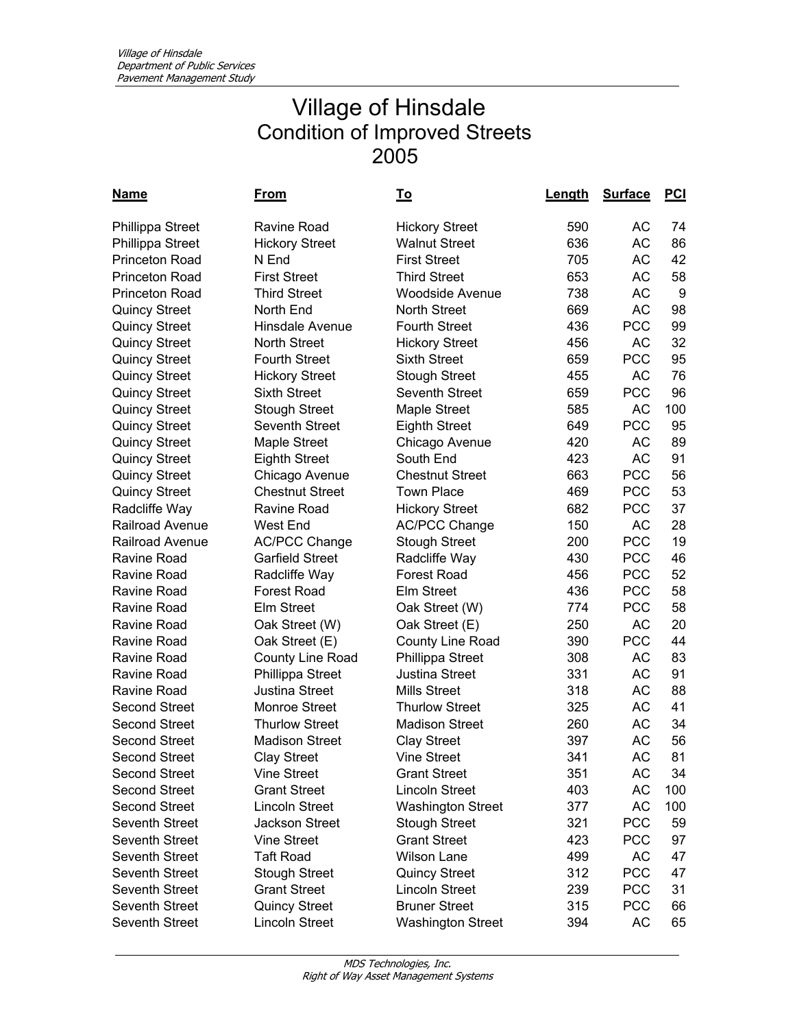# Village of Hinsdale
## Condition of Improved Streets
## 2005

| Name | From | To | Length | Surface | PCI |
|---|---|---|---|---|---|
| Phillippa Street | Ravine Road | Hickory Street | 590 | AC | 74 |
| Phillippa Street | Hickory Street | Walnut Street | 636 | AC | 86 |
| Princeton Road | N End | First Street | 705 | AC | 42 |
| Princeton Road | First Street | Third Street | 653 | AC | 58 |
| Princeton Road | Third Street | Woodside Avenue | 738 | AC | 9 |
| Quincy Street | North End | North Street | 669 | AC | 98 |
| Quincy Street | Hinsdale Avenue | Fourth Street | 436 | PCC | 99 |
| Quincy Street | North Street | Hickory Street | 456 | AC | 32 |
| Quincy Street | Fourth Street | Sixth Street | 659 | PCC | 95 |
| Quincy Street | Hickory Street | Stough Street | 455 | AC | 76 |
| Quincy Street | Sixth Street | Seventh Street | 659 | PCC | 96 |
| Quincy Street | Stough Street | Maple Street | 585 | AC | 100 |
| Quincy Street | Seventh Street | Eighth Street | 649 | PCC | 95 |
| Quincy Street | Maple Street | Chicago Avenue | 420 | AC | 89 |
| Quincy Street | Eighth Street | South End | 423 | AC | 91 |
| Quincy Street | Chicago Avenue | Chestnut Street | 663 | PCC | 56 |
| Quincy Street | Chestnut Street | Town Place | 469 | PCC | 53 |
| Radcliffe Way | Ravine Road | Hickory Street | 682 | PCC | 37 |
| Railroad Avenue | West End | AC/PCC Change | 150 | AC | 28 |
| Railroad Avenue | AC/PCC Change | Stough Street | 200 | PCC | 19 |
| Ravine Road | Garfield Street | Radcliffe Way | 430 | PCC | 46 |
| Ravine Road | Radcliffe Way | Forest Road | 456 | PCC | 52 |
| Ravine Road | Forest Road | Elm Street | 436 | PCC | 58 |
| Ravine Road | Elm Street | Oak Street (W) | 774 | PCC | 58 |
| Ravine Road | Oak Street (W) | Oak Street (E) | 250 | AC | 20 |
| Ravine Road | Oak Street (E) | County Line Road | 390 | PCC | 44 |
| Ravine Road | County Line Road | Phillippa Street | 308 | AC | 83 |
| Ravine Road | Phillippa Street | Justina Street | 331 | AC | 91 |
| Ravine Road | Justina Street | Mills Street | 318 | AC | 88 |
| Second Street | Monroe Street | Thurlow Street | 325 | AC | 41 |
| Second Street | Thurlow Street | Madison Street | 260 | AC | 34 |
| Second Street | Madison Street | Clay Street | 397 | AC | 56 |
| Second Street | Clay Street | Vine Street | 341 | AC | 81 |
| Second Street | Vine Street | Grant Street | 351 | AC | 34 |
| Second Street | Grant Street | Lincoln Street | 403 | AC | 100 |
| Second Street | Lincoln Street | Washington Street | 377 | AC | 100 |
| Seventh Street | Jackson Street | Stough Street | 321 | PCC | 59 |
| Seventh Street | Vine Street | Grant Street | 423 | PCC | 97 |
| Seventh Street | Taft Road | Wilson Lane | 499 | AC | 47 |
| Seventh Street | Stough Street | Quincy Street | 312 | PCC | 47 |
| Seventh Street | Grant Street | Lincoln Street | 239 | PCC | 31 |
| Seventh Street | Quincy Street | Bruner Street | 315 | PCC | 66 |
| Seventh Street | Lincoln Street | Washington Street | 394 | AC | 65 |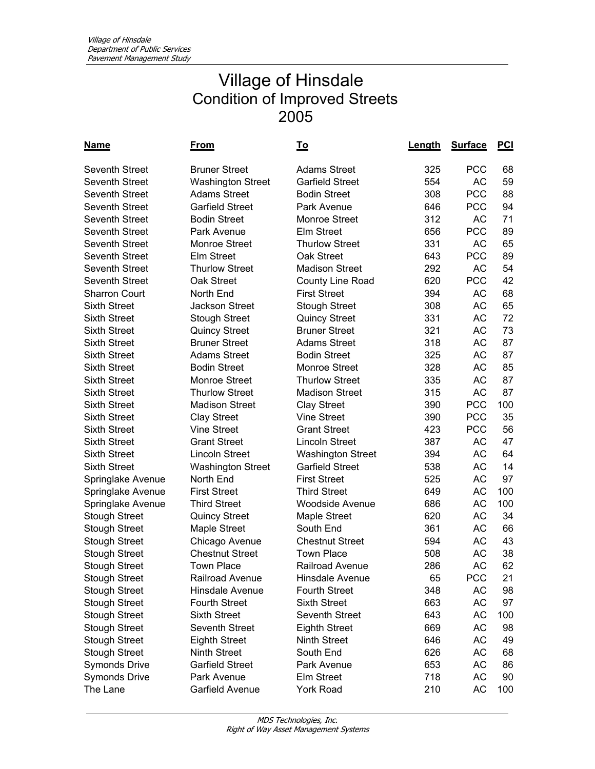# Village of Hinsdale
## Condition of Improved Streets
## 2005

| Name | From | To | Length | Surface | PCI |
|---|---|---|---|---|---|
| Seventh Street | Bruner Street | Adams Street | 325 | PCC | 68 |
| Seventh Street | Washington Street | Garfield Street | 554 | AC | 59 |
| Seventh Street | Adams Street | Bodin Street | 308 | PCC | 88 |
| Seventh Street | Garfield Street | Park Avenue | 646 | PCC | 94 |
| Seventh Street | Bodin Street | Monroe Street | 312 | AC | 71 |
| Seventh Street | Park Avenue | Elm Street | 656 | PCC | 89 |
| Seventh Street | Monroe Street | Thurlow Street | 331 | AC | 65 |
| Seventh Street | Elm Street | Oak Street | 643 | PCC | 89 |
| Seventh Street | Thurlow Street | Madison Street | 292 | AC | 54 |
| Seventh Street | Oak Street | County Line Road | 620 | PCC | 42 |
| Sharron Court | North End | First Street | 394 | AC | 68 |
| Sixth Street | Jackson Street | Stough Street | 308 | AC | 65 |
| Sixth Street | Stough Street | Quincy Street | 331 | AC | 72 |
| Sixth Street | Quincy Street | Bruner Street | 321 | AC | 73 |
| Sixth Street | Bruner Street | Adams Street | 318 | AC | 87 |
| Sixth Street | Adams Street | Bodin Street | 325 | AC | 87 |
| Sixth Street | Bodin Street | Monroe Street | 328 | AC | 85 |
| Sixth Street | Monroe Street | Thurlow Street | 335 | AC | 87 |
| Sixth Street | Thurlow Street | Madison Street | 315 | AC | 87 |
| Sixth Street | Madison Street | Clay Street | 390 | PCC | 100 |
| Sixth Street | Clay Street | Vine Street | 390 | PCC | 35 |
| Sixth Street | Vine Street | Grant Street | 423 | PCC | 56 |
| Sixth Street | Grant Street | Lincoln Street | 387 | AC | 47 |
| Sixth Street | Lincoln Street | Washington Street | 394 | AC | 64 |
| Sixth Street | Washington Street | Garfield Street | 538 | AC | 14 |
| Springlake Avenue | North End | First Street | 525 | AC | 97 |
| Springlake Avenue | First Street | Third Street | 649 | AC | 100 |
| Springlake Avenue | Third Street | Woodside Avenue | 686 | AC | 100 |
| Stough Street | Quincy Street | Maple Street | 620 | AC | 34 |
| Stough Street | Maple Street | South End | 361 | AC | 66 |
| Stough Street | Chicago Avenue | Chestnut Street | 594 | AC | 43 |
| Stough Street | Chestnut Street | Town Place | 508 | AC | 38 |
| Stough Street | Town Place | Railroad Avenue | 286 | AC | 62 |
| Stough Street | Railroad Avenue | Hinsdale Avenue | 65 | PCC | 21 |
| Stough Street | Hinsdale Avenue | Fourth Street | 348 | AC | 98 |
| Stough Street | Fourth Street | Sixth Street | 663 | AC | 97 |
| Stough Street | Sixth Street | Seventh Street | 643 | AC | 100 |
| Stough Street | Seventh Street | Eighth Street | 669 | AC | 98 |
| Stough Street | Eighth Street | Ninth Street | 646 | AC | 49 |
| Stough Street | Ninth Street | South End | 626 | AC | 68 |
| Symonds Drive | Garfield Street | Park Avenue | 653 | AC | 86 |
| Symonds Drive | Park Avenue | Elm Street | 718 | AC | 90 |
| The Lane | Garfield Avenue | York Road | 210 | AC | 100 |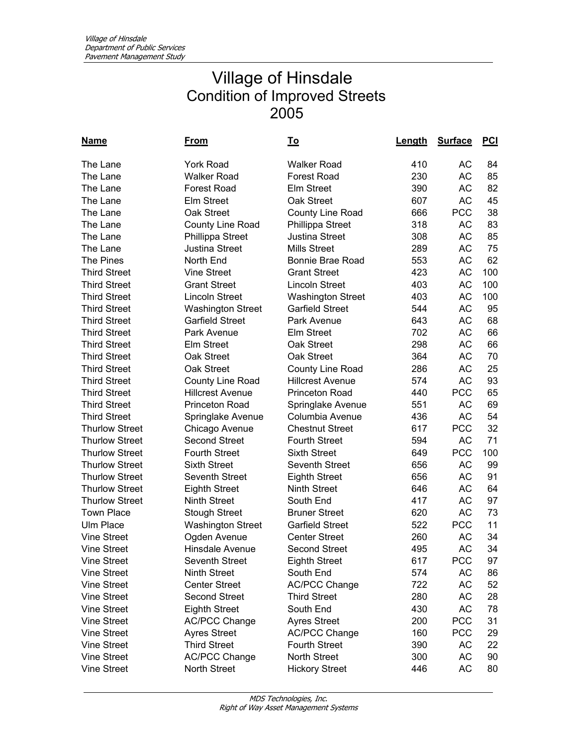# Village of Hinsdale
## Condition of Improved Streets
## 2005

| Name | From | To | Length | Surface | PCI |
|---|---|---|---|---|---|
| The Lane | York Road | Walker Road | 410 | AC | 84 |
| The Lane | Walker Road | Forest Road | 230 | AC | 85 |
| The Lane | Forest Road | Elm Street | 390 | AC | 82 |
| The Lane | Elm Street | Oak Street | 607 | AC | 45 |
| The Lane | Oak Street | County Line Road | 666 | PCC | 38 |
| The Lane | County Line Road | Phillippa Street | 318 | AC | 83 |
| The Lane | Phillippa Street | Justina Street | 308 | AC | 85 |
| The Lane | Justina Street | Mills Street | 289 | AC | 75 |
| The Pines | North End | Bonnie Brae Road | 553 | AC | 62 |
| Third Street | Vine Street | Grant Street | 423 | AC | 100 |
| Third Street | Grant Street | Lincoln Street | 403 | AC | 100 |
| Third Street | Lincoln Street | Washington Street | 403 | AC | 100 |
| Third Street | Washington Street | Garfield Street | 544 | AC | 95 |
| Third Street | Garfield Street | Park Avenue | 643 | AC | 68 |
| Third Street | Park Avenue | Elm Street | 702 | AC | 66 |
| Third Street | Elm Street | Oak Street | 298 | AC | 66 |
| Third Street | Oak Street | Oak Street | 364 | AC | 70 |
| Third Street | Oak Street | County Line Road | 286 | AC | 25 |
| Third Street | County Line Road | Hillcrest Avenue | 574 | AC | 93 |
| Third Street | Hillcrest Avenue | Princeton Road | 440 | PCC | 65 |
| Third Street | Princeton Road | Springlake Avenue | 551 | AC | 69 |
| Third Street | Springlake Avenue | Columbia Avenue | 436 | AC | 54 |
| Thurlow Street | Chicago Avenue | Chestnut Street | 617 | PCC | 32 |
| Thurlow Street | Second Street | Fourth Street | 594 | AC | 71 |
| Thurlow Street | Fourth Street | Sixth Street | 649 | PCC | 100 |
| Thurlow Street | Sixth Street | Seventh Street | 656 | AC | 99 |
| Thurlow Street | Seventh Street | Eighth Street | 656 | AC | 91 |
| Thurlow Street | Eighth Street | Ninth Street | 646 | AC | 64 |
| Thurlow Street | Ninth Street | South End | 417 | AC | 97 |
| Town Place | Stough Street | Bruner Street | 620 | AC | 73 |
| Ulm Place | Washington Street | Garfield Street | 522 | PCC | 11 |
| Vine Street | Ogden Avenue | Center Street | 260 | AC | 34 |
| Vine Street | Hinsdale Avenue | Second Street | 495 | AC | 34 |
| Vine Street | Seventh Street | Eighth Street | 617 | PCC | 97 |
| Vine Street | Ninth Street | South End | 574 | AC | 86 |
| Vine Street | Center Street | AC/PCC Change | 722 | AC | 52 |
| Vine Street | Second Street | Third Street | 280 | AC | 28 |
| Vine Street | Eighth Street | South End | 430 | AC | 78 |
| Vine Street | AC/PCC Change | Ayres Street | 200 | PCC | 31 |
| Vine Street | Ayres Street | AC/PCC Change | 160 | PCC | 29 |
| Vine Street | Third Street | Fourth Street | 390 | AC | 22 |
| Vine Street | AC/PCC Change | North Street | 300 | AC | 90 |
| Vine Street | North Street | Hickory Street | 446 | AC | 80 |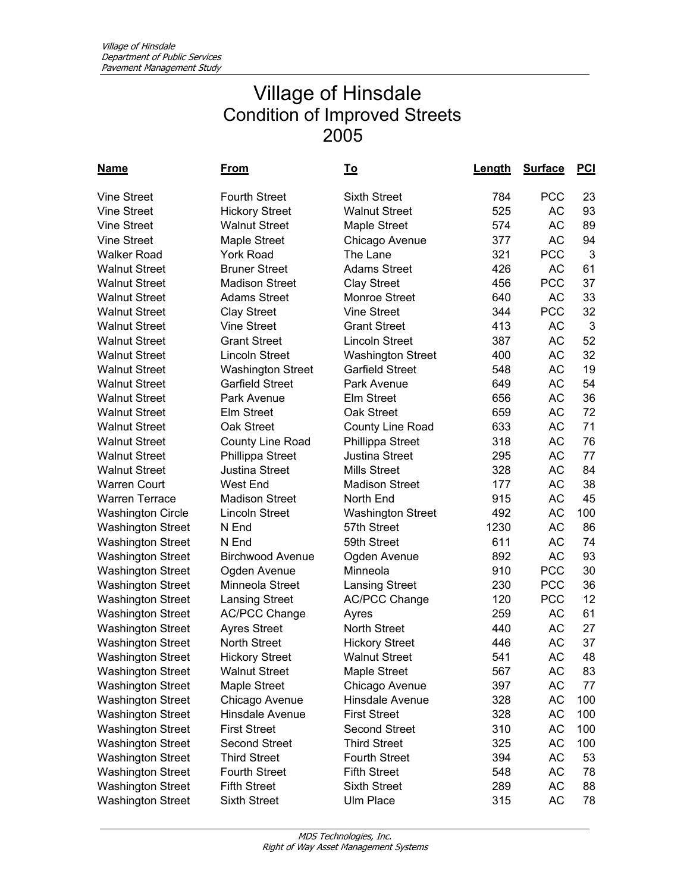# Village of Hinsdale
## Condition of Improved Streets
## 2005

| Name | From | To | Length | Surface | PCI |
|---|---|---|---|---|---|
| Vine Street | Fourth Street | Sixth Street | 784 | PCC | 23 |
| Vine Street | Hickory Street | Walnut Street | 525 | AC | 93 |
| Vine Street | Walnut Street | Maple Street | 574 | AC | 89 |
| Vine Street | Maple Street | Chicago Avenue | 377 | AC | 94 |
| Walker Road | York Road | The Lane | 321 | PCC | 3 |
| Walnut Street | Bruner Street | Adams Street | 426 | AC | 61 |
| Walnut Street | Madison Street | Clay Street | 456 | PCC | 37 |
| Walnut Street | Adams Street | Monroe Street | 640 | AC | 33 |
| Walnut Street | Clay Street | Vine Street | 344 | PCC | 32 |
| Walnut Street | Vine Street | Grant Street | 413 | AC | 3 |
| Walnut Street | Grant Street | Lincoln Street | 387 | AC | 52 |
| Walnut Street | Lincoln Street | Washington Street | 400 | AC | 32 |
| Walnut Street | Washington Street | Garfield Street | 548 | AC | 19 |
| Walnut Street | Garfield Street | Park Avenue | 649 | AC | 54 |
| Walnut Street | Park Avenue | Elm Street | 656 | AC | 36 |
| Walnut Street | Elm Street | Oak Street | 659 | AC | 72 |
| Walnut Street | Oak Street | County Line Road | 633 | AC | 71 |
| Walnut Street | County Line Road | Phillippa Street | 318 | AC | 76 |
| Walnut Street | Phillippa Street | Justina Street | 295 | AC | 77 |
| Walnut Street | Justina Street | Mills Street | 328 | AC | 84 |
| Warren Court | West End | Madison Street | 177 | AC | 38 |
| Warren Terrace | Madison Street | North End | 915 | AC | 45 |
| Washington Circle | Lincoln Street | Washington Street | 492 | AC | 100 |
| Washington Street | N End | 57th Street | 1230 | AC | 86 |
| Washington Street | N End | 59th Street | 611 | AC | 74 |
| Washington Street | Birchwood Avenue | Ogden Avenue | 892 | AC | 93 |
| Washington Street | Ogden Avenue | Minneola | 910 | PCC | 30 |
| Washington Street | Minneola Street | Lansing Street | 230 | PCC | 36 |
| Washington Street | Lansing Street | AC/PCC Change | 120 | PCC | 12 |
| Washington Street | AC/PCC Change | Ayres | 259 | AC | 61 |
| Washington Street | Ayres Street | North Street | 440 | AC | 27 |
| Washington Street | North Street | Hickory Street | 446 | AC | 37 |
| Washington Street | Hickory Street | Walnut Street | 541 | AC | 48 |
| Washington Street | Walnut Street | Maple Street | 567 | AC | 83 |
| Washington Street | Maple Street | Chicago Avenue | 397 | AC | 77 |
| Washington Street | Chicago Avenue | Hinsdale Avenue | 328 | AC | 100 |
| Washington Street | Hinsdale Avenue | First Street | 328 | AC | 100 |
| Washington Street | First Street | Second Street | 310 | AC | 100 |
| Washington Street | Second Street | Third Street | 325 | AC | 100 |
| Washington Street | Third Street | Fourth Street | 394 | AC | 53 |
| Washington Street | Fourth Street | Fifth Street | 548 | AC | 78 |
| Washington Street | Fifth Street | Sixth Street | 289 | AC | 88 |
| Washington Street | Sixth Street | Ulm Place | 315 | AC | 78 |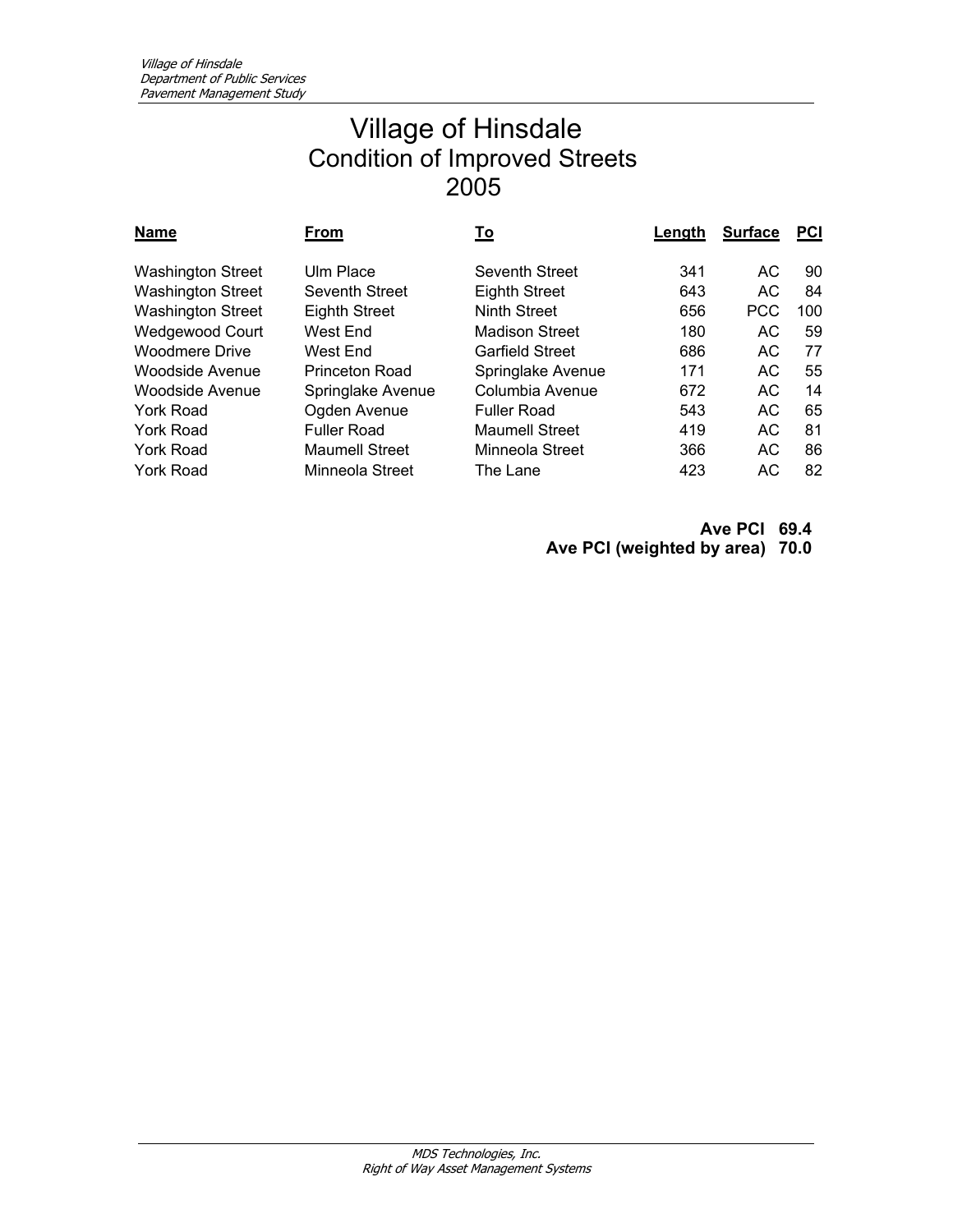# Village of Hinsdale
## Condition of Improved Streets
## 2005

| Name | From | To | Length | Surface | PCI |
|---|---|---|---|---|---|
| Washington Street | Ulm Place | Seventh Street | 341 | AC | 90 |
| Washington Street | Seventh Street | Eighth Street | 643 | AC | 84 |
| Washington Street | Eighth Street | Ninth Street | 656 | PCC | 100 |
| Wedgewood Court | West End | Madison Street | 180 | AC | 59 |
| Woodmere Drive | West End | Garfield Street | 686 | AC | 77 |
| Woodside Avenue | Princeton Road | Springlake Avenue | 171 | AC | 55 |
| Woodside Avenue | Springlake Avenue | Columbia Avenue | 672 | AC | 14 |
| York Road | Ogden Avenue | Fuller Road | 543 | AC | 65 |
| York Road | Fuller Road | Maumell Street | 419 | AC | 81 |
| York Road | Maumell Street | Minneola Street | 366 | AC | 86 |
| York Road | Minneola Street | The Lane | 423 | AC | 82 |

**Ave PCI 69.4**

**Ave PCI (weighted by area) 70.0**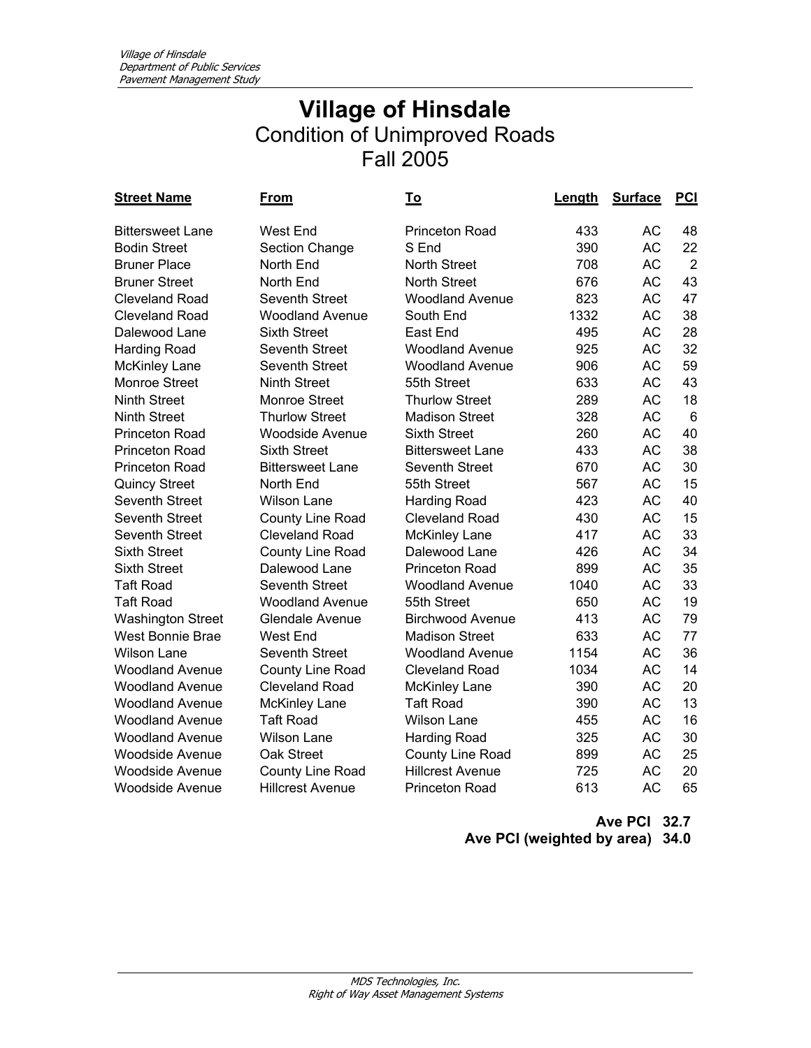# Village of Hinsdale

## Condition of Unimproved Roads

## Fall 2005

| Street Name | From | To | Length | Surface | PCI |
|---|---|---|---|---|---|
| Bittersweet Lane | West End | Princeton Road | 433 | AC | 48 |
| Bodin Street | Section Change | S End | 390 | AC | 22 |
| Bruner Place | North End | North Street | 708 | AC | 2 |
| Bruner Street | North End | North Street | 676 | AC | 43 |
| Cleveland Road | Seventh Street | Woodland Avenue | 823 | AC | 47 |
| Cleveland Road | Woodland Avenue | South End | 1332 | AC | 38 |
| Dalewood Lane | Sixth Street | East End | 495 | AC | 28 |
| Harding Road | Seventh Street | Woodland Avenue | 925 | AC | 32 |
| McKinley Lane | Seventh Street | Woodland Avenue | 906 | AC | 59 |
| Monroe Street | Ninth Street | 55th Street | 633 | AC | 43 |
| Ninth Street | Monroe Street | Thurlow Street | 289 | AC | 18 |
| Ninth Street | Thurlow Street | Madison Street | 328 | AC | 6 |
| Princeton Road | Woodside Avenue | Sixth Street | 260 | AC | 40 |
| Princeton Road | Sixth Street | Bittersweet Lane | 433 | AC | 38 |
| Princeton Road | Bittersweet Lane | Seventh Street | 670 | AC | 30 |
| Quincy Street | North End | 55th Street | 567 | AC | 15 |
| Seventh Street | Wilson Lane | Harding Road | 423 | AC | 40 |
| Seventh Street | County Line Road | Cleveland Road | 430 | AC | 15 |
| Seventh Street | Cleveland Road | McKinley Lane | 417 | AC | 33 |
| Sixth Street | County Line Road | Dalewood Lane | 426 | AC | 34 |
| Sixth Street | Dalewood Lane | Princeton Road | 899 | AC | 35 |
| Taft Road | Seventh Street | Woodland Avenue | 1040 | AC | 33 |
| Taft Road | Woodland Avenue | 55th Street | 650 | AC | 19 |
| Washington Street | Glendale Avenue | Birchwood Avenue | 413 | AC | 79 |
| West Bonnie Brae | West End | Madison Street | 633 | AC | 77 |
| Wilson Lane | Seventh Street | Woodland Avenue | 1154 | AC | 36 |
| Woodland Avenue | County Line Road | Cleveland Road | 1034 | AC | 14 |
| Woodland Avenue | Cleveland Road | McKinley Lane | 390 | AC | 20 |
| Woodland Avenue | McKinley Lane | Taft Road | 390 | AC | 13 |
| Woodland Avenue | Taft Road | Wilson Lane | 455 | AC | 16 |
| Woodland Avenue | Wilson Lane | Harding Road | 325 | AC | 30 |
| Woodside Avenue | Oak Street | County Line Road | 899 | AC | 25 |
| Woodside Avenue | County Line Road | Hillcrest Avenue | 725 | AC | 20 |
| Woodside Avenue | Hillcrest Avenue | Princeton Road | 613 | AC | 65 |

**Ave PCI 32.7**

**Ave PCI (weighted by area) 34.0**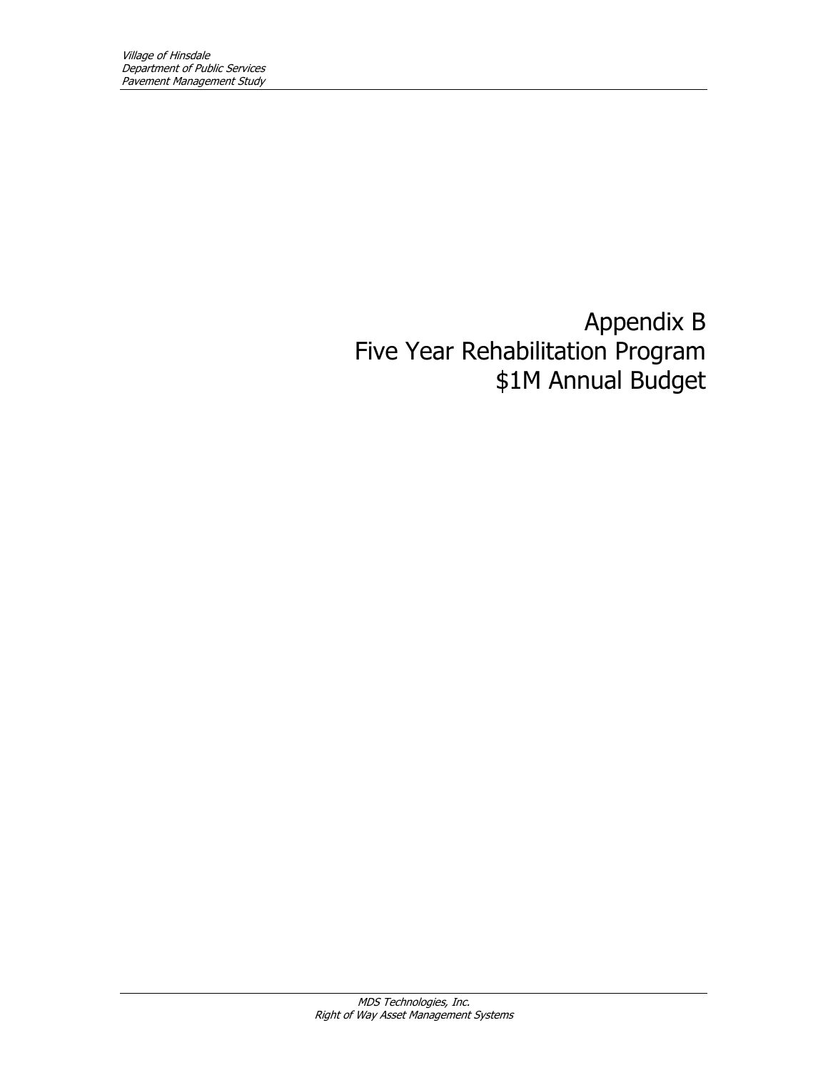# Appendix B
# Five Year Rehabilitation Program
# $1M Annual Budget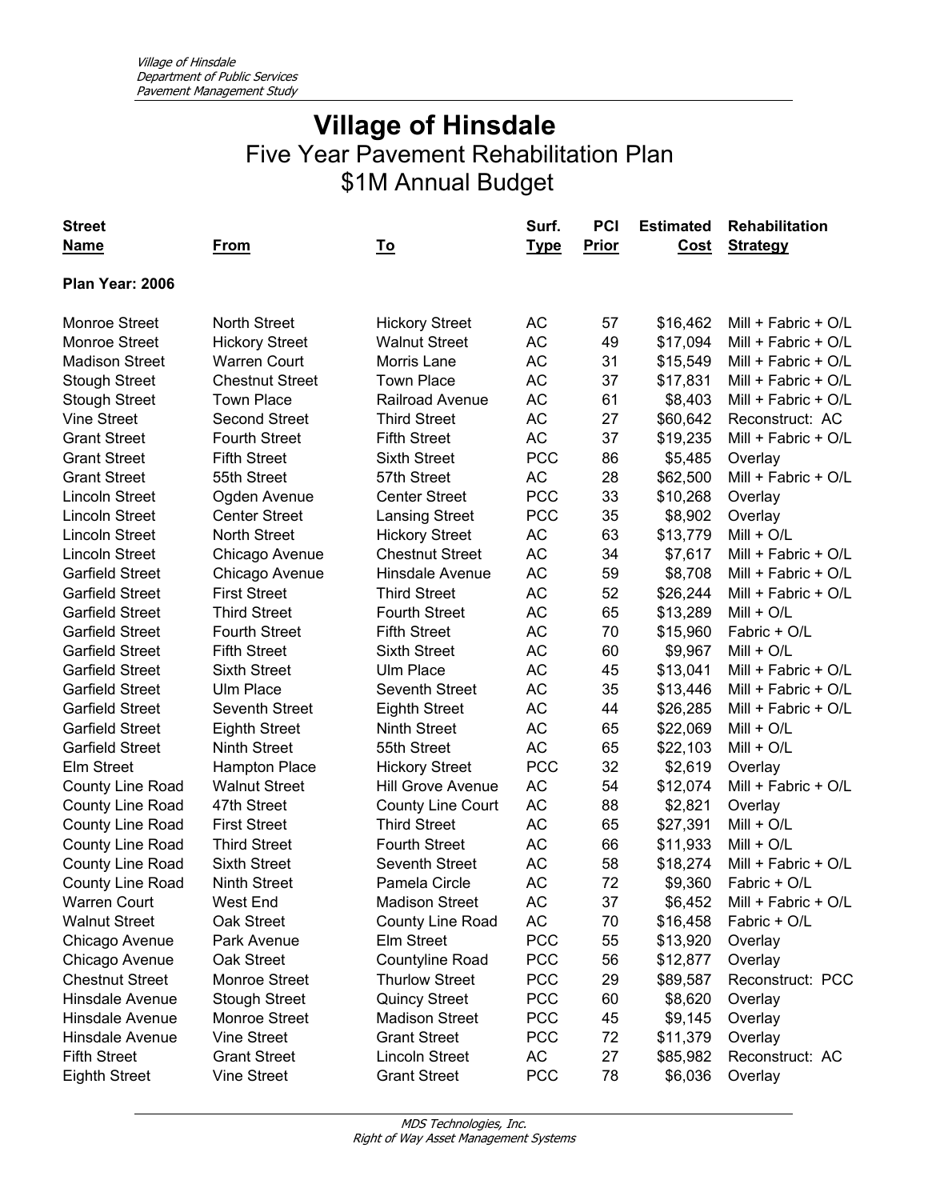# Village of Hinsdale

## Five Year Pavement Rehabilitation Plan
## $1M Annual Budget

| Street Name | From | To | Surf. Type | PCI Prior | Estimated Cost | Rehabilitation Strategy |
|---|---|---|---|---|---|---|
| **Plan Year: 2006** | | | | | | |
| Monroe Street | North Street | Hickory Street | AC | 57 | $16,462 | Mill + Fabric + O/L |
| Monroe Street | Hickory Street | Walnut Street | AC | 49 | $17,094 | Mill + Fabric + O/L |
| Madison Street | Warren Court | Morris Lane | AC | 31 | $15,549 | Mill + Fabric + O/L |
| Stough Street | Chestnut Street | Town Place | AC | 37 | $17,831 | Mill + Fabric + O/L |
| Stough Street | Town Place | Railroad Avenue | AC | 61 | $8,403 | Mill + Fabric + O/L |
| Vine Street | Second Street | Third Street | AC | 27 | $60,642 | Reconstruct: AC |
| Grant Street | Fourth Street | Fifth Street | AC | 37 | $19,235 | Mill + Fabric + O/L |
| Grant Street | Fifth Street | Sixth Street | PCC | 86 | $5,485 | Overlay |
| Grant Street | 55th Street | 57th Street | AC | 28 | $62,500 | Mill + Fabric + O/L |
| Lincoln Street | Ogden Avenue | Center Street | PCC | 33 | $10,268 | Overlay |
| Lincoln Street | Center Street | Lansing Street | PCC | 35 | $8,902 | Overlay |
| Lincoln Street | North Street | Hickory Street | AC | 63 | $13,779 | Mill + O/L |
| Lincoln Street | Chicago Avenue | Chestnut Street | AC | 34 | $7,617 | Mill + Fabric + O/L |
| Garfield Street | Chicago Avenue | Hinsdale Avenue | AC | 59 | $8,708 | Mill + Fabric + O/L |
| Garfield Street | First Street | Third Street | AC | 52 | $26,244 | Mill + Fabric + O/L |
| Garfield Street | Third Street | Fourth Street | AC | 65 | $13,289 | Mill + O/L |
| Garfield Street | Fourth Street | Fifth Street | AC | 70 | $15,960 | Fabric + O/L |
| Garfield Street | Fifth Street | Sixth Street | AC | 60 | $9,967 | Mill + O/L |
| Garfield Street | Sixth Street | Ulm Place | AC | 45 | $13,041 | Mill + Fabric + O/L |
| Garfield Street | Ulm Place | Seventh Street | AC | 35 | $13,446 | Mill + Fabric + O/L |
| Garfield Street | Seventh Street | Eighth Street | AC | 44 | $26,285 | Mill + Fabric + O/L |
| Garfield Street | Eighth Street | Ninth Street | AC | 65 | $22,069 | Mill + O/L |
| Garfield Street | Ninth Street | 55th Street | AC | 65 | $22,103 | Mill + O/L |
| Elm Street | Hampton Place | Hickory Street | PCC | 32 | $2,619 | Overlay |
| County Line Road | Walnut Street | Hill Grove Avenue | AC | 54 | $12,074 | Mill + Fabric + O/L |
| County Line Road | 47th Street | County Line Court | AC | 88 | $2,821 | Overlay |
| County Line Road | First Street | Third Street | AC | 65 | $27,391 | Mill + O/L |
| County Line Road | Third Street | Fourth Street | AC | 66 | $11,933 | Mill + O/L |
| County Line Road | Sixth Street | Seventh Street | AC | 58 | $18,274 | Mill + Fabric + O/L |
| County Line Road | Ninth Street | Pamela Circle | AC | 72 | $9,360 | Fabric + O/L |
| Warren Court | West End | Madison Street | AC | 37 | $6,452 | Mill + Fabric + O/L |
| Walnut Street | Oak Street | County Line Road | AC | 70 | $16,458 | Fabric + O/L |
| Chicago Avenue | Park Avenue | Elm Street | PCC | 55 | $13,920 | Overlay |
| Chicago Avenue | Oak Street | Countyline Road | PCC | 56 | $12,877 | Overlay |
| Chestnut Street | Monroe Street | Thurlow Street | PCC | 29 | $89,587 | Reconstruct: PCC |
| Hinsdale Avenue | Stough Street | Quincy Street | PCC | 60 | $8,620 | Overlay |
| Hinsdale Avenue | Monroe Street | Madison Street | PCC | 45 | $9,145 | Overlay |
| Hinsdale Avenue | Vine Street | Grant Street | PCC | 72 | $11,379 | Overlay |
| Fifth Street | Grant Street | Lincoln Street | AC | 27 | $85,982 | Reconstruct: AC |
| Eighth Street | Vine Street | Grant Street | PCC | 78 | $6,036 | Overlay |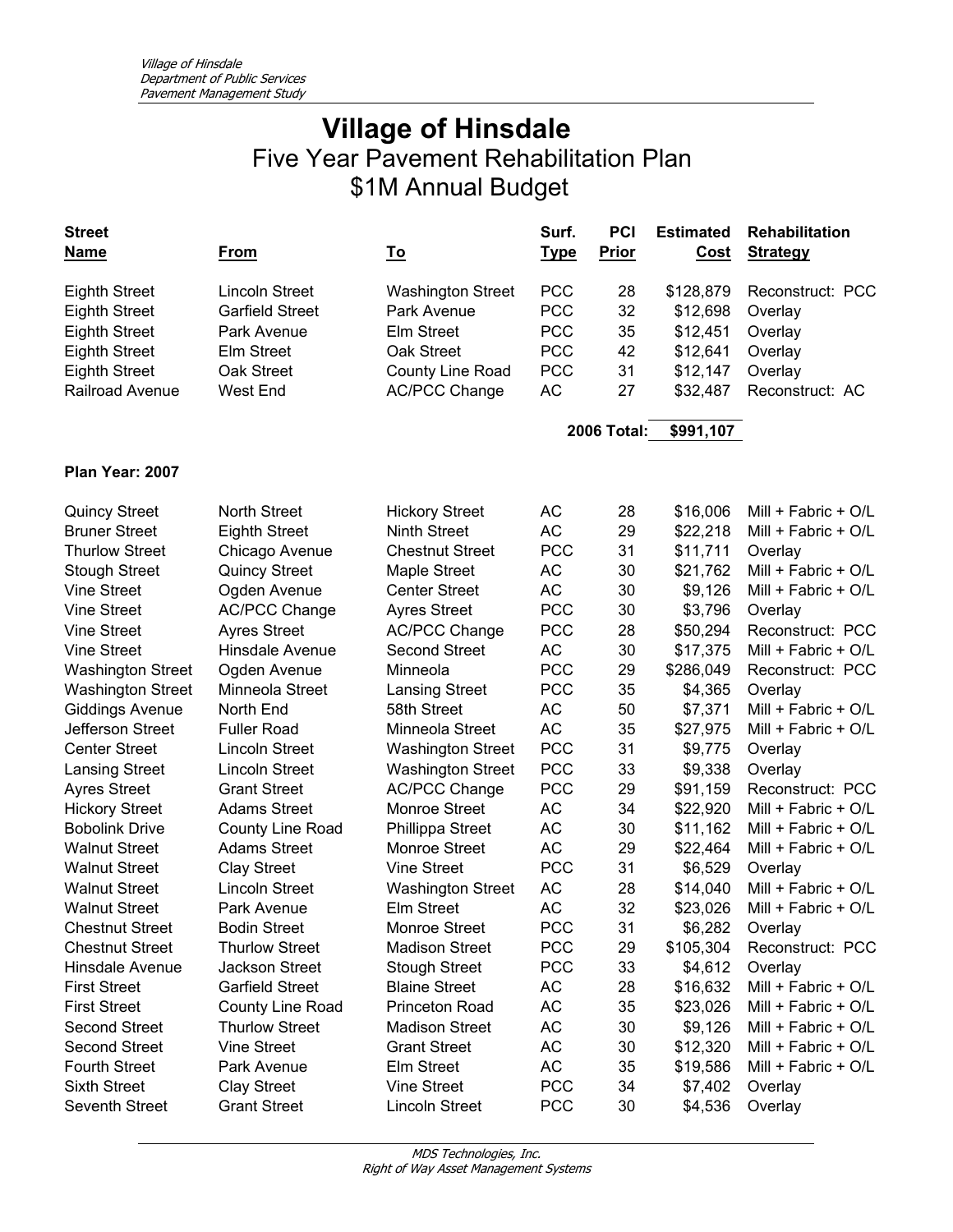# Village of Hinsdale

## Five Year Pavement Rehabilitation Plan
## $1M Annual Budget

| Street Name | From | To | Surf. Type | PCI Prior | Estimated Cost | Rehabilitation Strategy |
|---|---|---|---|---|---|---|
| Eighth Street | Lincoln Street | Washington Street | PCC | 28 | $128,879 | Reconstruct: PCC |
| Eighth Street | Garfield Street | Park Avenue | PCC | 32 | $12,698 | Overlay |
| Eighth Street | Park Avenue | Elm Street | PCC | 35 | $12,451 | Overlay |
| Eighth Street | Elm Street | Oak Street | PCC | 42 | $12,641 | Overlay |
| Eighth Street | Oak Street | County Line Road | PCC | 31 | $12,147 | Overlay |
| Railroad Avenue | West End | AC/PCC Change | AC | 27 | $32,487 | Reconstruct: AC |
| | | | | 2006 Total: | $991,107 | |

**Plan Year: 2007**

| Street Name | From | To | Surf. Type | PCI Prior | Estimated Cost | Rehabilitation Strategy |
|---|---|---|---|---|---|---|
| Quincy Street | North Street | Hickory Street | AC | 28 | $16,006 | Mill + Fabric + O/L |
| Bruner Street | Eighth Street | Ninth Street | AC | 29 | $22,218 | Mill + Fabric + O/L |
| Thurlow Street | Chicago Avenue | Chestnut Street | PCC | 31 | $11,711 | Overlay |
| Stough Street | Quincy Street | Maple Street | AC | 30 | $21,762 | Mill + Fabric + O/L |
| Vine Street | Ogden Avenue | Center Street | AC | 30 | $9,126 | Mill + Fabric + O/L |
| Vine Street | AC/PCC Change | Ayres Street | PCC | 30 | $3,796 | Overlay |
| Vine Street | Ayres Street | AC/PCC Change | PCC | 28 | $50,294 | Reconstruct: PCC |
| Vine Street | Hinsdale Avenue | Second Street | AC | 30 | $17,375 | Mill + Fabric + O/L |
| Washington Street | Ogden Avenue | Minneola | PCC | 29 | $286,049 | Reconstruct: PCC |
| Washington Street | Minneola Street | Lansing Street | PCC | 35 | $4,365 | Overlay |
| Giddings Avenue | North End | 58th Street | AC | 50 | $7,371 | Mill + Fabric + O/L |
| Jefferson Street | Fuller Road | Minneola Street | AC | 35 | $27,975 | Mill + Fabric + O/L |
| Center Street | Lincoln Street | Washington Street | PCC | 31 | $9,775 | Overlay |
| Lansing Street | Lincoln Street | Washington Street | PCC | 33 | $9,338 | Overlay |
| Ayres Street | Grant Street | AC/PCC Change | PCC | 29 | $91,159 | Reconstruct: PCC |
| Hickory Street | Adams Street | Monroe Street | AC | 34 | $22,920 | Mill + Fabric + O/L |
| Bobolink Drive | County Line Road | Phillippa Street | AC | 30 | $11,162 | Mill + Fabric + O/L |
| Walnut Street | Adams Street | Monroe Street | AC | 29 | $22,464 | Mill + Fabric + O/L |
| Walnut Street | Clay Street | Vine Street | PCC | 31 | $6,529 | Overlay |
| Walnut Street | Lincoln Street | Washington Street | AC | 28 | $14,040 | Mill + Fabric + O/L |
| Walnut Street | Park Avenue | Elm Street | AC | 32 | $23,026 | Mill + Fabric + O/L |
| Chestnut Street | Bodin Street | Monroe Street | PCC | 31 | $6,282 | Overlay |
| Chestnut Street | Thurlow Street | Madison Street | PCC | 29 | $105,304 | Reconstruct: PCC |
| Hinsdale Avenue | Jackson Street | Stough Street | PCC | 33 | $4,612 | Overlay |
| First Street | Garfield Street | Blaine Street | AC | 28 | $16,632 | Mill + Fabric + O/L |
| First Street | County Line Road | Princeton Road | AC | 35 | $23,026 | Mill + Fabric + O/L |
| Second Street | Thurlow Street | Madison Street | AC | 30 | $9,126 | Mill + Fabric + O/L |
| Second Street | Vine Street | Grant Street | AC | 30 | $12,320 | Mill + Fabric + O/L |
| Fourth Street | Park Avenue | Elm Street | AC | 35 | $19,586 | Mill + Fabric + O/L |
| Sixth Street | Clay Street | Vine Street | PCC | 34 | $7,402 | Overlay |
| Seventh Street | Grant Street | Lincoln Street | PCC | 30 | $4,536 | Overlay |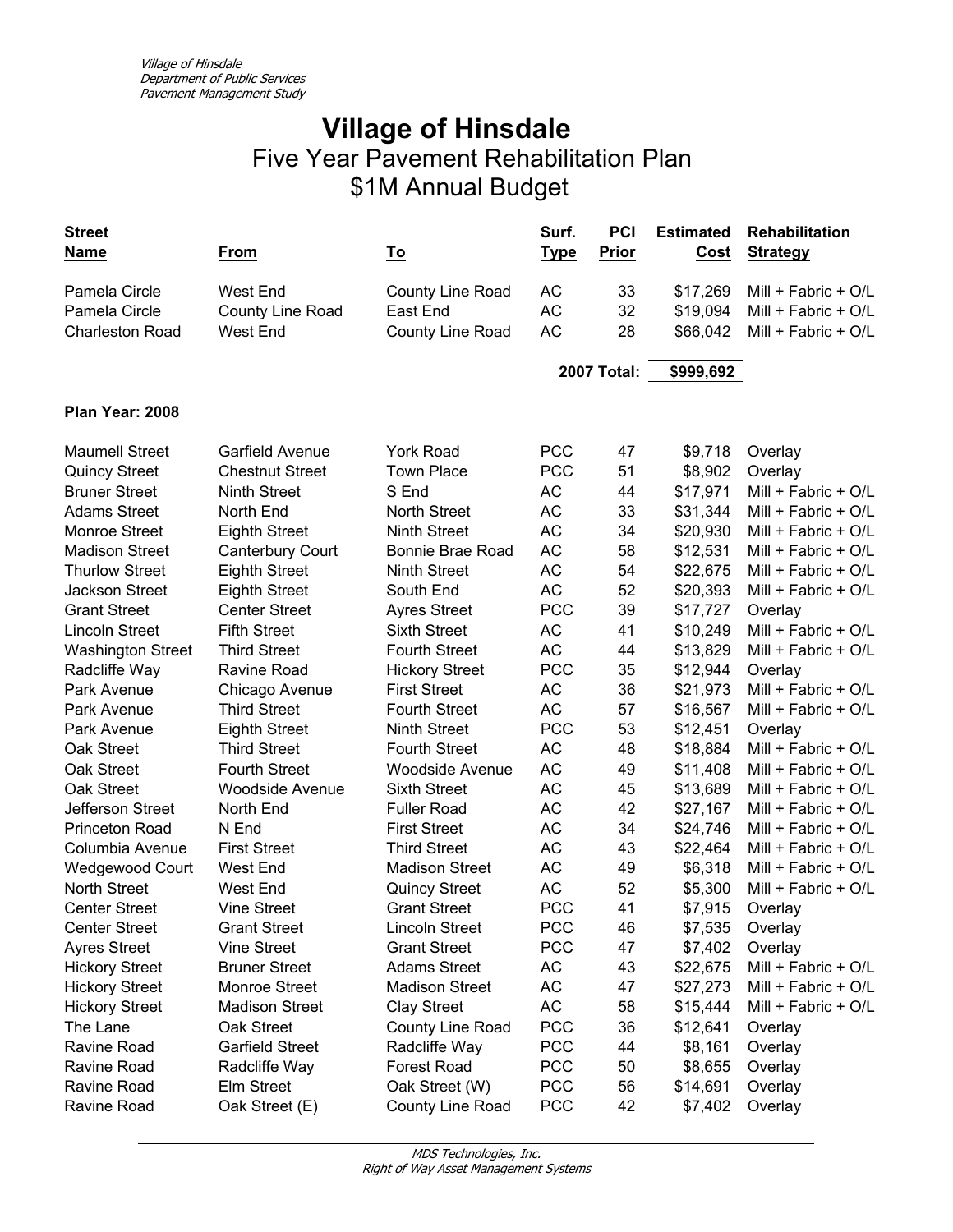# Village of Hinsdale

## Five Year Pavement Rehabilitation Plan
## $1M Annual Budget

| Street Name | From | To | Surf. Type | PCI Prior | Estimated Cost | Rehabilitation Strategy |
|---|---|---|---|---|---|---|
| Pamela Circle | West End | County Line Road | AC | 33 | $17,269 | Mill + Fabric + O/L |
| Pamela Circle | County Line Road | East End | AC | 32 | $19,094 | Mill + Fabric + O/L |
| Charleston Road | West End | County Line Road | AC | 28 | $66,042 | Mill + Fabric + O/L |
| | | | | **2007 Total:** | **$999,692** | |
| **Plan Year: 2008** | | | | | | |
| Maumell Street | Garfield Avenue | York Road | PCC | 47 | $9,718 | Overlay |
| Quincy Street | Chestnut Street | Town Place | PCC | 51 | $8,902 | Overlay |
| Bruner Street | Ninth Street | S End | AC | 44 | $17,971 | Mill + Fabric + O/L |
| Adams Street | North End | North Street | AC | 33 | $31,344 | Mill + Fabric + O/L |
| Monroe Street | Eighth Street | Ninth Street | AC | 34 | $20,930 | Mill + Fabric + O/L |
| Madison Street | Canterbury Court | Bonnie Brae Road | AC | 58 | $12,531 | Mill + Fabric + O/L |
| Thurlow Street | Eighth Street | Ninth Street | AC | 54 | $22,675 | Mill + Fabric + O/L |
| Jackson Street | Eighth Street | South End | AC | 52 | $20,393 | Mill + Fabric + O/L |
| Grant Street | Center Street | Ayres Street | PCC | 39 | $17,727 | Overlay |
| Lincoln Street | Fifth Street | Sixth Street | AC | 41 | $10,249 | Mill + Fabric + O/L |
| Washington Street | Third Street | Fourth Street | AC | 44 | $13,829 | Mill + Fabric + O/L |
| Radcliffe Way | Ravine Road | Hickory Street | PCC | 35 | $12,944 | Overlay |
| Park Avenue | Chicago Avenue | First Street | AC | 36 | $21,973 | Mill + Fabric + O/L |
| Park Avenue | Third Street | Fourth Street | AC | 57 | $16,567 | Mill + Fabric + O/L |
| Park Avenue | Eighth Street | Ninth Street | PCC | 53 | $12,451 | Overlay |
| Oak Street | Third Street | Fourth Street | AC | 48 | $18,884 | Mill + Fabric + O/L |
| Oak Street | Fourth Street | Woodside Avenue | AC | 49 | $11,408 | Mill + Fabric + O/L |
| Oak Street | Woodside Avenue | Sixth Street | AC | 45 | $13,689 | Mill + Fabric + O/L |
| Jefferson Street | North End | Fuller Road | AC | 42 | $27,167 | Mill + Fabric + O/L |
| Princeton Road | N End | First Street | AC | 34 | $24,746 | Mill + Fabric + O/L |
| Columbia Avenue | First Street | Third Street | AC | 43 | $22,464 | Mill + Fabric + O/L |
| Wedgewood Court | West End | Madison Street | AC | 49 | $6,318 | Mill + Fabric + O/L |
| North Street | West End | Quincy Street | AC | 52 | $5,300 | Mill + Fabric + O/L |
| Center Street | Vine Street | Grant Street | PCC | 41 | $7,915 | Overlay |
| Center Street | Grant Street | Lincoln Street | PCC | 46 | $7,535 | Overlay |
| Ayres Street | Vine Street | Grant Street | PCC | 47 | $7,402 | Overlay |
| Hickory Street | Bruner Street | Adams Street | AC | 43 | $22,675 | Mill + Fabric + O/L |
| Hickory Street | Monroe Street | Madison Street | AC | 47 | $27,273 | Mill + Fabric + O/L |
| Hickory Street | Madison Street | Clay Street | AC | 58 | $15,444 | Mill + Fabric + O/L |
| The Lane | Oak Street | County Line Road | PCC | 36 | $12,641 | Overlay |
| Ravine Road | Garfield Street | Radcliffe Way | PCC | 44 | $8,161 | Overlay |
| Ravine Road | Radcliffe Way | Forest Road | PCC | 50 | $8,655 | Overlay |
| Ravine Road | Elm Street | Oak Street (W) | PCC | 56 | $14,691 | Overlay |
| Ravine Road | Oak Street (E) | County Line Road | PCC | 42 | $7,402 | Overlay |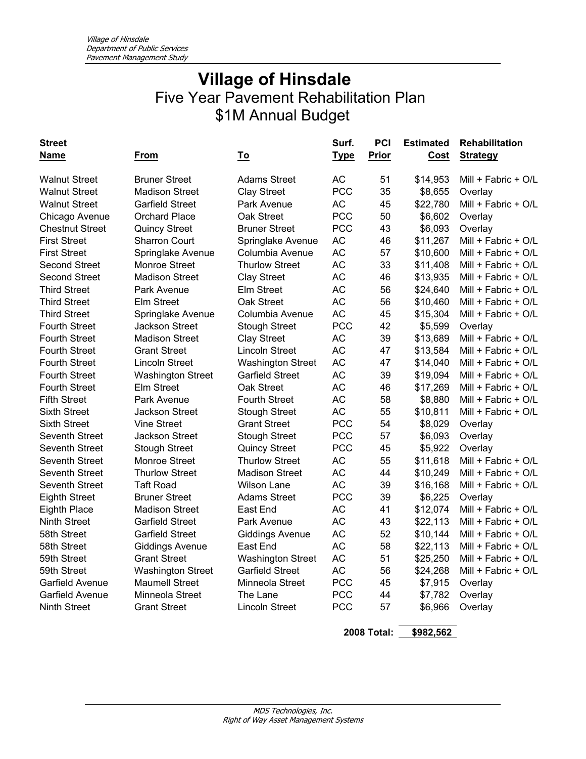# Village of Hinsdale

## Five Year Pavement Rehabilitation Plan

## $1M Annual Budget

| Street Name | From | To | Surf. Type | PCI Prior | Estimated Cost | Rehabilitation Strategy |
|---|---|---|---|---|---|---|
| Walnut Street | Bruner Street | Adams Street | AC | 51 | $14,953 | Mill + Fabric + O/L |
| Walnut Street | Madison Street | Clay Street | PCC | 35 | $8,655 | Overlay |
| Walnut Street | Garfield Street | Park Avenue | AC | 45 | $22,780 | Mill + Fabric + O/L |
| Chicago Avenue | Orchard Place | Oak Street | PCC | 50 | $6,602 | Overlay |
| Chestnut Street | Quincy Street | Bruner Street | PCC | 43 | $6,093 | Overlay |
| First Street | Sharron Court | Springlake Avenue | AC | 46 | $11,267 | Mill + Fabric + O/L |
| First Street | Springlake Avenue | Columbia Avenue | AC | 57 | $10,600 | Mill + Fabric + O/L |
| Second Street | Monroe Street | Thurlow Street | AC | 33 | $11,408 | Mill + Fabric + O/L |
| Second Street | Madison Street | Clay Street | AC | 46 | $13,935 | Mill + Fabric + O/L |
| Third Street | Park Avenue | Elm Street | AC | 56 | $24,640 | Mill + Fabric + O/L |
| Third Street | Elm Street | Oak Street | AC | 56 | $10,460 | Mill + Fabric + O/L |
| Third Street | Springlake Avenue | Columbia Avenue | AC | 45 | $15,304 | Mill + Fabric + O/L |
| Fourth Street | Jackson Street | Stough Street | PCC | 42 | $5,599 | Overlay |
| Fourth Street | Madison Street | Clay Street | AC | 39 | $13,689 | Mill + Fabric + O/L |
| Fourth Street | Grant Street | Lincoln Street | AC | 47 | $13,584 | Mill + Fabric + O/L |
| Fourth Street | Lincoln Street | Washington Street | AC | 47 | $14,040 | Mill + Fabric + O/L |
| Fourth Street | Washington Street | Garfield Street | AC | 39 | $19,094 | Mill + Fabric + O/L |
| Fourth Street | Elm Street | Oak Street | AC | 46 | $17,269 | Mill + Fabric + O/L |
| Fifth Street | Park Avenue | Fourth Street | AC | 58 | $8,880 | Mill + Fabric + O/L |
| Sixth Street | Jackson Street | Stough Street | AC | 55 | $10,811 | Mill + Fabric + O/L |
| Sixth Street | Vine Street | Grant Street | PCC | 54 | $8,029 | Overlay |
| Seventh Street | Jackson Street | Stough Street | PCC | 57 | $6,093 | Overlay |
| Seventh Street | Stough Street | Quincy Street | PCC | 45 | $5,922 | Overlay |
| Seventh Street | Monroe Street | Thurlow Street | AC | 55 | $11,618 | Mill + Fabric + O/L |
| Seventh Street | Thurlow Street | Madison Street | AC | 44 | $10,249 | Mill + Fabric + O/L |
| Seventh Street | Taft Road | Wilson Lane | AC | 39 | $16,168 | Mill + Fabric + O/L |
| Eighth Street | Bruner Street | Adams Street | PCC | 39 | $6,225 | Overlay |
| Eighth Place | Madison Street | East End | AC | 41 | $12,074 | Mill + Fabric + O/L |
| Ninth Street | Garfield Street | Park Avenue | AC | 43 | $22,113 | Mill + Fabric + O/L |
| 58th Street | Garfield Street | Giddings Avenue | AC | 52 | $10,144 | Mill + Fabric + O/L |
| 58th Street | Giddings Avenue | East End | AC | 58 | $22,113 | Mill + Fabric + O/L |
| 59th Street | Grant Street | Washington Street | AC | 51 | $25,250 | Mill + Fabric + O/L |
| 59th Street | Washington Street | Garfield Street | AC | 56 | $24,268 | Mill + Fabric + O/L |
| Garfield Avenue | Maumell Street | Minneola Street | PCC | 45 | $7,915 | Overlay |
| Garfield Avenue | Minneola Street | The Lane | PCC | 44 | $7,782 | Overlay |
| Ninth Street | Grant Street | Lincoln Street | PCC | 57 | $6,966 | Overlay |
| | | | | **2008 Total:** | **$982,562** | |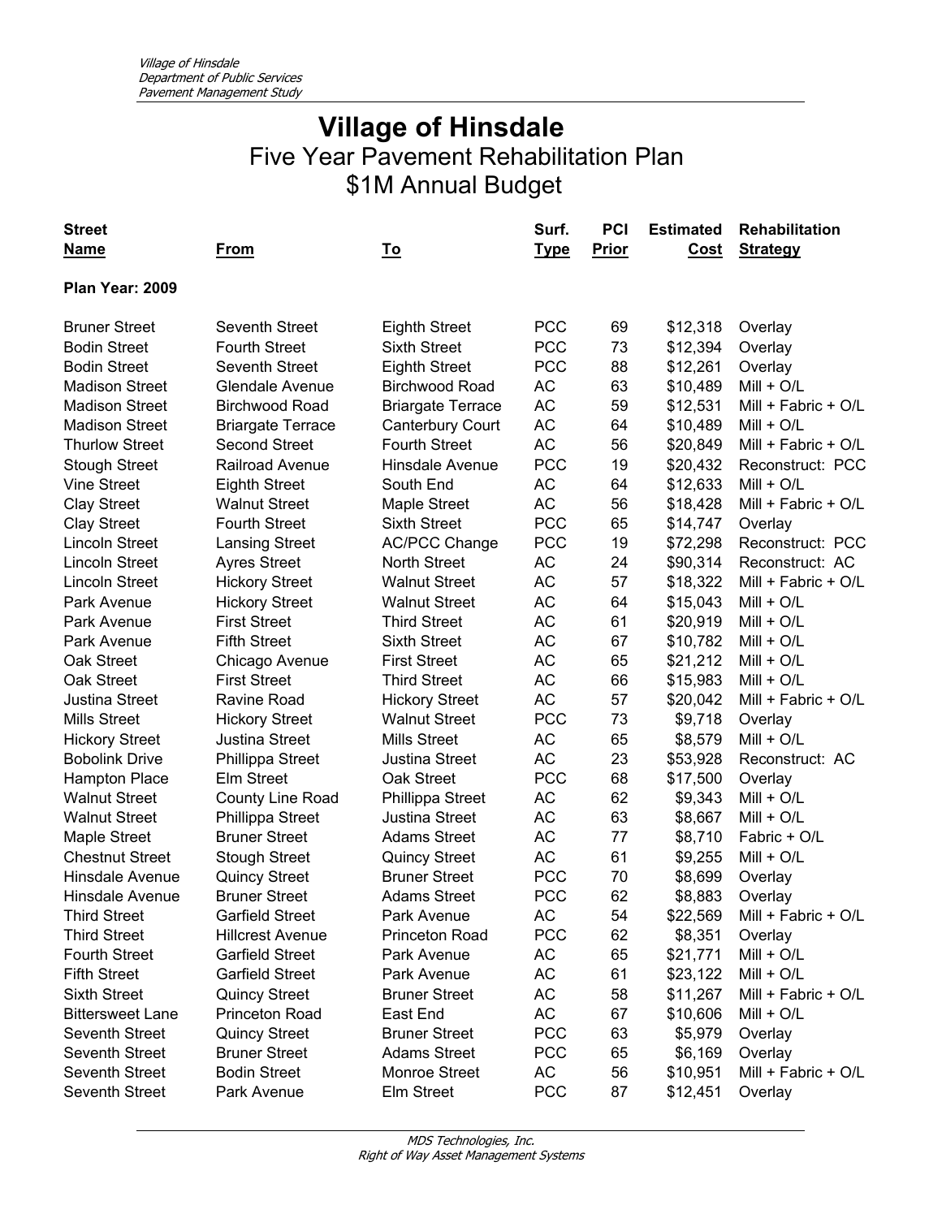# Village of Hinsdale

## Five Year Pavement Rehabilitation Plan
## $1M Annual Budget

| Street Name | From | To | Surf. Type | PCI Prior | Estimated Cost | Rehabilitation Strategy |
|---|---|---|---|---|---|---|
| **Plan Year: 2009** | | | | | | |
| Bruner Street | Seventh Street | Eighth Street | PCC | 69 | $12,318 | Overlay |
| Bodin Street | Fourth Street | Sixth Street | PCC | 73 | $12,394 | Overlay |
| Bodin Street | Seventh Street | Eighth Street | PCC | 88 | $12,261 | Overlay |
| Madison Street | Glendale Avenue | Birchwood Road | AC | 63 | $10,489 | Mill + O/L |
| Madison Street | Birchwood Road | Briargate Terrace | AC | 59 | $12,531 | Mill + Fabric + O/L |
| Madison Street | Briargate Terrace | Canterbury Court | AC | 64 | $10,489 | Mill + O/L |
| Thurlow Street | Second Street | Fourth Street | AC | 56 | $20,849 | Mill + Fabric + O/L |
| Stough Street | Railroad Avenue | Hinsdale Avenue | PCC | 19 | $20,432 | Reconstruct: PCC |
| Vine Street | Eighth Street | South End | AC | 64 | $12,633 | Mill + O/L |
| Clay Street | Walnut Street | Maple Street | AC | 56 | $18,428 | Mill + Fabric + O/L |
| Clay Street | Fourth Street | Sixth Street | PCC | 65 | $14,747 | Overlay |
| Lincoln Street | Lansing Street | AC/PCC Change | PCC | 19 | $72,298 | Reconstruct: PCC |
| Lincoln Street | Ayres Street | North Street | AC | 24 | $90,314 | Reconstruct: AC |
| Lincoln Street | Hickory Street | Walnut Street | AC | 57 | $18,322 | Mill + Fabric + O/L |
| Park Avenue | Hickory Street | Walnut Street | AC | 64 | $15,043 | Mill + O/L |
| Park Avenue | First Street | Third Street | AC | 61 | $20,919 | Mill + O/L |
| Park Avenue | Fifth Street | Sixth Street | AC | 67 | $10,782 | Mill + O/L |
| Oak Street | Chicago Avenue | First Street | AC | 65 | $21,212 | Mill + O/L |
| Oak Street | First Street | Third Street | AC | 66 | $15,983 | Mill + O/L |
| Justina Street | Ravine Road | Hickory Street | AC | 57 | $20,042 | Mill + Fabric + O/L |
| Mills Street | Hickory Street | Walnut Street | PCC | 73 | $9,718 | Overlay |
| Hickory Street | Justina Street | Mills Street | AC | 65 | $8,579 | Mill + O/L |
| Bobolink Drive | Phillippa Street | Justina Street | AC | 23 | $53,928 | Reconstruct: AC |
| Hampton Place | Elm Street | Oak Street | PCC | 68 | $17,500 | Overlay |
| Walnut Street | County Line Road | Phillippa Street | AC | 62 | $9,343 | Mill + O/L |
| Walnut Street | Phillippa Street | Justina Street | AC | 63 | $8,667 | Mill + O/L |
| Maple Street | Bruner Street | Adams Street | AC | 77 | $8,710 | Fabric + O/L |
| Chestnut Street | Stough Street | Quincy Street | AC | 61 | $9,255 | Mill + O/L |
| Hinsdale Avenue | Quincy Street | Bruner Street | PCC | 70 | $8,699 | Overlay |
| Hinsdale Avenue | Bruner Street | Adams Street | PCC | 62 | $8,883 | Overlay |
| Third Street | Garfield Street | Park Avenue | AC | 54 | $22,569 | Mill + Fabric + O/L |
| Third Street | Hillcrest Avenue | Princeton Road | PCC | 62 | $8,351 | Overlay |
| Fourth Street | Garfield Street | Park Avenue | AC | 65 | $21,771 | Mill + O/L |
| Fifth Street | Garfield Street | Park Avenue | AC | 61 | $23,122 | Mill + O/L |
| Sixth Street | Quincy Street | Bruner Street | AC | 58 | $11,267 | Mill + Fabric + O/L |
| Bittersweet Lane | Princeton Road | East End | AC | 67 | $10,606 | Mill + O/L |
| Seventh Street | Quincy Street | Bruner Street | PCC | 63 | $5,979 | Overlay |
| Seventh Street | Bruner Street | Adams Street | PCC | 65 | $6,169 | Overlay |
| Seventh Street | Bodin Street | Monroe Street | AC | 56 | $10,951 | Mill + Fabric + O/L |
| Seventh Street | Park Avenue | Elm Street | PCC | 87 | $12,451 | Overlay |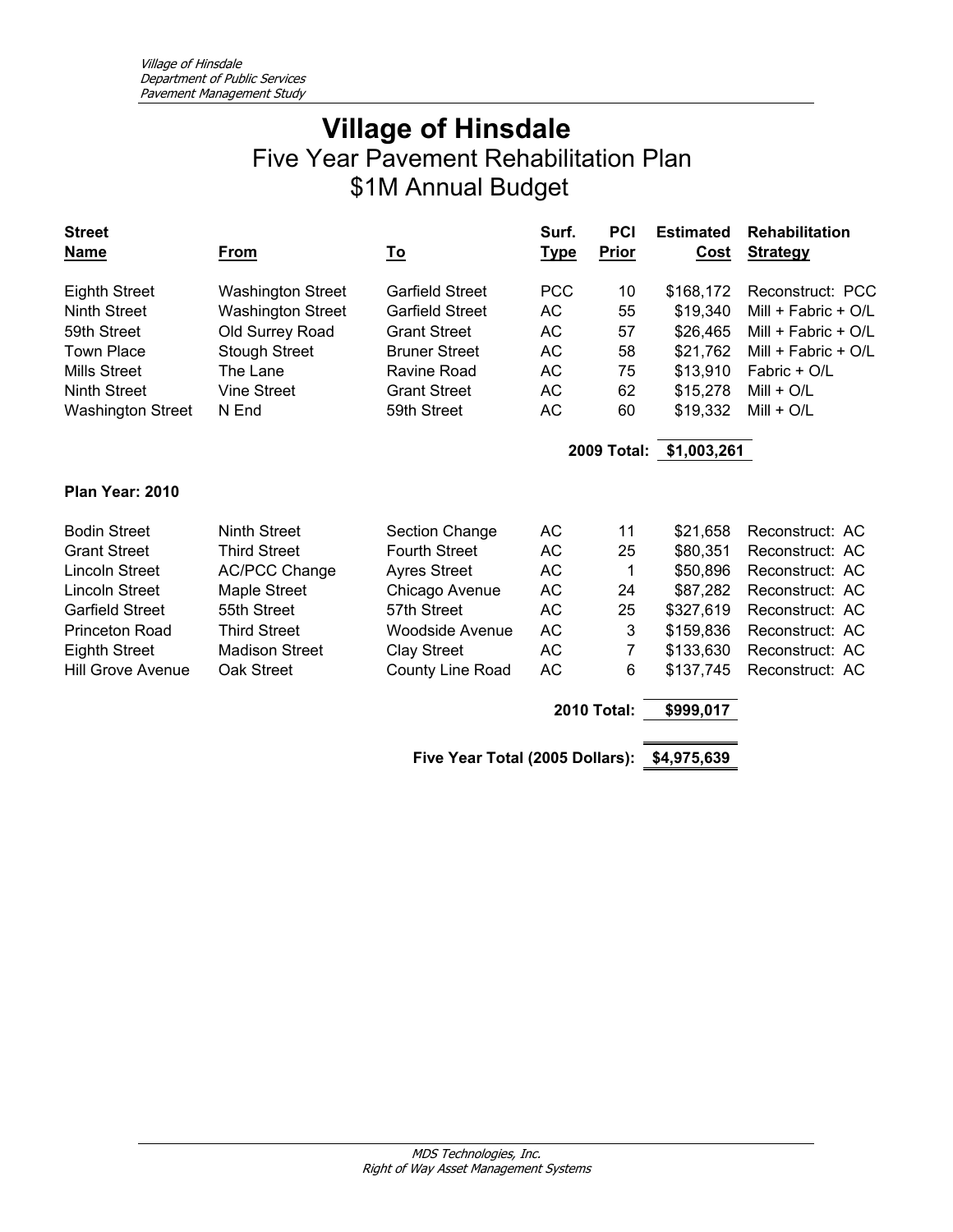# Village of Hinsdale

## Five Year Pavement Rehabilitation Plan
## $1M Annual Budget

| Street Name | From | To | Surf. Type | PCI Prior | Estimated Cost | Rehabilitation Strategy |
|---|---|---|---|---|---|---|
| Eighth Street | Washington Street | Garfield Street | PCC | 10 | $168,172 | Reconstruct: PCC |
| Ninth Street | Washington Street | Garfield Street | AC | 55 | $19,340 | Mill + Fabric + O/L |
| 59th Street | Old Surrey Road | Grant Street | AC | 57 | $26,465 | Mill + Fabric + O/L |
| Town Place | Stough Street | Bruner Street | AC | 58 | $21,762 | Mill + Fabric + O/L |
| Mills Street | The Lane | Ravine Road | AC | 75 | $13,910 | Fabric + O/L |
| Ninth Street | Vine Street | Grant Street | AC | 62 | $15,278 | Mill + O/L |
| Washington Street | N End | 59th Street | AC | 60 | $19,332 | Mill + O/L |
| | | | | **2009 Total:** | **$1,003,261** | |

**Plan Year: 2010**

| Street Name | From | To | Surf. Type | PCI Prior | Estimated Cost | Rehabilitation Strategy |
|---|---|---|---|---|---|---|
| Bodin Street | Ninth Street | Section Change | AC | 11 | $21,658 | Reconstruct: AC |
| Grant Street | Third Street | Fourth Street | AC | 25 | $80,351 | Reconstruct: AC |
| Lincoln Street | AC/PCC Change | Ayres Street | AC | 1 | $50,896 | Reconstruct: AC |
| Lincoln Street | Maple Street | Chicago Avenue | AC | 24 | $87,282 | Reconstruct: AC |
| Garfield Street | 55th Street | 57th Street | AC | 25 | $327,619 | Reconstruct: AC |
| Princeton Road | Third Street | Woodside Avenue | AC | 3 | $159,836 | Reconstruct: AC |
| Eighth Street | Madison Street | Clay Street | AC | 7 | $133,630 | Reconstruct: AC |
| Hill Grove Avenue | Oak Street | County Line Road | AC | 6 | $137,745 | Reconstruct: AC |
| | | | | **2010 Total:** | **$999,017** | |

**Five Year Total (2005 Dollars): $4,975,639**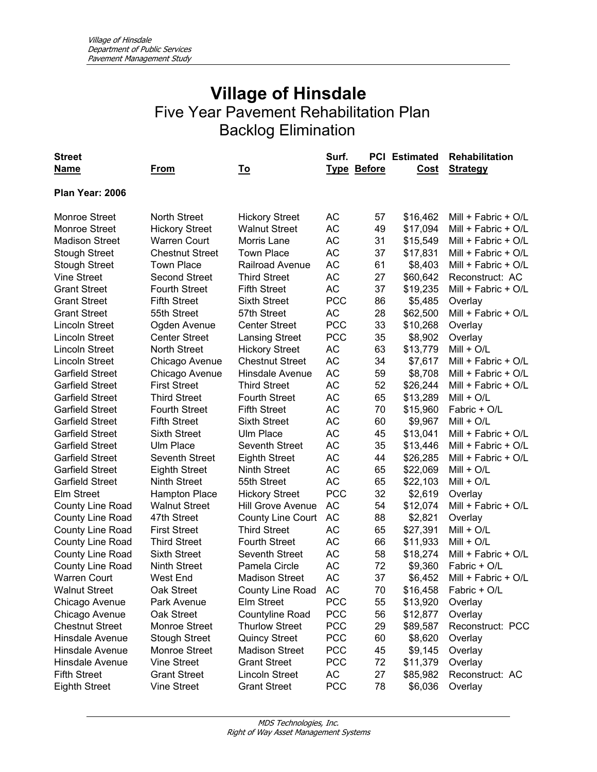# Village of Hinsdale

## Five Year Pavement Rehabilitation Plan
## Backlog Elimination

| Street Name | From | To | Surf. Type | PCI Before | Estimated Cost | Rehabilitation Strategy |
|---|---|---|---|---|---|---|
| **Plan Year: 2006** | | | | | | |
| Monroe Street | North Street | Hickory Street | AC | 57 | $16,462 | Mill + Fabric + O/L |
| Monroe Street | Hickory Street | Walnut Street | AC | 49 | $17,094 | Mill + Fabric + O/L |
| Madison Street | Warren Court | Morris Lane | AC | 31 | $15,549 | Mill + Fabric + O/L |
| Stough Street | Chestnut Street | Town Place | AC | 37 | $17,831 | Mill + Fabric + O/L |
| Stough Street | Town Place | Railroad Avenue | AC | 61 | $8,403 | Mill + Fabric + O/L |
| Vine Street | Second Street | Third Street | AC | 27 | $60,642 | Reconstruct: AC |
| Grant Street | Fourth Street | Fifth Street | AC | 37 | $19,235 | Mill + Fabric + O/L |
| Grant Street | Fifth Street | Sixth Street | PCC | 86 | $5,485 | Overlay |
| Grant Street | 55th Street | 57th Street | AC | 28 | $62,500 | Mill + Fabric + O/L |
| Lincoln Street | Ogden Avenue | Center Street | PCC | 33 | $10,268 | Overlay |
| Lincoln Street | Center Street | Lansing Street | PCC | 35 | $8,902 | Overlay |
| Lincoln Street | North Street | Hickory Street | AC | 63 | $13,779 | Mill + O/L |
| Lincoln Street | Chicago Avenue | Chestnut Street | AC | 34 | $7,617 | Mill + Fabric + O/L |
| Garfield Street | Chicago Avenue | Hinsdale Avenue | AC | 59 | $8,708 | Mill + Fabric + O/L |
| Garfield Street | First Street | Third Street | AC | 52 | $26,244 | Mill + Fabric + O/L |
| Garfield Street | Third Street | Fourth Street | AC | 65 | $13,289 | Mill + O/L |
| Garfield Street | Fourth Street | Fifth Street | AC | 70 | $15,960 | Fabric + O/L |
| Garfield Street | Fifth Street | Sixth Street | AC | 60 | $9,967 | Mill + O/L |
| Garfield Street | Sixth Street | Ulm Place | AC | 45 | $13,041 | Mill + Fabric + O/L |
| Garfield Street | Ulm Place | Seventh Street | AC | 35 | $13,446 | Mill + Fabric + O/L |
| Garfield Street | Seventh Street | Eighth Street | AC | 44 | $26,285 | Mill + Fabric + O/L |
| Garfield Street | Eighth Street | Ninth Street | AC | 65 | $22,069 | Mill + O/L |
| Garfield Street | Ninth Street | 55th Street | AC | 65 | $22,103 | Mill + O/L |
| Elm Street | Hampton Place | Hickory Street | PCC | 32 | $2,619 | Overlay |
| County Line Road | Walnut Street | Hill Grove Avenue | AC | 54 | $12,074 | Mill + Fabric + O/L |
| County Line Road | 47th Street | County Line Court | AC | 88 | $2,821 | Overlay |
| County Line Road | First Street | Third Street | AC | 65 | $27,391 | Mill + O/L |
| County Line Road | Third Street | Fourth Street | AC | 66 | $11,933 | Mill + O/L |
| County Line Road | Sixth Street | Seventh Street | AC | 58 | $18,274 | Mill + Fabric + O/L |
| County Line Road | Ninth Street | Pamela Circle | AC | 72 | $9,360 | Fabric + O/L |
| Warren Court | West End | Madison Street | AC | 37 | $6,452 | Mill + Fabric + O/L |
| Walnut Street | Oak Street | County Line Road | AC | 70 | $16,458 | Fabric + O/L |
| Chicago Avenue | Park Avenue | Elm Street | PCC | 55 | $13,920 | Overlay |
| Chicago Avenue | Oak Street | Countyline Road | PCC | 56 | $12,877 | Overlay |
| Chestnut Street | Monroe Street | Thurlow Street | PCC | 29 | $89,587 | Reconstruct: PCC |
| Hinsdale Avenue | Stough Street | Quincy Street | PCC | 60 | $8,620 | Overlay |
| Hinsdale Avenue | Monroe Street | Madison Street | PCC | 45 | $9,145 | Overlay |
| Hinsdale Avenue | Vine Street | Grant Street | PCC | 72 | $11,379 | Overlay |
| Fifth Street | Grant Street | Lincoln Street | AC | 27 | $85,982 | Reconstruct: AC |
| Eighth Street | Vine Street | Grant Street | PCC | 78 | $6,036 | Overlay |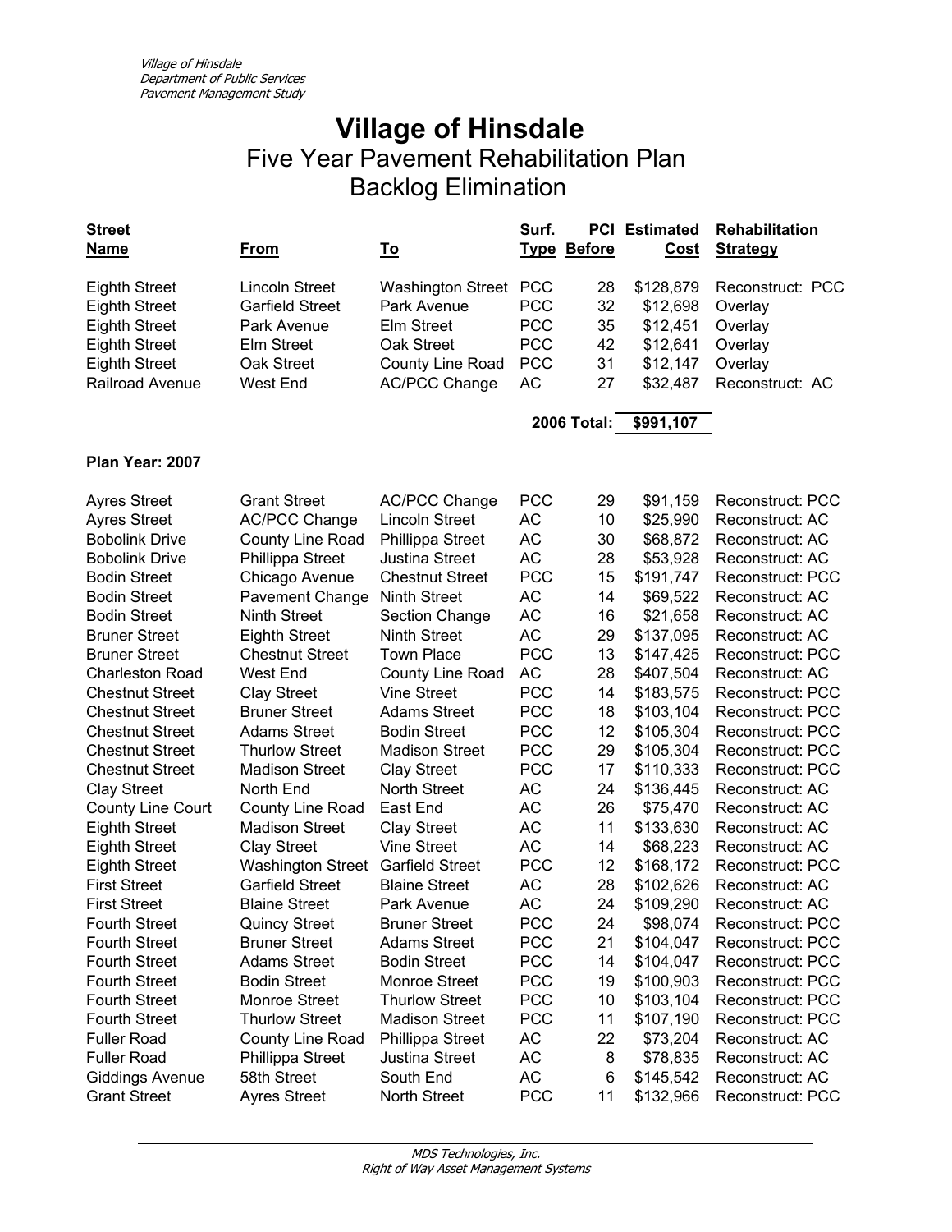# Village of Hinsdale

## Five Year Pavement Rehabilitation Plan
## Backlog Elimination

| Street Name | From | To | Surf. Type | PCI Before | Estimated Cost | Rehabilitation Strategy |
|---|---|---|---|---|---|---|
| Eighth Street | Lincoln Street | Washington Street | PCC | 28 | $128,879 | Reconstruct: PCC |
| Eighth Street | Garfield Street | Park Avenue | PCC | 32 | $12,698 | Overlay |
| Eighth Street | Park Avenue | Elm Street | PCC | 35 | $12,451 | Overlay |
| Eighth Street | Elm Street | Oak Street | PCC | 42 | $12,641 | Overlay |
| Eighth Street | Oak Street | County Line Road | PCC | 31 | $12,147 | Overlay |
| Railroad Avenue | West End | AC/PCC Change | AC | 27 | $32,487 | Reconstruct: AC |
| | | | | **2006 Total:** | **$991,107** | |

**Plan Year: 2007**

| Street Name | From | To | Surf. Type | PCI Before | Estimated Cost | Rehabilitation Strategy |
|---|---|---|---|---|---|---|
| Ayres Street | Grant Street | AC/PCC Change | PCC | 29 | $91,159 | Reconstruct: PCC |
| Ayres Street | AC/PCC Change | Lincoln Street | AC | 10 | $25,990 | Reconstruct: AC |
| Bobolink Drive | County Line Road | Phillippa Street | AC | 30 | $68,872 | Reconstruct: AC |
| Bobolink Drive | Phillippa Street | Justina Street | AC | 28 | $53,928 | Reconstruct: AC |
| Bodin Street | Chicago Avenue | Chestnut Street | PCC | 15 | $191,747 | Reconstruct: PCC |
| Bodin Street | Pavement Change | Ninth Street | AC | 14 | $69,522 | Reconstruct: AC |
| Bodin Street | Ninth Street | Section Change | AC | 16 | $21,658 | Reconstruct: AC |
| Bruner Street | Eighth Street | Ninth Street | AC | 29 | $137,095 | Reconstruct: AC |
| Bruner Street | Chestnut Street | Town Place | PCC | 13 | $147,425 | Reconstruct: PCC |
| Charleston Road | West End | County Line Road | AC | 28 | $407,504 | Reconstruct: AC |
| Chestnut Street | Clay Street | Vine Street | PCC | 14 | $183,575 | Reconstruct: PCC |
| Chestnut Street | Bruner Street | Adams Street | PCC | 18 | $103,104 | Reconstruct: PCC |
| Chestnut Street | Adams Street | Bodin Street | PCC | 12 | $105,304 | Reconstruct: PCC |
| Chestnut Street | Thurlow Street | Madison Street | PCC | 29 | $105,304 | Reconstruct: PCC |
| Chestnut Street | Madison Street | Clay Street | PCC | 17 | $110,333 | Reconstruct: PCC |
| Clay Street | North End | North Street | AC | 24 | $136,445 | Reconstruct: AC |
| County Line Court | County Line Road | East End | AC | 26 | $75,470 | Reconstruct: AC |
| Eighth Street | Madison Street | Clay Street | AC | 11 | $133,630 | Reconstruct: AC |
| Eighth Street | Clay Street | Vine Street | AC | 14 | $68,223 | Reconstruct: AC |
| Eighth Street | Washington Street | Garfield Street | PCC | 12 | $168,172 | Reconstruct: PCC |
| First Street | Garfield Street | Blaine Street | AC | 28 | $102,626 | Reconstruct: AC |
| First Street | Blaine Street | Park Avenue | AC | 24 | $109,290 | Reconstruct: AC |
| Fourth Street | Quincy Street | Bruner Street | PCC | 24 | $98,074 | Reconstruct: PCC |
| Fourth Street | Bruner Street | Adams Street | PCC | 21 | $104,047 | Reconstruct: PCC |
| Fourth Street | Adams Street | Bodin Street | PCC | 14 | $104,047 | Reconstruct: PCC |
| Fourth Street | Bodin Street | Monroe Street | PCC | 19 | $100,903 | Reconstruct: PCC |
| Fourth Street | Monroe Street | Thurlow Street | PCC | 10 | $103,104 | Reconstruct: PCC |
| Fourth Street | Thurlow Street | Madison Street | PCC | 11 | $107,190 | Reconstruct: PCC |
| Fuller Road | County Line Road | Phillippa Street | AC | 22 | $73,204 | Reconstruct: AC |
| Fuller Road | Phillippa Street | Justina Street | AC | 8 | $78,835 | Reconstruct: AC |
| Giddings Avenue | 58th Street | South End | AC | 6 | $145,542 | Reconstruct: AC |
| Grant Street | Ayres Street | North Street | PCC | 11 | $132,966 | Reconstruct: PCC |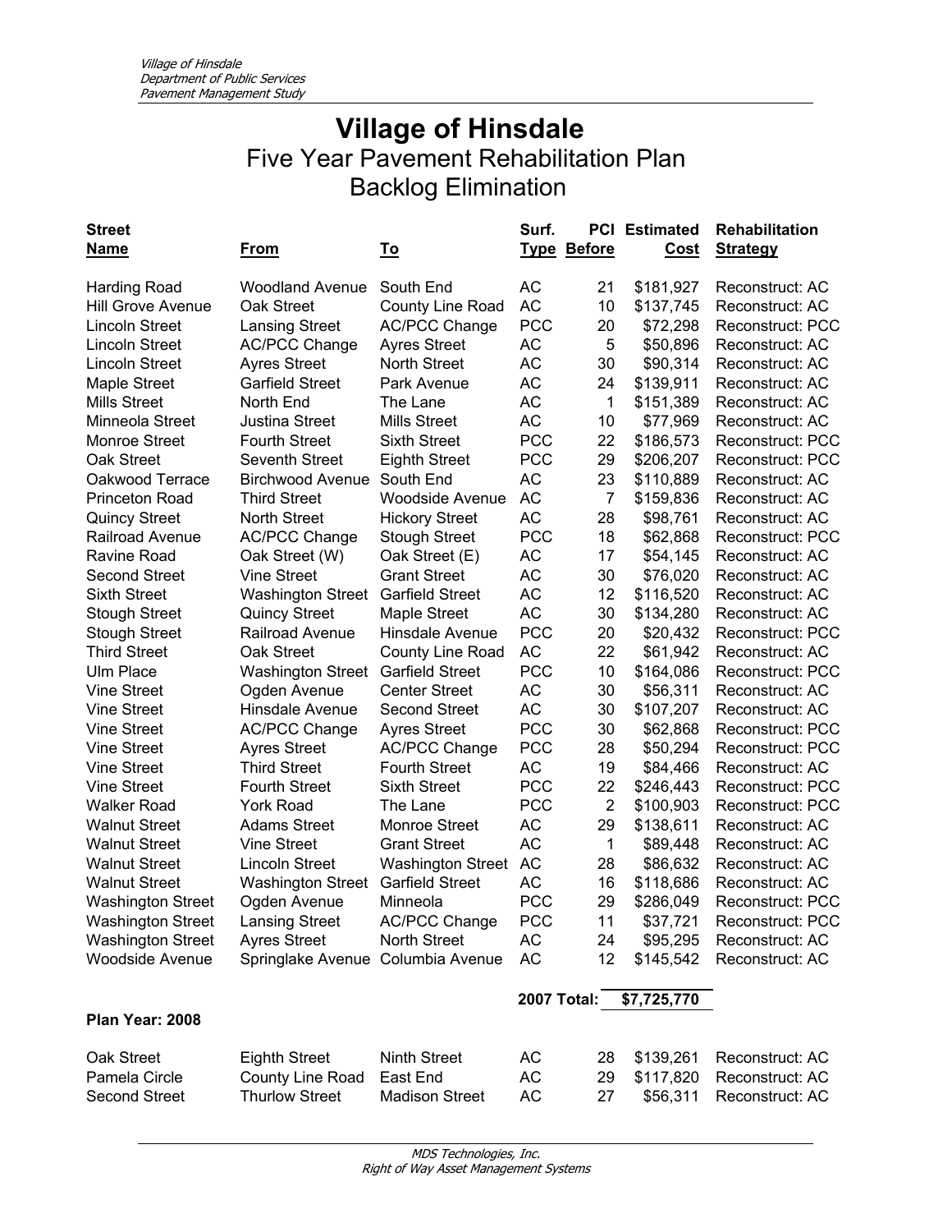# Village of Hinsdale

## Five Year Pavement Rehabilitation Plan

## Backlog Elimination

| Street Name | From | To | Surf. Type | PCI Before | Estimated Cost | Rehabilitation Strategy |
|---|---|---|---|---|---|---|
| Harding Road | Woodland Avenue | South End | AC | 21 | $181,927 | Reconstruct: AC |
| Hill Grove Avenue | Oak Street | County Line Road | AC | 10 | $137,745 | Reconstruct: AC |
| Lincoln Street | Lansing Street | AC/PCC Change | PCC | 20 | $72,298 | Reconstruct: PCC |
| Lincoln Street | AC/PCC Change | Ayres Street | AC | 5 | $50,896 | Reconstruct: AC |
| Lincoln Street | Ayres Street | North Street | AC | 30 | $90,314 | Reconstruct: AC |
| Maple Street | Garfield Street | Park Avenue | AC | 24 | $139,911 | Reconstruct: AC |
| Mills Street | North End | The Lane | AC | 1 | $151,389 | Reconstruct: AC |
| Minneola Street | Justina Street | Mills Street | AC | 10 | $77,969 | Reconstruct: AC |
| Monroe Street | Fourth Street | Sixth Street | PCC | 22 | $186,573 | Reconstruct: PCC |
| Oak Street | Seventh Street | Eighth Street | PCC | 29 | $206,207 | Reconstruct: PCC |
| Oakwood Terrace | Birchwood Avenue | South End | AC | 23 | $110,889 | Reconstruct: AC |
| Princeton Road | Third Street | Woodside Avenue | AC | 7 | $159,836 | Reconstruct: AC |
| Quincy Street | North Street | Hickory Street | AC | 28 | $98,761 | Reconstruct: AC |
| Railroad Avenue | AC/PCC Change | Stough Street | PCC | 18 | $62,868 | Reconstruct: PCC |
| Ravine Road | Oak Street (W) | Oak Street (E) | AC | 17 | $54,145 | Reconstruct: AC |
| Second Street | Vine Street | Grant Street | AC | 30 | $76,020 | Reconstruct: AC |
| Sixth Street | Washington Street | Garfield Street | AC | 12 | $116,520 | Reconstruct: AC |
| Stough Street | Quincy Street | Maple Street | AC | 30 | $134,280 | Reconstruct: AC |
| Stough Street | Railroad Avenue | Hinsdale Avenue | PCC | 20 | $20,432 | Reconstruct: PCC |
| Third Street | Oak Street | County Line Road | AC | 22 | $61,942 | Reconstruct: AC |
| Ulm Place | Washington Street | Garfield Street | PCC | 10 | $164,086 | Reconstruct: PCC |
| Vine Street | Ogden Avenue | Center Street | AC | 30 | $56,311 | Reconstruct: AC |
| Vine Street | Hinsdale Avenue | Second Street | AC | 30 | $107,207 | Reconstruct: AC |
| Vine Street | AC/PCC Change | Ayres Street | PCC | 30 | $62,868 | Reconstruct: PCC |
| Vine Street | Ayres Street | AC/PCC Change | PCC | 28 | $50,294 | Reconstruct: PCC |
| Vine Street | Third Street | Fourth Street | AC | 19 | $84,466 | Reconstruct: AC |
| Vine Street | Fourth Street | Sixth Street | PCC | 22 | $246,443 | Reconstruct: PCC |
| Walker Road | York Road | The Lane | PCC | 2 | $100,903 | Reconstruct: PCC |
| Walnut Street | Adams Street | Monroe Street | AC | 29 | $138,611 | Reconstruct: AC |
| Walnut Street | Vine Street | Grant Street | AC | 1 | $89,448 | Reconstruct: AC |
| Walnut Street | Lincoln Street | Washington Street | AC | 28 | $86,632 | Reconstruct: AC |
| Walnut Street | Washington Street | Garfield Street | AC | 16 | $118,686 | Reconstruct: AC |
| Washington Street | Ogden Avenue | Minneola | PCC | 29 | $286,049 | Reconstruct: PCC |
| Washington Street | Lansing Street | AC/PCC Change | PCC | 11 | $37,721 | Reconstruct: PCC |
| Washington Street | Ayres Street | North Street | AC | 24 | $95,295 | Reconstruct: AC |
| Woodside Avenue | Springlake Avenue | Columbia Avenue | AC | 12 | $145,542 | Reconstruct: AC |
| | | | **2007 Total:** | | **$7,725,770** | |

**Plan Year: 2008**

| Street Name | From | To | Surf. Type | PCI Before | Estimated Cost | Rehabilitation Strategy |
|---|---|---|---|---|---|---|
| Oak Street | Eighth Street | Ninth Street | AC | 28 | $139,261 | Reconstruct: AC |
| Pamela Circle | County Line Road | East End | AC | 29 | $117,820 | Reconstruct: AC |
| Second Street | Thurlow Street | Madison Street | AC | 27 | $56,311 | Reconstruct: AC |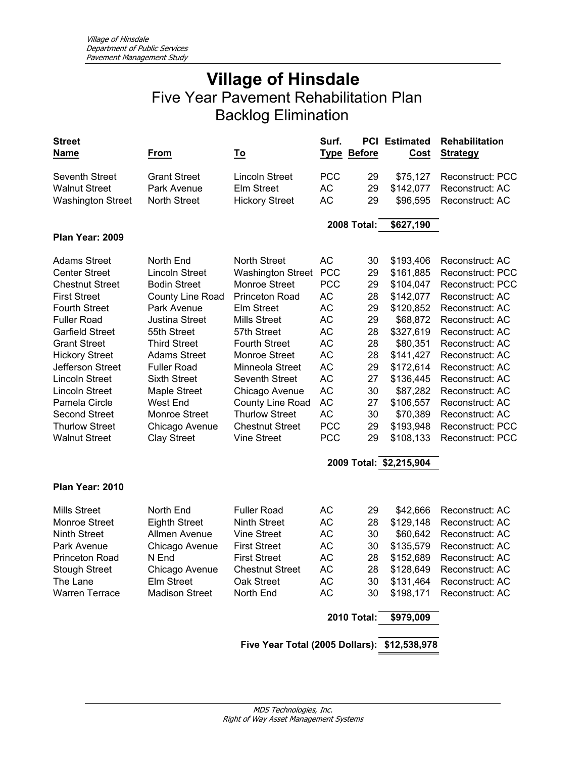# Village of Hinsdale

## Five Year Pavement Rehabilitation Plan
## Backlog Elimination

| Street Name | From | To | Surf. Type | PCI Before | Estimated Cost | Rehabilitation Strategy |
|---|---|---|---|---|---|---|
| Seventh Street | Grant Street | Lincoln Street | PCC | 29 | $75,127 | Reconstruct: PCC |
| Walnut Street | Park Avenue | Elm Street | AC | 29 | $142,077 | Reconstruct: AC |
| Washington Street | North Street | Hickory Street | AC | 29 | $96,595 | Reconstruct: AC |
| | | | | **2008 Total:** | **$627,190** | |
| **Plan Year: 2009** | | | | | | |
| Adams Street | North End | North Street | AC | 30 | $193,406 | Reconstruct: AC |
| Center Street | Lincoln Street | Washington Street | PCC | 29 | $161,885 | Reconstruct: PCC |
| Chestnut Street | Bodin Street | Monroe Street | PCC | 29 | $104,047 | Reconstruct: PCC |
| First Street | County Line Road | Princeton Road | AC | 28 | $142,077 | Reconstruct: AC |
| Fourth Street | Park Avenue | Elm Street | AC | 29 | $120,852 | Reconstruct: AC |
| Fuller Road | Justina Street | Mills Street | AC | 29 | $68,872 | Reconstruct: AC |
| Garfield Street | 55th Street | 57th Street | AC | 28 | $327,619 | Reconstruct: AC |
| Grant Street | Third Street | Fourth Street | AC | 28 | $80,351 | Reconstruct: AC |
| Hickory Street | Adams Street | Monroe Street | AC | 28 | $141,427 | Reconstruct: AC |
| Jefferson Street | Fuller Road | Minneola Street | AC | 29 | $172,614 | Reconstruct: AC |
| Lincoln Street | Sixth Street | Seventh Street | AC | 27 | $136,445 | Reconstruct: AC |
| Lincoln Street | Maple Street | Chicago Avenue | AC | 30 | $87,282 | Reconstruct: AC |
| Pamela Circle | West End | County Line Road | AC | 27 | $106,557 | Reconstruct: AC |
| Second Street | Monroe Street | Thurlow Street | AC | 30 | $70,389 | Reconstruct: AC |
| Thurlow Street | Chicago Avenue | Chestnut Street | PCC | 29 | $193,948 | Reconstruct: PCC |
| Walnut Street | Clay Street | Vine Street | PCC | 29 | $108,133 | Reconstruct: PCC |
| | | | | **2009 Total:** | **$2,215,904** | |
| **Plan Year: 2010** | | | | | | |
| Mills Street | North End | Fuller Road | AC | 29 | $42,666 | Reconstruct: AC |
| Monroe Street | Eighth Street | Ninth Street | AC | 28 | $129,148 | Reconstruct: AC |
| Ninth Street | Allmen Avenue | Vine Street | AC | 30 | $60,642 | Reconstruct: AC |
| Park Avenue | Chicago Avenue | First Street | AC | 30 | $135,579 | Reconstruct: AC |
| Princeton Road | N End | First Street | AC | 28 | $152,689 | Reconstruct: AC |
| Stough Street | Chicago Avenue | Chestnut Street | AC | 28 | $128,649 | Reconstruct: AC |
| The Lane | Elm Street | Oak Street | AC | 30 | $131,464 | Reconstruct: AC |
| Warren Terrace | Madison Street | North End | AC | 30 | $198,171 | Reconstruct: AC |
| | | | | **2010 Total:** | **$979,009** | |
| | | | | **Five Year Total (2005 Dollars):** | **$12,538,978** | |